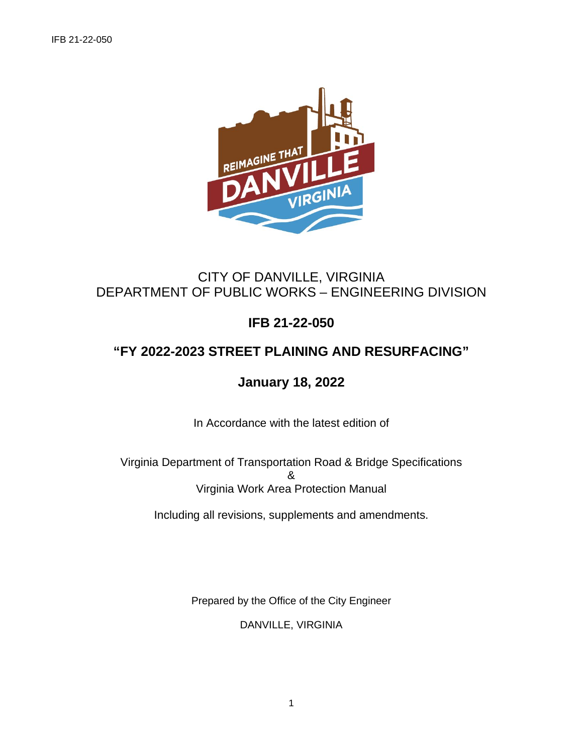CITY OF DANVILLE, VIRGINIA
DEPARTMENT OF PUBLIC WORKS – ENGINEERING DIVISION

# IFB 21-22-050

# "FY 2022-2023 STREET PLAINING AND RESURFACING"

## January 18, 2022

In Accordance with the latest edition of

Virginia Department of Transportation Road & Bridge Specifications
&
Virginia Work Area Protection Manual

Including all revisions, supplements and amendments.

Prepared by the Office of the City Engineer

DANVILLE, VIRGINIA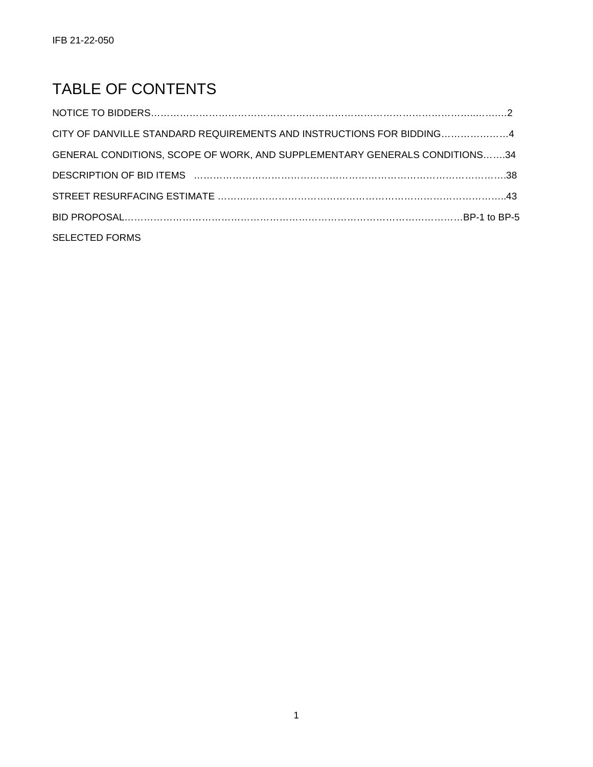# TABLE OF CONTENTS

NOTICE TO BIDDERS………………………………………………………………………………………..…….2

CITY OF DANVILLE STANDARD REQUIREMENTS AND INSTRUCTIONS FOR BIDDING…………………4

GENERAL CONDITIONS, SCOPE OF WORK, AND SUPPLEMENTARY GENERALS CONDITIONS…….34

DESCRIPTION OF BID ITEMS ………………………………………………………………………………….38

STREET RESURFACING ESTIMATE …………………………………………………………………………..43

BID PROPOSAL…………………………………………………………………………………………BP-1 to BP-5

SELECTED FORMS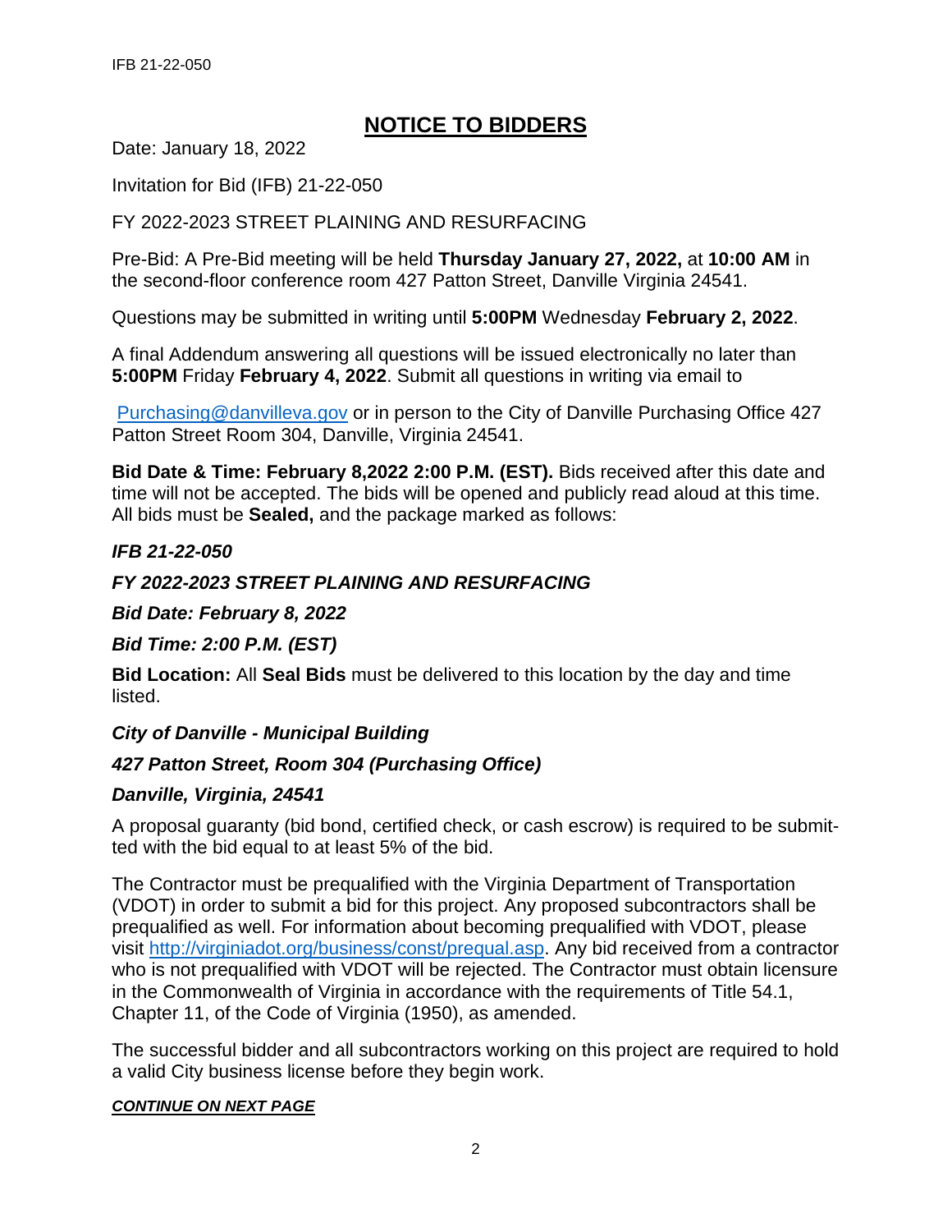# NOTICE TO BIDDERS

Date: January 18, 2022

Invitation for Bid (IFB) 21-22-050

FY 2022-2023 STREET PLAINING AND RESURFACING

Pre-Bid: A Pre-Bid meeting will be held **Thursday January 27, 2022,** at **10:00 AM** in the second-floor conference room 427 Patton Street, Danville Virginia 24541.

Questions may be submitted in writing until **5:00PM** Wednesday **February 2, 2022**.

A final Addendum answering all questions will be issued electronically no later than **5:00PM** Friday **February 4, 2022**. Submit all questions in writing via email to

[Purchasing@danvilleva.gov](mailto:Purchasing@danvilleva.gov) or in person to the City of Danville Purchasing Office 427 Patton Street Room 304, Danville, Virginia 24541.

**Bid Date & Time: February 8,2022 2:00 P.M. (EST).** Bids received after this date and time will not be accepted. The bids will be opened and publicly read aloud at this time. All bids must be **Sealed,** and the package marked as follows:

***IFB 21-22-050***

***FY 2022-2023 STREET PLAINING AND RESURFACING***

***Bid Date: February 8, 2022***

***Bid Time: 2:00 P.M. (EST)***

**Bid Location:** All **Seal Bids** must be delivered to this location by the day and time listed.

***City of Danville - Municipal Building***

***427 Patton Street, Room 304 (Purchasing Office)***

***Danville, Virginia, 24541***

A proposal guaranty (bid bond, certified check, or cash escrow) is required to be submitted with the bid equal to at least 5% of the bid.

The Contractor must be prequalified with the Virginia Department of Transportation (VDOT) in order to submit a bid for this project. Any proposed subcontractors shall be prequalified as well. For information about becoming prequalified with VDOT, please visit [http://virginiadot.org/business/const/prequal.asp](http://virginiadot.org/business/const/prequal.asp). Any bid received from a contractor who is not prequalified with VDOT will be rejected. The Contractor must obtain licensure in the Commonwealth of Virginia in accordance with the requirements of Title 54.1, Chapter 11, of the Code of Virginia (1950), as amended.

The successful bidder and all subcontractors working on this project are required to hold a valid City business license before they begin work.

***CONTINUE ON NEXT PAGE***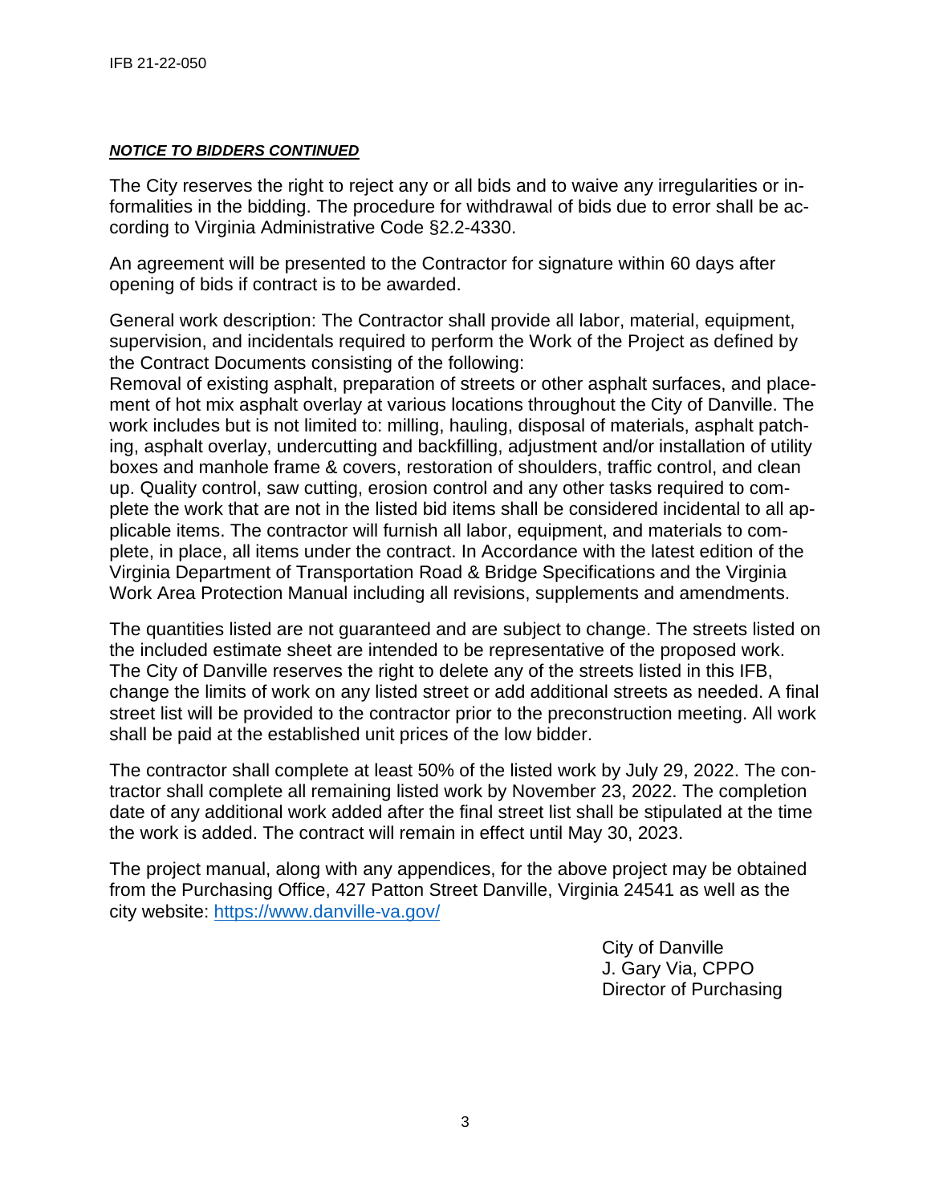***NOTICE TO BIDDERS CONTINUED***

The City reserves the right to reject any or all bids and to waive any irregularities or informalities in the bidding. The procedure for withdrawal of bids due to error shall be according to Virginia Administrative Code §2.2-4330.

An agreement will be presented to the Contractor for signature within 60 days after opening of bids if contract is to be awarded.

General work description: The Contractor shall provide all labor, material, equipment, supervision, and incidentals required to perform the Work of the Project as defined by the Contract Documents consisting of the following:
Removal of existing asphalt, preparation of streets or other asphalt surfaces, and placement of hot mix asphalt overlay at various locations throughout the City of Danville. The work includes but is not limited to: milling, hauling, disposal of materials, asphalt patching, asphalt overlay, undercutting and backfilling, adjustment and/or installation of utility boxes and manhole frame & covers, restoration of shoulders, traffic control, and clean up. Quality control, saw cutting, erosion control and any other tasks required to complete the work that are not in the listed bid items shall be considered incidental to all applicable items. The contractor will furnish all labor, equipment, and materials to complete, in place, all items under the contract. In Accordance with the latest edition of the Virginia Department of Transportation Road & Bridge Specifications and the Virginia Work Area Protection Manual including all revisions, supplements and amendments.

The quantities listed are not guaranteed and are subject to change. The streets listed on the included estimate sheet are intended to be representative of the proposed work. The City of Danville reserves the right to delete any of the streets listed in this IFB, change the limits of work on any listed street or add additional streets as needed. A final street list will be provided to the contractor prior to the preconstruction meeting. All work shall be paid at the established unit prices of the low bidder.

The contractor shall complete at least 50% of the listed work by July 29, 2022. The contractor shall complete all remaining listed work by November 23, 2022. The completion date of any additional work added after the final street list shall be stipulated at the time the work is added. The contract will remain in effect until May 30, 2023.

The project manual, along with any appendices, for the above project may be obtained from the Purchasing Office, 427 Patton Street Danville, Virginia 24541 as well as the city website: [https://www.danville-va.gov/](https://www.danville-va.gov/)

City of Danville
J. Gary Via, CPPO
Director of Purchasing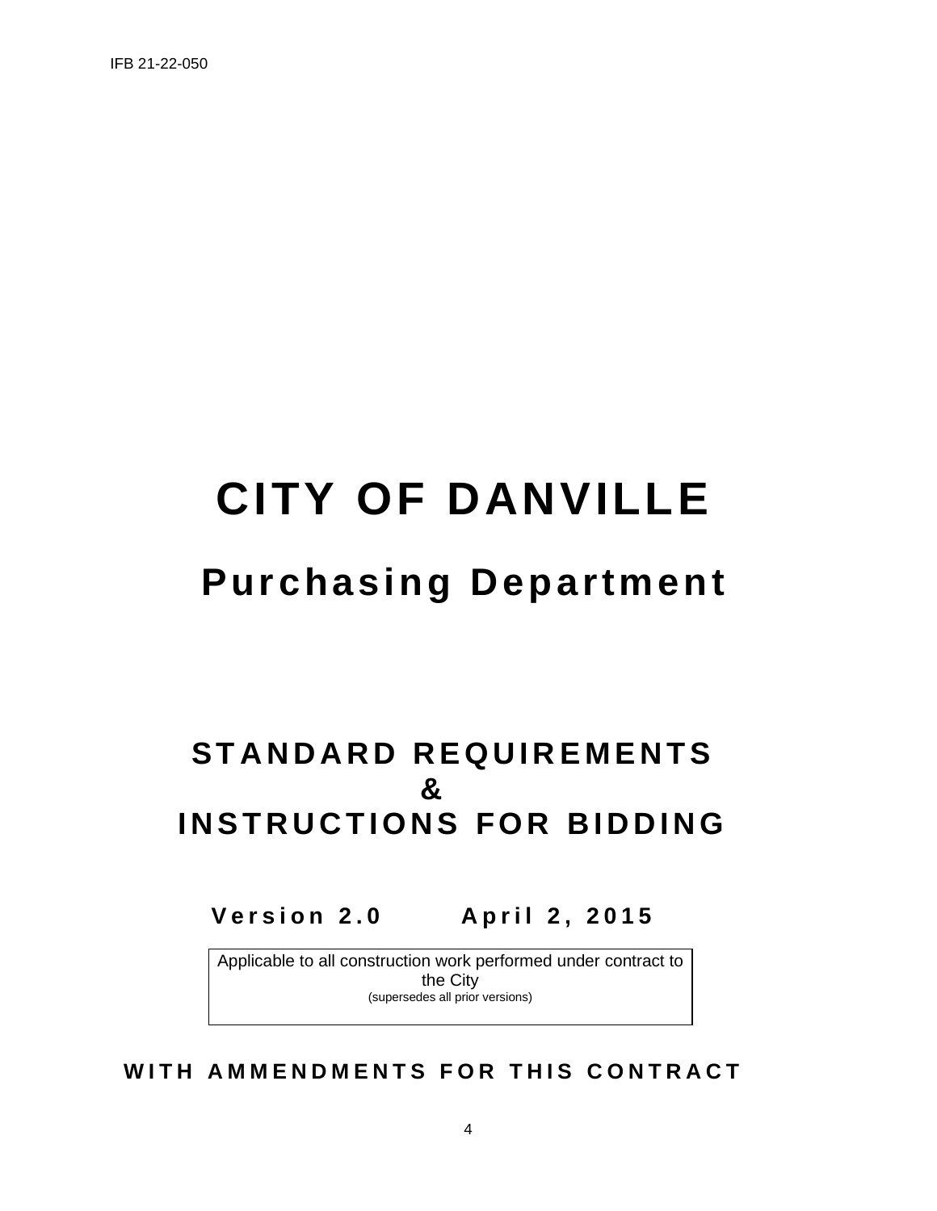# CITY OF DANVILLE

## Purchasing Department

## STANDARD REQUIREMENTS
## &
## INSTRUCTIONS FOR BIDDING

**Version 2.0        April 2, 2015**

Applicable to all construction work performed under contract to the City
(supersedes all prior versions)

**WITH AMMENDMENTS FOR THIS CONTRACT**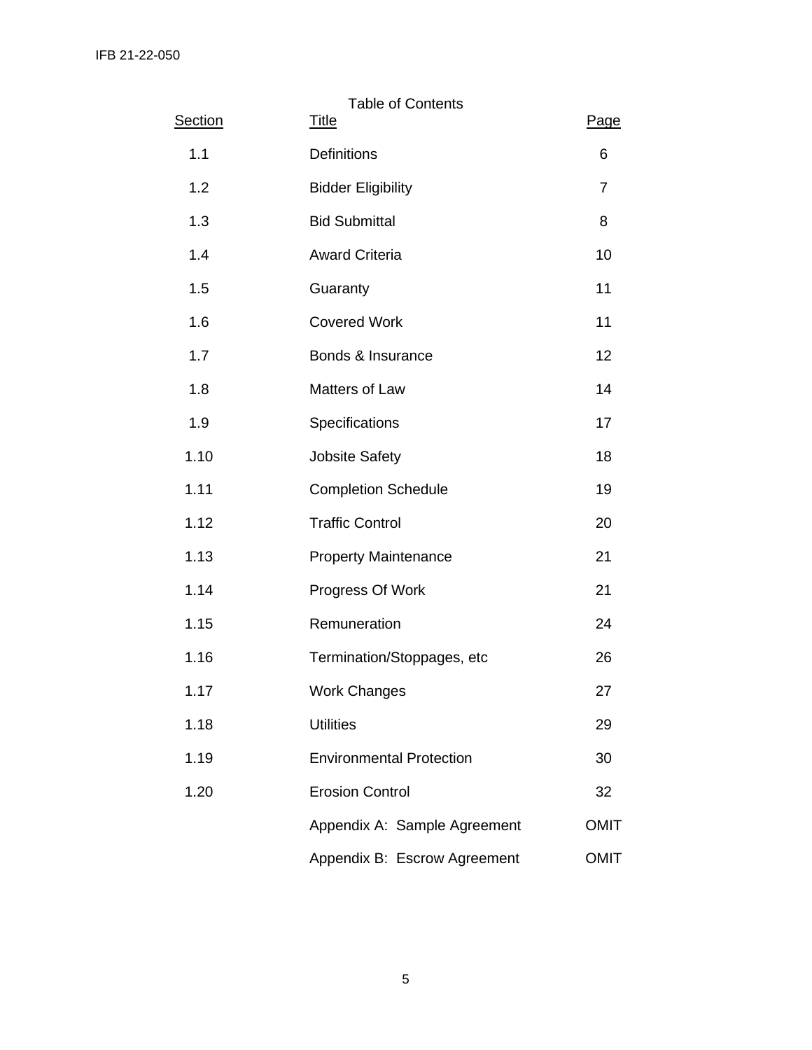# Table of Contents

| Section | Title | Page |
|---|---|---|
| 1.1 | Definitions | 6 |
| 1.2 | Bidder Eligibility | 7 |
| 1.3 | Bid Submittal | 8 |
| 1.4 | Award Criteria | 10 |
| 1.5 | Guaranty | 11 |
| 1.6 | Covered Work | 11 |
| 1.7 | Bonds & Insurance | 12 |
| 1.8 | Matters of Law | 14 |
| 1.9 | Specifications | 17 |
| 1.10 | Jobsite Safety | 18 |
| 1.11 | Completion Schedule | 19 |
| 1.12 | Traffic Control | 20 |
| 1.13 | Property Maintenance | 21 |
| 1.14 | Progress Of Work | 21 |
| 1.15 | Remuneration | 24 |
| 1.16 | Termination/Stoppages, etc | 26 |
| 1.17 | Work Changes | 27 |
| 1.18 | Utilities | 29 |
| 1.19 | Environmental Protection | 30 |
| 1.20 | Erosion Control | 32 |
| | Appendix A: Sample Agreement | OMIT |
| | Appendix B: Escrow Agreement | OMIT |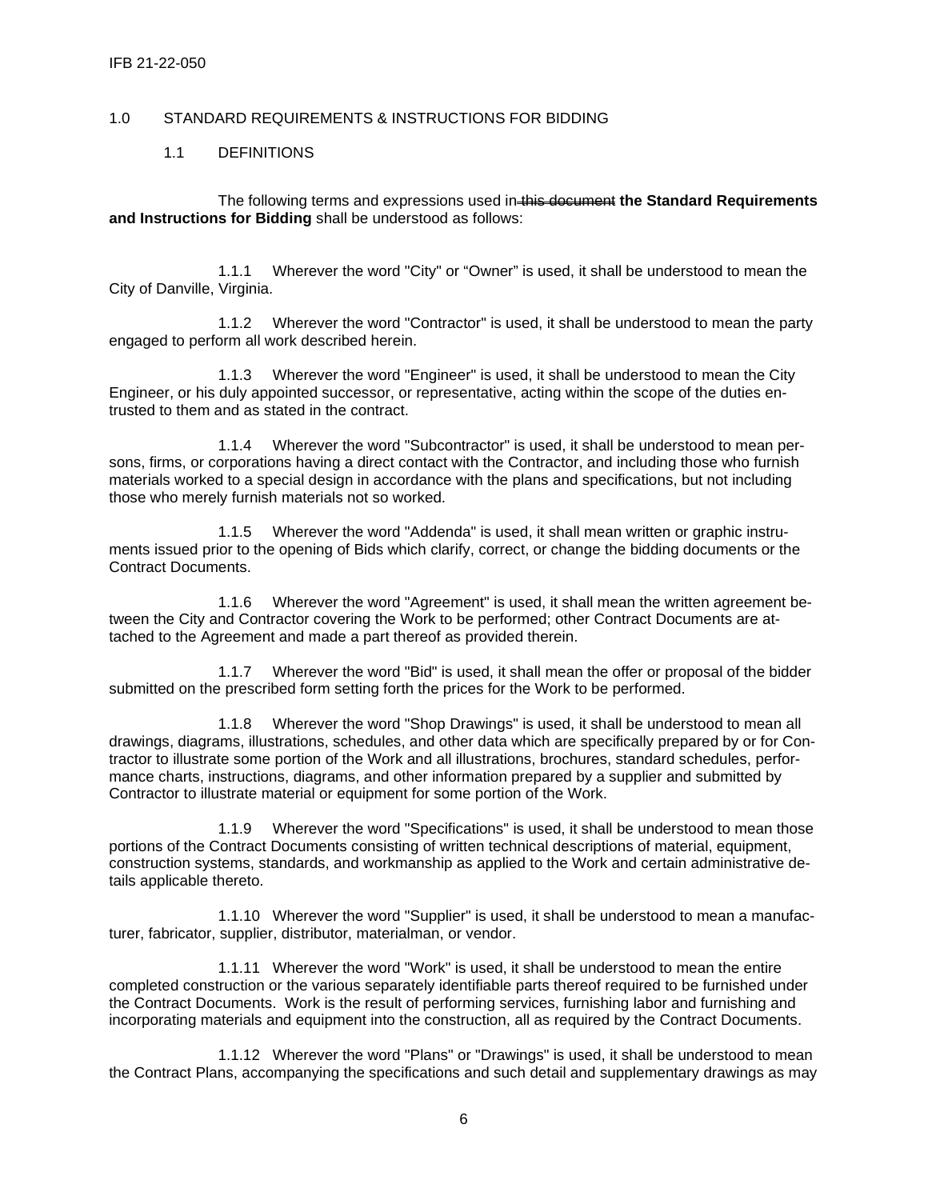## 1.0 STANDARD REQUIREMENTS & INSTRUCTIONS FOR BIDDING

### 1.1 DEFINITIONS

The following terms and expressions used in ~~this document~~ **the Standard Requirements and Instructions for Bidding** shall be understood as follows:

1.1.1 Wherever the word "City" or "Owner" is used, it shall be understood to mean the City of Danville, Virginia.

1.1.2 Wherever the word "Contractor" is used, it shall be understood to mean the party engaged to perform all work described herein.

1.1.3 Wherever the word "Engineer" is used, it shall be understood to mean the City Engineer, or his duly appointed successor, or representative, acting within the scope of the duties entrusted to them and as stated in the contract.

1.1.4 Wherever the word "Subcontractor" is used, it shall be understood to mean persons, firms, or corporations having a direct contact with the Contractor, and including those who furnish materials worked to a special design in accordance with the plans and specifications, but not including those who merely furnish materials not so worked.

1.1.5 Wherever the word "Addenda" is used, it shall mean written or graphic instruments issued prior to the opening of Bids which clarify, correct, or change the bidding documents or the Contract Documents.

1.1.6 Wherever the word "Agreement" is used, it shall mean the written agreement between the City and Contractor covering the Work to be performed; other Contract Documents are attached to the Agreement and made a part thereof as provided therein.

1.1.7 Wherever the word "Bid" is used, it shall mean the offer or proposal of the bidder submitted on the prescribed form setting forth the prices for the Work to be performed.

1.1.8 Wherever the word "Shop Drawings" is used, it shall be understood to mean all drawings, diagrams, illustrations, schedules, and other data which are specifically prepared by or for Contractor to illustrate some portion of the Work and all illustrations, brochures, standard schedules, performance charts, instructions, diagrams, and other information prepared by a supplier and submitted by Contractor to illustrate material or equipment for some portion of the Work.

1.1.9 Wherever the word "Specifications" is used, it shall be understood to mean those portions of the Contract Documents consisting of written technical descriptions of material, equipment, construction systems, standards, and workmanship as applied to the Work and certain administrative details applicable thereto.

1.1.10 Wherever the word "Supplier" is used, it shall be understood to mean a manufacturer, fabricator, supplier, distributor, materialman, or vendor.

1.1.11 Wherever the word "Work" is used, it shall be understood to mean the entire completed construction or the various separately identifiable parts thereof required to be furnished under the Contract Documents. Work is the result of performing services, furnishing labor and furnishing and incorporating materials and equipment into the construction, all as required by the Contract Documents.

1.1.12 Wherever the word "Plans" or "Drawings" is used, it shall be understood to mean the Contract Plans, accompanying the specifications and such detail and supplementary drawings as may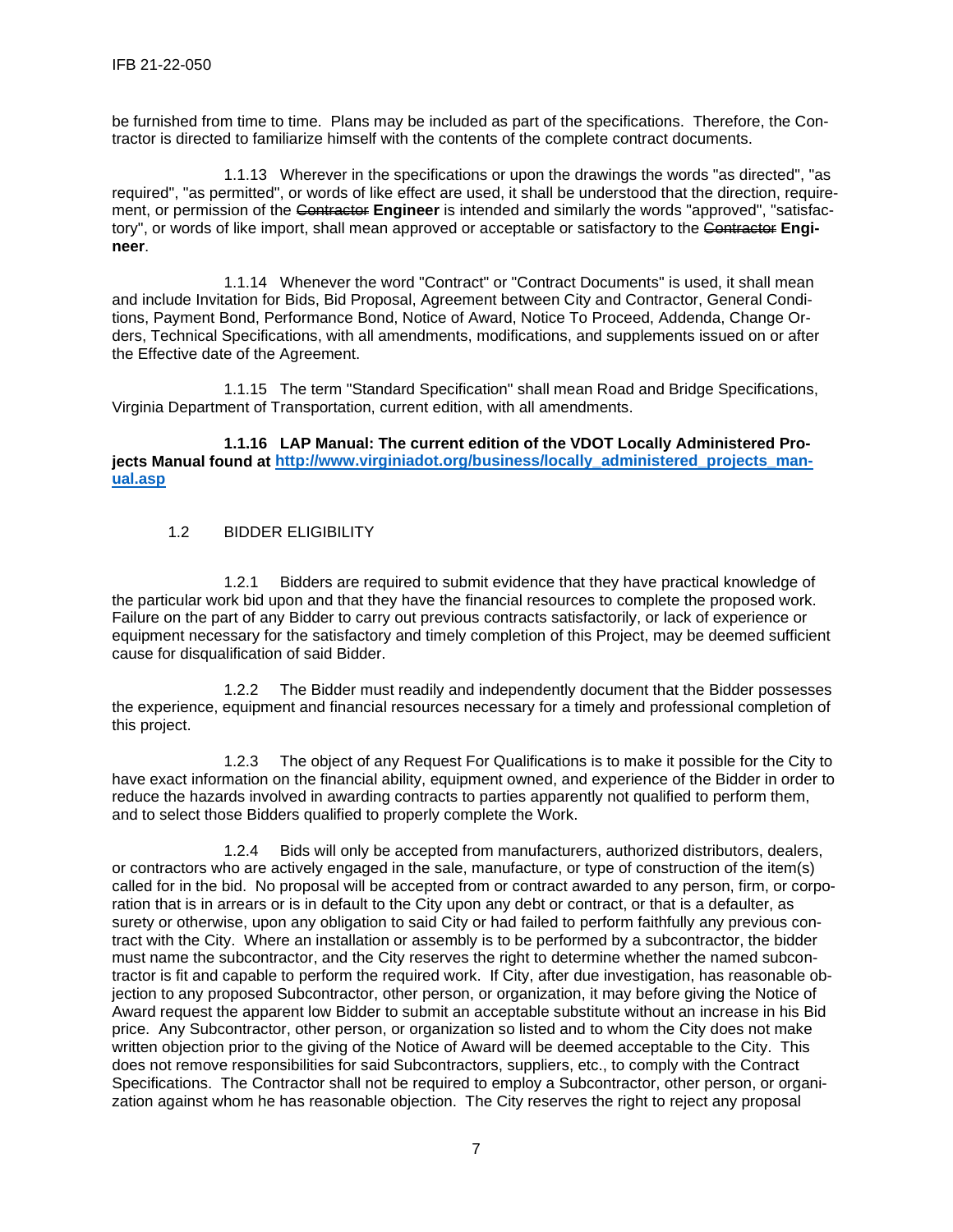be furnished from time to time. Plans may be included as part of the specifications. Therefore, the Contractor is directed to familiarize himself with the contents of the complete contract documents.

1.1.13 Wherever in the specifications or upon the drawings the words "as directed", "as required", "as permitted", or words of like effect are used, it shall be understood that the direction, requirement, or permission of the ~~Contractor~~ **Engineer** is intended and similarly the words "approved", "satisfactory", or words of like import, shall mean approved or acceptable or satisfactory to the ~~Contractor~~ **Engineer**.

1.1.14 Whenever the word "Contract" or "Contract Documents" is used, it shall mean and include Invitation for Bids, Bid Proposal, Agreement between City and Contractor, General Conditions, Payment Bond, Performance Bond, Notice of Award, Notice To Proceed, Addenda, Change Orders, Technical Specifications, with all amendments, modifications, and supplements issued on or after the Effective date of the Agreement.

1.1.15 The term "Standard Specification" shall mean Road and Bridge Specifications, Virginia Department of Transportation, current edition, with all amendments.

**1.1.16 LAP Manual: The current edition of the VDOT Locally Administered Projects Manual found at [http://www.virginiadot.org/business/locally_administered_projects_manual.asp](http://www.virginiadot.org/business/locally_administered_projects_manual.asp)**

1.2 BIDDER ELIGIBILITY

1.2.1 Bidders are required to submit evidence that they have practical knowledge of the particular work bid upon and that they have the financial resources to complete the proposed work. Failure on the part of any Bidder to carry out previous contracts satisfactorily, or lack of experience or equipment necessary for the satisfactory and timely completion of this Project, may be deemed sufficient cause for disqualification of said Bidder.

1.2.2 The Bidder must readily and independently document that the Bidder possesses the experience, equipment and financial resources necessary for a timely and professional completion of this project.

1.2.3 The object of any Request For Qualifications is to make it possible for the City to have exact information on the financial ability, equipment owned, and experience of the Bidder in order to reduce the hazards involved in awarding contracts to parties apparently not qualified to perform them, and to select those Bidders qualified to properly complete the Work.

1.2.4 Bids will only be accepted from manufacturers, authorized distributors, dealers, or contractors who are actively engaged in the sale, manufacture, or type of construction of the item(s) called for in the bid. No proposal will be accepted from or contract awarded to any person, firm, or corporation that is in arrears or is in default to the City upon any debt or contract, or that is a defaulter, as surety or otherwise, upon any obligation to said City or had failed to perform faithfully any previous contract with the City. Where an installation or assembly is to be performed by a subcontractor, the bidder must name the subcontractor, and the City reserves the right to determine whether the named subcontractor is fit and capable to perform the required work. If City, after due investigation, has reasonable objection to any proposed Subcontractor, other person, or organization, it may before giving the Notice of Award request the apparent low Bidder to submit an acceptable substitute without an increase in his Bid price. Any Subcontractor, other person, or organization so listed and to whom the City does not make written objection prior to the giving of the Notice of Award will be deemed acceptable to the City. This does not remove responsibilities for said Subcontractors, suppliers, etc., to comply with the Contract Specifications. The Contractor shall not be required to employ a Subcontractor, other person, or organization against whom he has reasonable objection. The City reserves the right to reject any proposal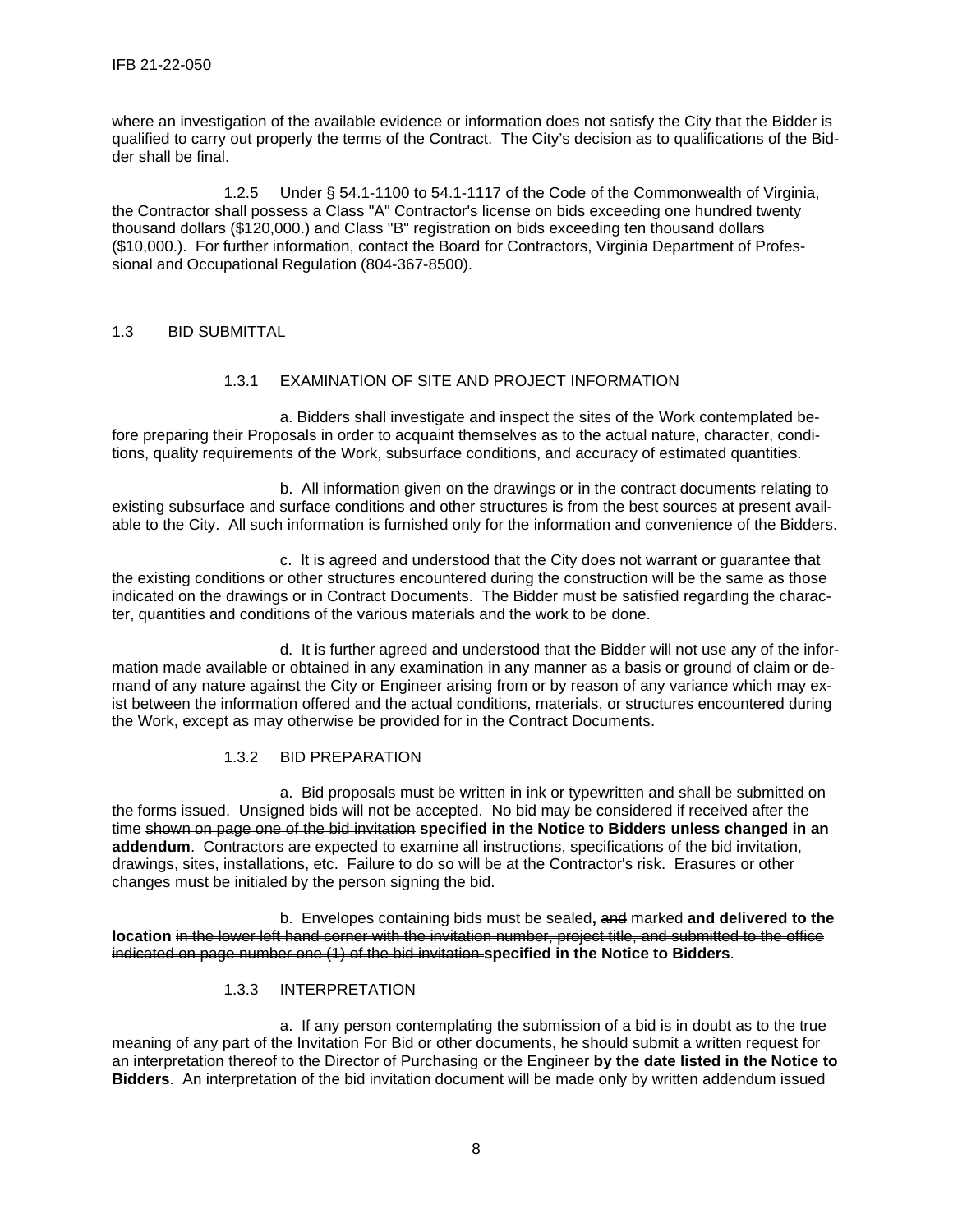where an investigation of the available evidence or information does not satisfy the City that the Bidder is qualified to carry out properly the terms of the Contract. The City's decision as to qualifications of the Bidder shall be final.

1.2.5 Under § 54.1-1100 to 54.1-1117 of the Code of the Commonwealth of Virginia, the Contractor shall possess a Class "A" Contractor's license on bids exceeding one hundred twenty thousand dollars ($120,000.) and Class "B" registration on bids exceeding ten thousand dollars ($10,000.). For further information, contact the Board for Contractors, Virginia Department of Professional and Occupational Regulation (804-367-8500).

## 1.3 BID SUBMITTAL

### 1.3.1 EXAMINATION OF SITE AND PROJECT INFORMATION

a. Bidders shall investigate and inspect the sites of the Work contemplated before preparing their Proposals in order to acquaint themselves as to the actual nature, character, conditions, quality requirements of the Work, subsurface conditions, and accuracy of estimated quantities.

b. All information given on the drawings or in the contract documents relating to existing subsurface and surface conditions and other structures is from the best sources at present available to the City. All such information is furnished only for the information and convenience of the Bidders.

c. It is agreed and understood that the City does not warrant or guarantee that the existing conditions or other structures encountered during the construction will be the same as those indicated on the drawings or in Contract Documents. The Bidder must be satisfied regarding the character, quantities and conditions of the various materials and the work to be done.

d. It is further agreed and understood that the Bidder will not use any of the information made available or obtained in any examination in any manner as a basis or ground of claim or demand of any nature against the City or Engineer arising from or by reason of any variance which may exist between the information offered and the actual conditions, materials, or structures encountered during the Work, except as may otherwise be provided for in the Contract Documents.

### 1.3.2 BID PREPARATION

a. Bid proposals must be written in ink or typewritten and shall be submitted on the forms issued. Unsigned bids will not be accepted. No bid may be considered if received after the time ~~shown on page one of the bid invitation~~ **specified in the Notice to Bidders unless changed in an addendum**. Contractors are expected to examine all instructions, specifications of the bid invitation, drawings, sites, installations, etc. Failure to do so will be at the Contractor's risk. Erasures or other changes must be initialed by the person signing the bid.

b. Envelopes containing bids must be sealed**,** ~~and~~ marked **and delivered to the location** ~~in the lower left hand corner with the invitation number, project title, and submitted to the office indicated on page number one (1) of the bid invitation~~ **specified in the Notice to Bidders**.

### 1.3.3 INTERPRETATION

a. If any person contemplating the submission of a bid is in doubt as to the true meaning of any part of the Invitation For Bid or other documents, he should submit a written request for an interpretation thereof to the Director of Purchasing or the Engineer **by the date listed in the Notice to Bidders**. An interpretation of the bid invitation document will be made only by written addendum issued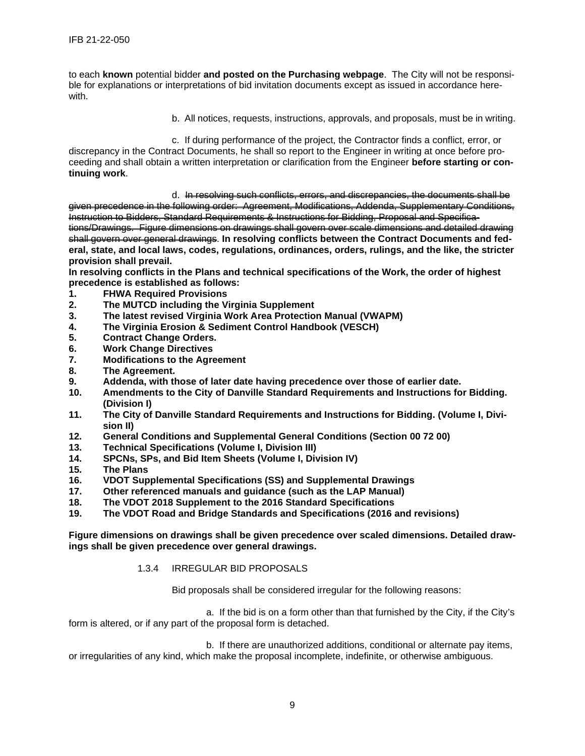to each **known** potential bidder **and posted on the Purchasing webpage**. The City will not be responsible for explanations or interpretations of bid invitation documents except as issued in accordance herewith.

b. All notices, requests, instructions, approvals, and proposals, must be in writing.

c. If during performance of the project, the Contractor finds a conflict, error, or discrepancy in the Contract Documents, he shall so report to the Engineer in writing at once before proceeding and shall obtain a written interpretation or clarification from the Engineer **before starting or continuing work**.

d. ~~In resolving such conflicts, errors, and discrepancies, the documents shall be given precedence in the following order: Agreement, Modifications, Addenda, Supplementary Conditions, Instruction to Bidders, Standard Requirements & Instructions for Bidding, Proposal and Specifications/Drawings. Figure dimensions on drawings shall govern over scale dimensions and detailed drawing shall govern over general drawings.~~ **In resolving conflicts between the Contract Documents and federal, state, and local laws, codes, regulations, ordinances, orders, rulings, and the like, the stricter provision shall prevail.**

**In resolving conflicts in the Plans and technical specifications of the Work, the order of highest precedence is established as follows:**

1. **FHWA Required Provisions**
2. **The MUTCD including the Virginia Supplement**
3. **The latest revised Virginia Work Area Protection Manual (VWAPM)**
4. **The Virginia Erosion & Sediment Control Handbook (VESCH)**
5. **Contract Change Orders.**
6. **Work Change Directives**
7. **Modifications to the Agreement**
8. **The Agreement.**
9. **Addenda, with those of later date having precedence over those of earlier date.**
10. **Amendments to the City of Danville Standard Requirements and Instructions for Bidding. (Division I)**
11. **The City of Danville Standard Requirements and Instructions for Bidding. (Volume I, Division II)**
12. **General Conditions and Supplemental General Conditions (Section 00 72 00)**
13. **Technical Specifications (Volume I, Division III)**
14. **SPCNs, SPs, and Bid Item Sheets (Volume I, Division IV)**
15. **The Plans**
16. **VDOT Supplemental Specifications (SS) and Supplemental Drawings**
17. **Other referenced manuals and guidance (such as the LAP Manual)**
18. **The VDOT 2018 Supplement to the 2016 Standard Specifications**
19. **The VDOT Road and Bridge Standards and Specifications (2016 and revisions)**

**Figure dimensions on drawings shall be given precedence over scaled dimensions. Detailed drawings shall be given precedence over general drawings.**

1.3.4 IRREGULAR BID PROPOSALS

Bid proposals shall be considered irregular for the following reasons:

a. If the bid is on a form other than that furnished by the City, if the City's form is altered, or if any part of the proposal form is detached.

b. If there are unauthorized additions, conditional or alternate pay items, or irregularities of any kind, which make the proposal incomplete, indefinite, or otherwise ambiguous.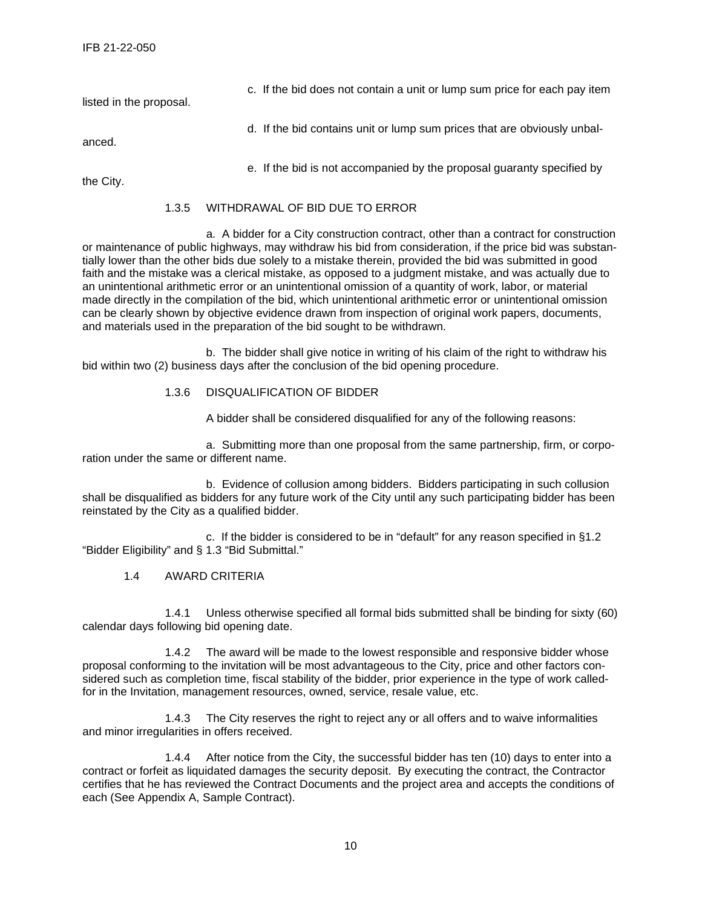c. If the bid does not contain a unit or lump sum price for each pay item listed in the proposal.

d. If the bid contains unit or lump sum prices that are obviously unbalanced.

e. If the bid is not accompanied by the proposal guaranty specified by the City.

1.3.5 WITHDRAWAL OF BID DUE TO ERROR

a. A bidder for a City construction contract, other than a contract for construction or maintenance of public highways, may withdraw his bid from consideration, if the price bid was substantially lower than the other bids due solely to a mistake therein, provided the bid was submitted in good faith and the mistake was a clerical mistake, as opposed to a judgment mistake, and was actually due to an unintentional arithmetic error or an unintentional omission of a quantity of work, labor, or material made directly in the compilation of the bid, which unintentional arithmetic error or unintentional omission can be clearly shown by objective evidence drawn from inspection of original work papers, documents, and materials used in the preparation of the bid sought to be withdrawn.

b. The bidder shall give notice in writing of his claim of the right to withdraw his bid within two (2) business days after the conclusion of the bid opening procedure.

1.3.6 DISQUALIFICATION OF BIDDER

A bidder shall be considered disqualified for any of the following reasons:

a. Submitting more than one proposal from the same partnership, firm, or corporation under the same or different name.

b. Evidence of collusion among bidders. Bidders participating in such collusion shall be disqualified as bidders for any future work of the City until any such participating bidder has been reinstated by the City as a qualified bidder.

c. If the bidder is considered to be in "default" for any reason specified in §1.2 "Bidder Eligibility" and § 1.3 "Bid Submittal."

1.4 AWARD CRITERIA

1.4.1 Unless otherwise specified all formal bids submitted shall be binding for sixty (60) calendar days following bid opening date.

1.4.2 The award will be made to the lowest responsible and responsive bidder whose proposal conforming to the invitation will be most advantageous to the City, price and other factors considered such as completion time, fiscal stability of the bidder, prior experience in the type of work called-for in the Invitation, management resources, owned, service, resale value, etc.

1.4.3 The City reserves the right to reject any or all offers and to waive informalities and minor irregularities in offers received.

1.4.4 After notice from the City, the successful bidder has ten (10) days to enter into a contract or forfeit as liquidated damages the security deposit. By executing the contract, the Contractor certifies that he has reviewed the Contract Documents and the project area and accepts the conditions of each (See Appendix A, Sample Contract).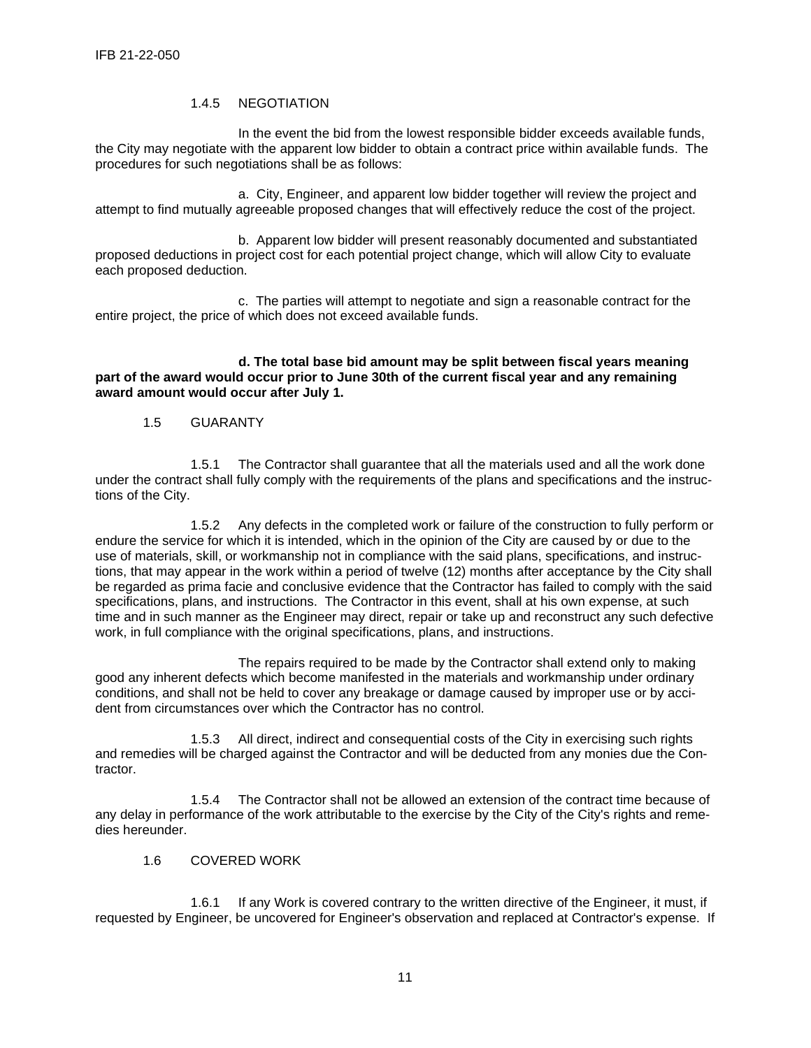### 1.4.5 NEGOTIATION

In the event the bid from the lowest responsible bidder exceeds available funds, the City may negotiate with the apparent low bidder to obtain a contract price within available funds. The procedures for such negotiations shall be as follows:

a. City, Engineer, and apparent low bidder together will review the project and attempt to find mutually agreeable proposed changes that will effectively reduce the cost of the project.

b. Apparent low bidder will present reasonably documented and substantiated proposed deductions in project cost for each potential project change, which will allow City to evaluate each proposed deduction.

c. The parties will attempt to negotiate and sign a reasonable contract for the entire project, the price of which does not exceed available funds.

**d. The total base bid amount may be split between fiscal years meaning part of the award would occur prior to June 30th of the current fiscal year and any remaining award amount would occur after July 1.**

## 1.5 GUARANTY

1.5.1 The Contractor shall guarantee that all the materials used and all the work done under the contract shall fully comply with the requirements of the plans and specifications and the instructions of the City.

1.5.2 Any defects in the completed work or failure of the construction to fully perform or endure the service for which it is intended, which in the opinion of the City are caused by or due to the use of materials, skill, or workmanship not in compliance with the said plans, specifications, and instructions, that may appear in the work within a period of twelve (12) months after acceptance by the City shall be regarded as prima facie and conclusive evidence that the Contractor has failed to comply with the said specifications, plans, and instructions. The Contractor in this event, shall at his own expense, at such time and in such manner as the Engineer may direct, repair or take up and reconstruct any such defective work, in full compliance with the original specifications, plans, and instructions.

The repairs required to be made by the Contractor shall extend only to making good any inherent defects which become manifested in the materials and workmanship under ordinary conditions, and shall not be held to cover any breakage or damage caused by improper use or by accident from circumstances over which the Contractor has no control.

1.5.3 All direct, indirect and consequential costs of the City in exercising such rights and remedies will be charged against the Contractor and will be deducted from any monies due the Contractor.

1.5.4 The Contractor shall not be allowed an extension of the contract time because of any delay in performance of the work attributable to the exercise by the City of the City's rights and remedies hereunder.

## 1.6 COVERED WORK

1.6.1 If any Work is covered contrary to the written directive of the Engineer, it must, if requested by Engineer, be uncovered for Engineer's observation and replaced at Contractor's expense. If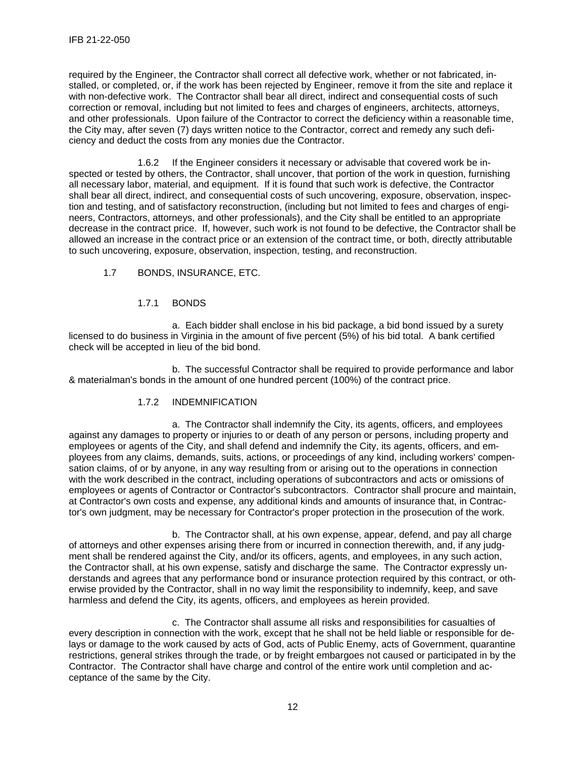required by the Engineer, the Contractor shall correct all defective work, whether or not fabricated, installed, or completed, or, if the work has been rejected by Engineer, remove it from the site and replace it with non-defective work. The Contractor shall bear all direct, indirect and consequential costs of such correction or removal, including but not limited to fees and charges of engineers, architects, attorneys, and other professionals. Upon failure of the Contractor to correct the deficiency within a reasonable time, the City may, after seven (7) days written notice to the Contractor, correct and remedy any such deficiency and deduct the costs from any monies due the Contractor.

1.6.2 If the Engineer considers it necessary or advisable that covered work be inspected or tested by others, the Contractor, shall uncover, that portion of the work in question, furnishing all necessary labor, material, and equipment. If it is found that such work is defective, the Contractor shall bear all direct, indirect, and consequential costs of such uncovering, exposure, observation, inspection and testing, and of satisfactory reconstruction, (including but not limited to fees and charges of engineers, Contractors, attorneys, and other professionals), and the City shall be entitled to an appropriate decrease in the contract price. If, however, such work is not found to be defective, the Contractor shall be allowed an increase in the contract price or an extension of the contract time, or both, directly attributable to such uncovering, exposure, observation, inspection, testing, and reconstruction.

## 1.7 BONDS, INSURANCE, ETC.

### 1.7.1 BONDS

a. Each bidder shall enclose in his bid package, a bid bond issued by a surety licensed to do business in Virginia in the amount of five percent (5%) of his bid total. A bank certified check will be accepted in lieu of the bid bond.

b. The successful Contractor shall be required to provide performance and labor & materialman's bonds in the amount of one hundred percent (100%) of the contract price.

### 1.7.2 INDEMNIFICATION

a. The Contractor shall indemnify the City, its agents, officers, and employees against any damages to property or injuries to or death of any person or persons, including property and employees or agents of the City, and shall defend and indemnify the City, its agents, officers, and employees from any claims, demands, suits, actions, or proceedings of any kind, including workers' compensation claims, of or by anyone, in any way resulting from or arising out to the operations in connection with the work described in the contract, including operations of subcontractors and acts or omissions of employees or agents of Contractor or Contractor's subcontractors. Contractor shall procure and maintain, at Contractor's own costs and expense, any additional kinds and amounts of insurance that, in Contractor's own judgment, may be necessary for Contractor's proper protection in the prosecution of the work.

b. The Contractor shall, at his own expense, appear, defend, and pay all charge of attorneys and other expenses arising there from or incurred in connection therewith, and, if any judgment shall be rendered against the City, and/or its officers, agents, and employees, in any such action, the Contractor shall, at his own expense, satisfy and discharge the same. The Contractor expressly understands and agrees that any performance bond or insurance protection required by this contract, or otherwise provided by the Contractor, shall in no way limit the responsibility to indemnify, keep, and save harmless and defend the City, its agents, officers, and employees as herein provided.

c. The Contractor shall assume all risks and responsibilities for casualties of every description in connection with the work, except that he shall not be held liable or responsible for delays or damage to the work caused by acts of God, acts of Public Enemy, acts of Government, quarantine restrictions, general strikes through the trade, or by freight embargoes not caused or participated in by the Contractor. The Contractor shall have charge and control of the entire work until completion and acceptance of the same by the City.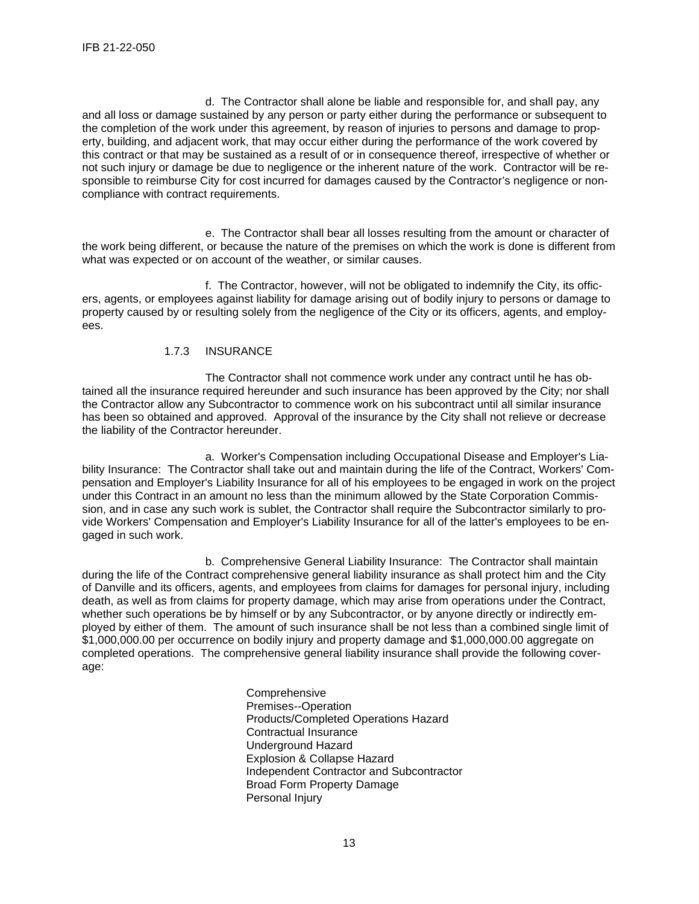d. The Contractor shall alone be liable and responsible for, and shall pay, any and all loss or damage sustained by any person or party either during the performance or subsequent to the completion of the work under this agreement, by reason of injuries to persons and damage to property, building, and adjacent work, that may occur either during the performance of the work covered by this contract or that may be sustained as a result of or in consequence thereof, irrespective of whether or not such injury or damage be due to negligence or the inherent nature of the work. Contractor will be responsible to reimburse City for cost incurred for damages caused by the Contractor's negligence or noncompliance with contract requirements.

e. The Contractor shall bear all losses resulting from the amount or character of the work being different, or because the nature of the premises on which the work is done is different from what was expected or on account of the weather, or similar causes.

f. The Contractor, however, will not be obligated to indemnify the City, its officers, agents, or employees against liability for damage arising out of bodily injury to persons or damage to property caused by or resulting solely from the negligence of the City or its officers, agents, and employees.

### 1.7.3 INSURANCE

The Contractor shall not commence work under any contract until he has obtained all the insurance required hereunder and such insurance has been approved by the City; nor shall the Contractor allow any Subcontractor to commence work on his subcontract until all similar insurance has been so obtained and approved. Approval of the insurance by the City shall not relieve or decrease the liability of the Contractor hereunder.

a. Worker's Compensation including Occupational Disease and Employer's Liability Insurance: The Contractor shall take out and maintain during the life of the Contract, Workers' Compensation and Employer's Liability Insurance for all of his employees to be engaged in work on the project under this Contract in an amount no less than the minimum allowed by the State Corporation Commission, and in case any such work is sublet, the Contractor shall require the Subcontractor similarly to provide Workers' Compensation and Employer's Liability Insurance for all of the latter's employees to be engaged in such work.

b. Comprehensive General Liability Insurance: The Contractor shall maintain during the life of the Contract comprehensive general liability insurance as shall protect him and the City of Danville and its officers, agents, and employees from claims for damages for personal injury, including death, as well as from claims for property damage, which may arise from operations under the Contract, whether such operations be by himself or by any Subcontractor, or by anyone directly or indirectly employed by either of them. The amount of such insurance shall be not less than a combined single limit of $1,000,000.00 per occurrence on bodily injury and property damage and $1,000,000.00 aggregate on completed operations. The comprehensive general liability insurance shall provide the following coverage:

Comprehensive  
Premises--Operation  
Products/Completed Operations Hazard  
Contractual Insurance  
Underground Hazard  
Explosion & Collapse Hazard  
Independent Contractor and Subcontractor  
Broad Form Property Damage  
Personal Injury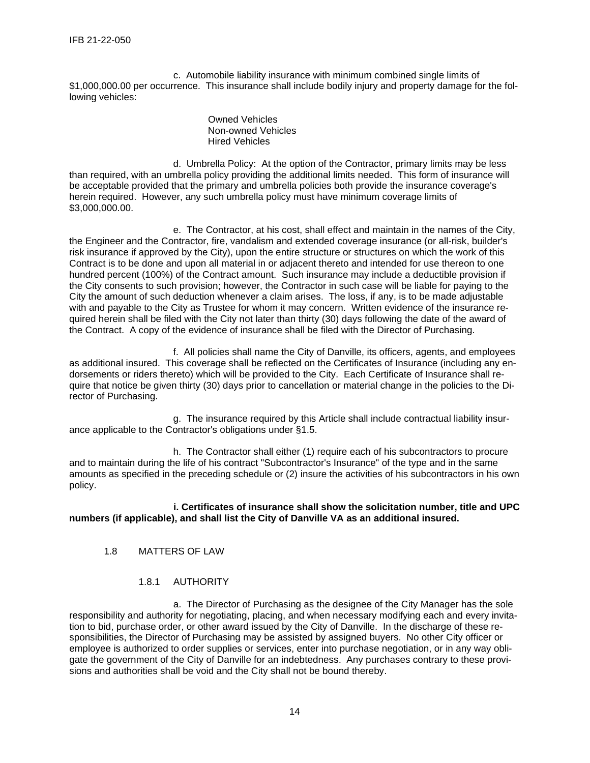c. Automobile liability insurance with minimum combined single limits of $1,000,000.00 per occurrence. This insurance shall include bodily injury and property damage for the following vehicles:

Owned Vehicles
Non-owned Vehicles
Hired Vehicles

d. Umbrella Policy: At the option of the Contractor, primary limits may be less than required, with an umbrella policy providing the additional limits needed. This form of insurance will be acceptable provided that the primary and umbrella policies both provide the insurance coverage's herein required. However, any such umbrella policy must have minimum coverage limits of $3,000,000.00.

e. The Contractor, at his cost, shall effect and maintain in the names of the City, the Engineer and the Contractor, fire, vandalism and extended coverage insurance (or all-risk, builder's risk insurance if approved by the City), upon the entire structure or structures on which the work of this Contract is to be done and upon all material in or adjacent thereto and intended for use thereon to one hundred percent (100%) of the Contract amount. Such insurance may include a deductible provision if the City consents to such provision; however, the Contractor in such case will be liable for paying to the City the amount of such deduction whenever a claim arises. The loss, if any, is to be made adjustable with and payable to the City as Trustee for whom it may concern. Written evidence of the insurance required herein shall be filed with the City not later than thirty (30) days following the date of the award of the Contract. A copy of the evidence of insurance shall be filed with the Director of Purchasing.

f. All policies shall name the City of Danville, its officers, agents, and employees as additional insured. This coverage shall be reflected on the Certificates of Insurance (including any endorsements or riders thereto) which will be provided to the City. Each Certificate of Insurance shall require that notice be given thirty (30) days prior to cancellation or material change in the policies to the Director of Purchasing.

g. The insurance required by this Article shall include contractual liability insurance applicable to the Contractor's obligations under §1.5.

h. The Contractor shall either (1) require each of his subcontractors to procure and to maintain during the life of his contract "Subcontractor's Insurance" of the type and in the same amounts as specified in the preceding schedule or (2) insure the activities of his subcontractors in his own policy.

**i. Certificates of insurance shall show the solicitation number, title and UPC numbers (if applicable), and shall list the City of Danville VA as an additional insured.**

## 1.8 MATTERS OF LAW

### 1.8.1 AUTHORITY

a. The Director of Purchasing as the designee of the City Manager has the sole responsibility and authority for negotiating, placing, and when necessary modifying each and every invitation to bid, purchase order, or other award issued by the City of Danville. In the discharge of these responsibilities, the Director of Purchasing may be assisted by assigned buyers. No other City officer or employee is authorized to order supplies or services, enter into purchase negotiation, or in any way obligate the government of the City of Danville for an indebtedness. Any purchases contrary to these provisions and authorities shall be void and the City shall not be bound thereby.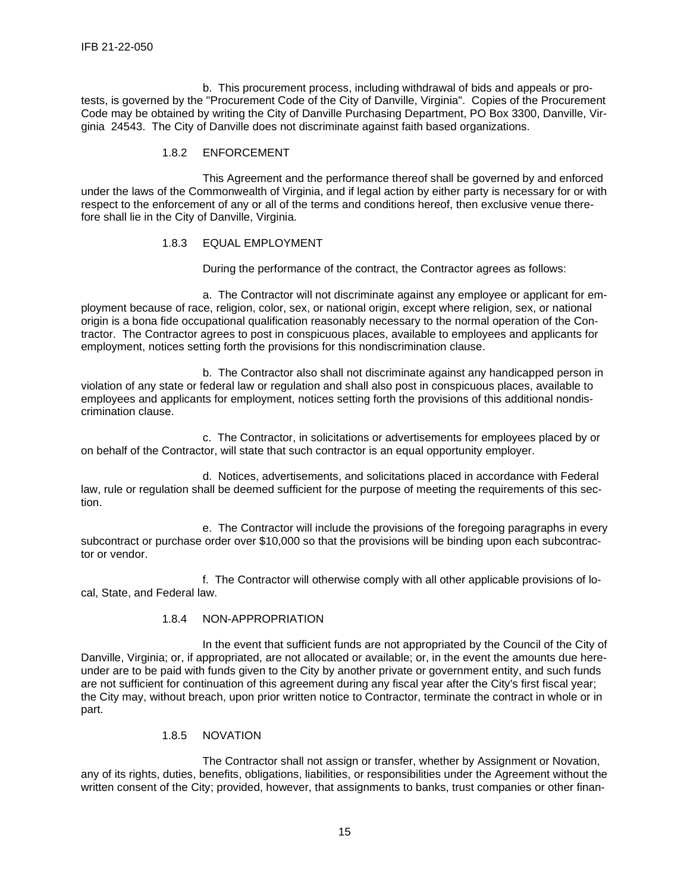b. This procurement process, including withdrawal of bids and appeals or protests, is governed by the "Procurement Code of the City of Danville, Virginia". Copies of the Procurement Code may be obtained by writing the City of Danville Purchasing Department, PO Box 3300, Danville, Virginia 24543. The City of Danville does not discriminate against faith based organizations.

### 1.8.2 ENFORCEMENT

This Agreement and the performance thereof shall be governed by and enforced under the laws of the Commonwealth of Virginia, and if legal action by either party is necessary for or with respect to the enforcement of any or all of the terms and conditions hereof, then exclusive venue therefore shall lie in the City of Danville, Virginia.

### 1.8.3 EQUAL EMPLOYMENT

During the performance of the contract, the Contractor agrees as follows:

a. The Contractor will not discriminate against any employee or applicant for employment because of race, religion, color, sex, or national origin, except where religion, sex, or national origin is a bona fide occupational qualification reasonably necessary to the normal operation of the Contractor. The Contractor agrees to post in conspicuous places, available to employees and applicants for employment, notices setting forth the provisions for this nondiscrimination clause.

b. The Contractor also shall not discriminate against any handicapped person in violation of any state or federal law or regulation and shall also post in conspicuous places, available to employees and applicants for employment, notices setting forth the provisions of this additional nondiscrimination clause.

c. The Contractor, in solicitations or advertisements for employees placed by or on behalf of the Contractor, will state that such contractor is an equal opportunity employer.

d. Notices, advertisements, and solicitations placed in accordance with Federal law, rule or regulation shall be deemed sufficient for the purpose of meeting the requirements of this section.

e. The Contractor will include the provisions of the foregoing paragraphs in every subcontract or purchase order over $10,000 so that the provisions will be binding upon each subcontractor or vendor.

f. The Contractor will otherwise comply with all other applicable provisions of local, State, and Federal law.

### 1.8.4 NON-APPROPRIATION

In the event that sufficient funds are not appropriated by the Council of the City of Danville, Virginia; or, if appropriated, are not allocated or available; or, in the event the amounts due hereunder are to be paid with funds given to the City by another private or government entity, and such funds are not sufficient for continuation of this agreement during any fiscal year after the City's first fiscal year; the City may, without breach, upon prior written notice to Contractor, terminate the contract in whole or in part.

### 1.8.5 NOVATION

The Contractor shall not assign or transfer, whether by Assignment or Novation, any of its rights, duties, benefits, obligations, liabilities, or responsibilities under the Agreement without the written consent of the City; provided, however, that assignments to banks, trust companies or other finan-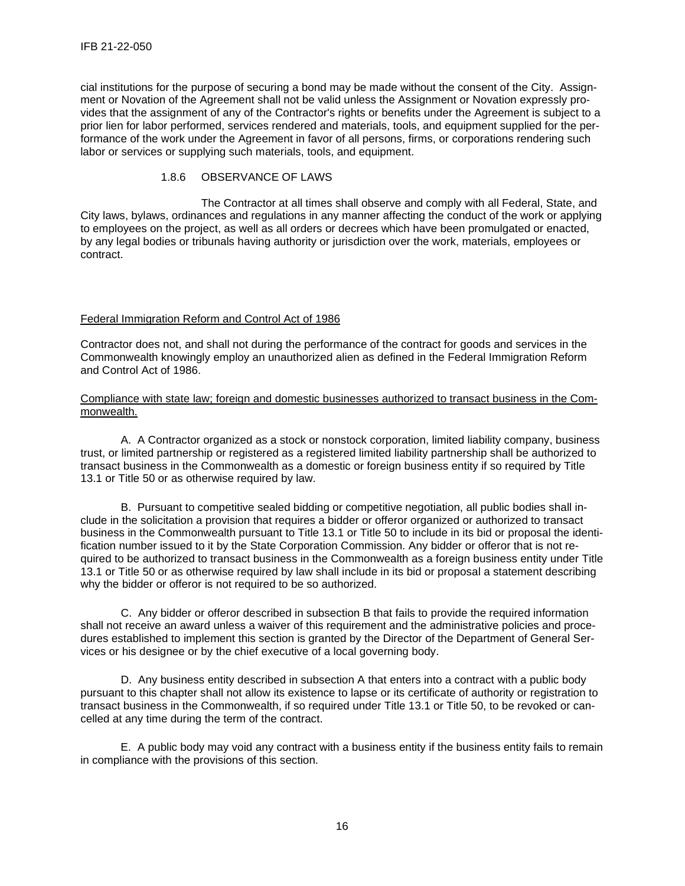cial institutions for the purpose of securing a bond may be made without the consent of the City. Assignment or Novation of the Agreement shall not be valid unless the Assignment or Novation expressly provides that the assignment of any of the Contractor's rights or benefits under the Agreement is subject to a prior lien for labor performed, services rendered and materials, tools, and equipment supplied for the performance of the work under the Agreement in favor of all persons, firms, or corporations rendering such labor or services or supplying such materials, tools, and equipment.

1.8.6 OBSERVANCE OF LAWS

The Contractor at all times shall observe and comply with all Federal, State, and City laws, bylaws, ordinances and regulations in any manner affecting the conduct of the work or applying to employees on the project, as well as all orders or decrees which have been promulgated or enacted, by any legal bodies or tribunals having authority or jurisdiction over the work, materials, employees or contract.

Federal Immigration Reform and Control Act of 1986

Contractor does not, and shall not during the performance of the contract for goods and services in the Commonwealth knowingly employ an unauthorized alien as defined in the Federal Immigration Reform and Control Act of 1986.

Compliance with state law; foreign and domestic businesses authorized to transact business in the Commonwealth.

A. A Contractor organized as a stock or nonstock corporation, limited liability company, business trust, or limited partnership or registered as a registered limited liability partnership shall be authorized to transact business in the Commonwealth as a domestic or foreign business entity if so required by Title 13.1 or Title 50 or as otherwise required by law.

B. Pursuant to competitive sealed bidding or competitive negotiation, all public bodies shall include in the solicitation a provision that requires a bidder or offeror organized or authorized to transact business in the Commonwealth pursuant to Title 13.1 or Title 50 to include in its bid or proposal the identification number issued to it by the State Corporation Commission. Any bidder or offeror that is not required to be authorized to transact business in the Commonwealth as a foreign business entity under Title 13.1 or Title 50 or as otherwise required by law shall include in its bid or proposal a statement describing why the bidder or offeror is not required to be so authorized.

C. Any bidder or offeror described in subsection B that fails to provide the required information shall not receive an award unless a waiver of this requirement and the administrative policies and procedures established to implement this section is granted by the Director of the Department of General Services or his designee or by the chief executive of a local governing body.

D. Any business entity described in subsection A that enters into a contract with a public body pursuant to this chapter shall not allow its existence to lapse or its certificate of authority or registration to transact business in the Commonwealth, if so required under Title 13.1 or Title 50, to be revoked or cancelled at any time during the term of the contract.

E. A public body may void any contract with a business entity if the business entity fails to remain in compliance with the provisions of this section.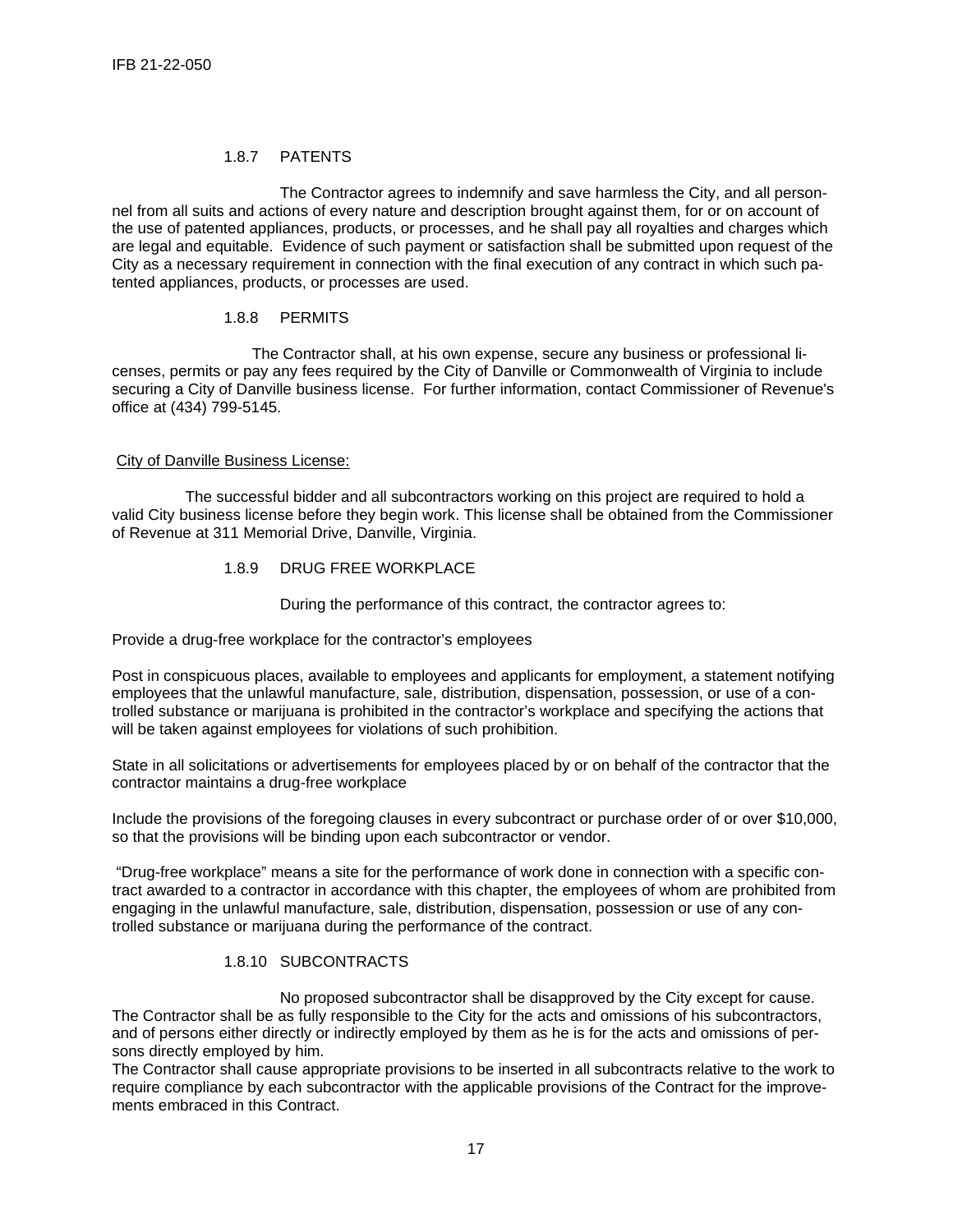### 1.8.7 PATENTS

The Contractor agrees to indemnify and save harmless the City, and all personnel from all suits and actions of every nature and description brought against them, for or on account of the use of patented appliances, products, or processes, and he shall pay all royalties and charges which are legal and equitable. Evidence of such payment or satisfaction shall be submitted upon request of the City as a necessary requirement in connection with the final execution of any contract in which such patented appliances, products, or processes are used.

### 1.8.8 PERMITS

The Contractor shall, at his own expense, secure any business or professional licenses, permits or pay any fees required by the City of Danville or Commonwealth of Virginia to include securing a City of Danville business license. For further information, contact Commissioner of Revenue's office at (434) 799-5145.

City of Danville Business License:

The successful bidder and all subcontractors working on this project are required to hold a valid City business license before they begin work. This license shall be obtained from the Commissioner of Revenue at 311 Memorial Drive, Danville, Virginia.

### 1.8.9 DRUG FREE WORKPLACE

During the performance of this contract, the contractor agrees to:

Provide a drug-free workplace for the contractor's employees

Post in conspicuous places, available to employees and applicants for employment, a statement notifying employees that the unlawful manufacture, sale, distribution, dispensation, possession, or use of a controlled substance or marijuana is prohibited in the contractor's workplace and specifying the actions that will be taken against employees for violations of such prohibition.

State in all solicitations or advertisements for employees placed by or on behalf of the contractor that the contractor maintains a drug-free workplace

Include the provisions of the foregoing clauses in every subcontract or purchase order of or over $10,000, so that the provisions will be binding upon each subcontractor or vendor.

"Drug-free workplace" means a site for the performance of work done in connection with a specific contract awarded to a contractor in accordance with this chapter, the employees of whom are prohibited from engaging in the unlawful manufacture, sale, distribution, dispensation, possession or use of any controlled substance or marijuana during the performance of the contract.

### 1.8.10 SUBCONTRACTS

No proposed subcontractor shall be disapproved by the City except for cause. The Contractor shall be as fully responsible to the City for the acts and omissions of his subcontractors, and of persons either directly or indirectly employed by them as he is for the acts and omissions of persons directly employed by him.

The Contractor shall cause appropriate provisions to be inserted in all subcontracts relative to the work to require compliance by each subcontractor with the applicable provisions of the Contract for the improvements embraced in this Contract.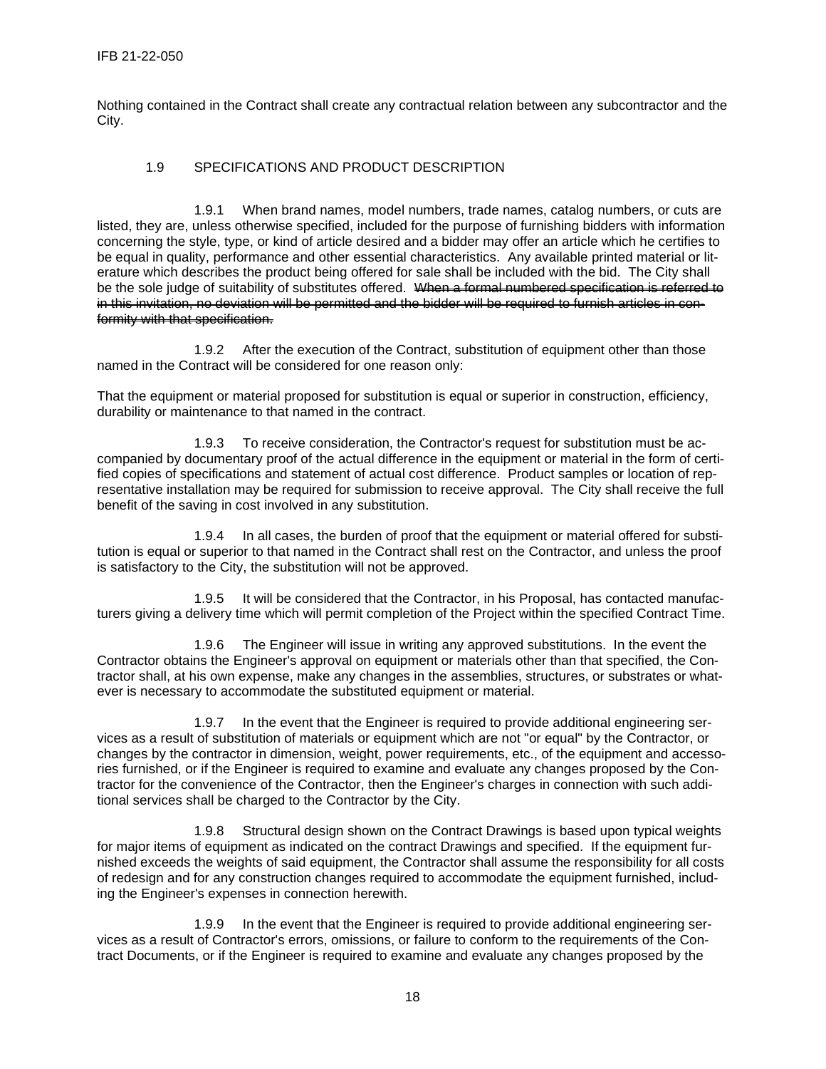Nothing contained in the Contract shall create any contractual relation between any subcontractor and the City.

## 1.9 SPECIFICATIONS AND PRODUCT DESCRIPTION

1.9.1 When brand names, model numbers, trade names, catalog numbers, or cuts are listed, they are, unless otherwise specified, included for the purpose of furnishing bidders with information concerning the style, type, or kind of article desired and a bidder may offer an article which he certifies to be equal in quality, performance and other essential characteristics. Any available printed material or literature which describes the product being offered for sale shall be included with the bid. The City shall be the sole judge of suitability of substitutes offered. ~~When a formal numbered specification is referred to in this invitation, no deviation will be permitted and the bidder will be required to furnish articles in conformity with that specification.~~

1.9.2 After the execution of the Contract, substitution of equipment other than those named in the Contract will be considered for one reason only:

That the equipment or material proposed for substitution is equal or superior in construction, efficiency, durability or maintenance to that named in the contract.

1.9.3 To receive consideration, the Contractor's request for substitution must be accompanied by documentary proof of the actual difference in the equipment or material in the form of certified copies of specifications and statement of actual cost difference. Product samples or location of representative installation may be required for submission to receive approval. The City shall receive the full benefit of the saving in cost involved in any substitution.

1.9.4 In all cases, the burden of proof that the equipment or material offered for substitution is equal or superior to that named in the Contract shall rest on the Contractor, and unless the proof is satisfactory to the City, the substitution will not be approved.

1.9.5 It will be considered that the Contractor, in his Proposal, has contacted manufacturers giving a delivery time which will permit completion of the Project within the specified Contract Time.

1.9.6 The Engineer will issue in writing any approved substitutions. In the event the Contractor obtains the Engineer's approval on equipment or materials other than that specified, the Contractor shall, at his own expense, make any changes in the assemblies, structures, or substrates or whatever is necessary to accommodate the substituted equipment or material.

1.9.7 In the event that the Engineer is required to provide additional engineering services as a result of substitution of materials or equipment which are not "or equal" by the Contractor, or changes by the contractor in dimension, weight, power requirements, etc., of the equipment and accessories furnished, or if the Engineer is required to examine and evaluate any changes proposed by the Contractor for the convenience of the Contractor, then the Engineer's charges in connection with such additional services shall be charged to the Contractor by the City.

1.9.8 Structural design shown on the Contract Drawings is based upon typical weights for major items of equipment as indicated on the contract Drawings and specified. If the equipment furnished exceeds the weights of said equipment, the Contractor shall assume the responsibility for all costs of redesign and for any construction changes required to accommodate the equipment furnished, including the Engineer's expenses in connection herewith.

1.9.9 In the event that the Engineer is required to provide additional engineering services as a result of Contractor's errors, omissions, or failure to conform to the requirements of the Contract Documents, or if the Engineer is required to examine and evaluate any changes proposed by the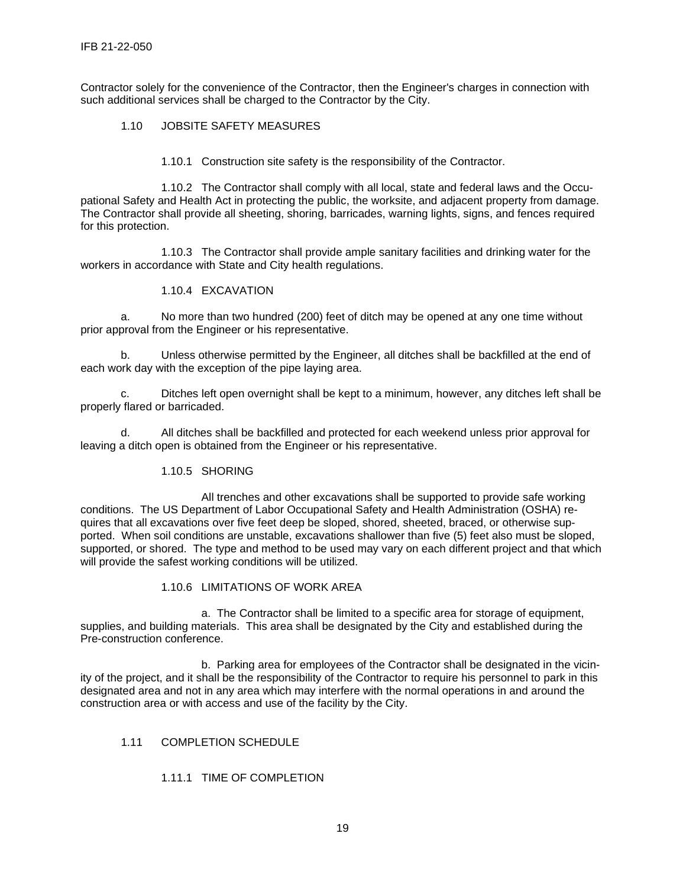Contractor solely for the convenience of the Contractor, then the Engineer's charges in connection with such additional services shall be charged to the Contractor by the City.

## 1.10 JOBSITE SAFETY MEASURES

1.10.1 Construction site safety is the responsibility of the Contractor.

1.10.2 The Contractor shall comply with all local, state and federal laws and the Occupational Safety and Health Act in protecting the public, the worksite, and adjacent property from damage. The Contractor shall provide all sheeting, shoring, barricades, warning lights, signs, and fences required for this protection.

1.10.3 The Contractor shall provide ample sanitary facilities and drinking water for the workers in accordance with State and City health regulations.

### 1.10.4 EXCAVATION

a. No more than two hundred (200) feet of ditch may be opened at any one time without prior approval from the Engineer or his representative.

b. Unless otherwise permitted by the Engineer, all ditches shall be backfilled at the end of each work day with the exception of the pipe laying area.

c. Ditches left open overnight shall be kept to a minimum, however, any ditches left shall be properly flared or barricaded.

d. All ditches shall be backfilled and protected for each weekend unless prior approval for leaving a ditch open is obtained from the Engineer or his representative.

### 1.10.5 SHORING

All trenches and other excavations shall be supported to provide safe working conditions. The US Department of Labor Occupational Safety and Health Administration (OSHA) requires that all excavations over five feet deep be sloped, shored, sheeted, braced, or otherwise supported. When soil conditions are unstable, excavations shallower than five (5) feet also must be sloped, supported, or shored. The type and method to be used may vary on each different project and that which will provide the safest working conditions will be utilized.

### 1.10.6 LIMITATIONS OF WORK AREA

a. The Contractor shall be limited to a specific area for storage of equipment, supplies, and building materials. This area shall be designated by the City and established during the Pre-construction conference.

b. Parking area for employees of the Contractor shall be designated in the vicinity of the project, and it shall be the responsibility of the Contractor to require his personnel to park in this designated area and not in any area which may interfere with the normal operations in and around the construction area or with access and use of the facility by the City.

## 1.11 COMPLETION SCHEDULE

### 1.11.1 TIME OF COMPLETION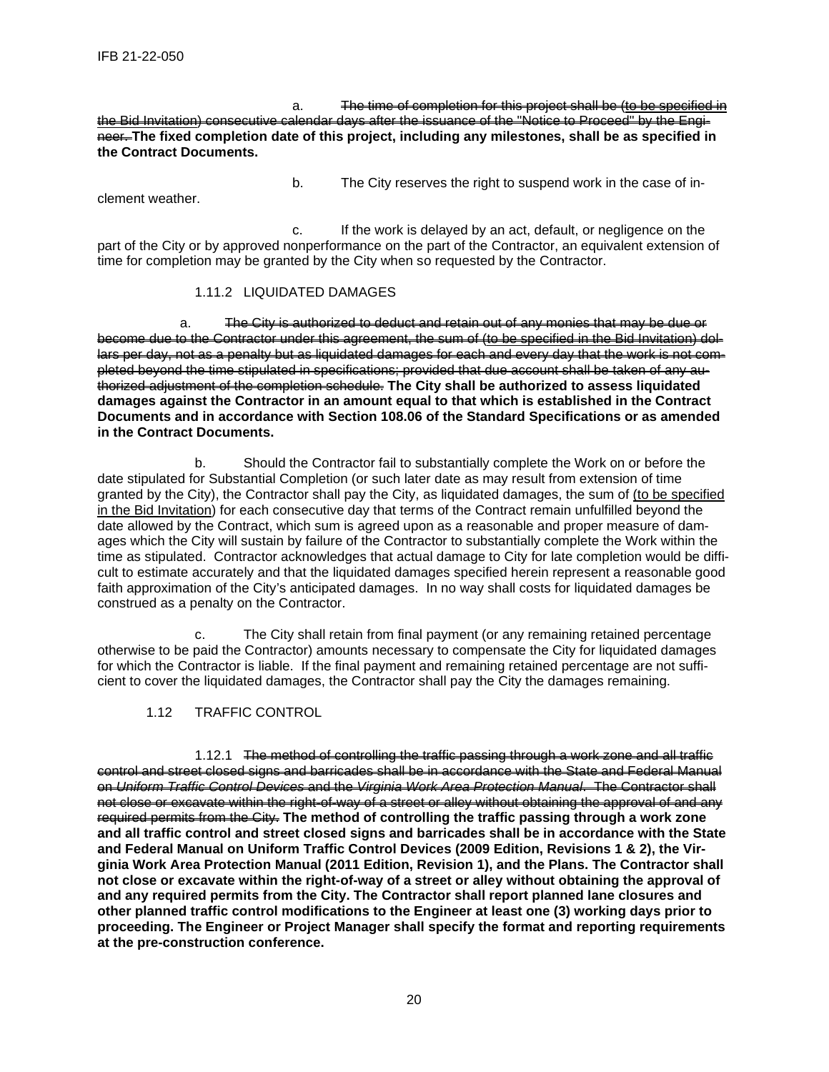a. ~~The time of completion for this project shall be (to be specified in the Bid Invitation) consecutive calendar days after the issuance of the "Notice to Proceed" by the Engineer.~~ **The fixed completion date of this project, including any milestones, shall be as specified in the Contract Documents.**

b. The City reserves the right to suspend work in the case of inclement weather.

c. If the work is delayed by an act, default, or negligence on the part of the City or by approved nonperformance on the part of the Contractor, an equivalent extension of time for completion may be granted by the City when so requested by the Contractor.

1.11.2 LIQUIDATED DAMAGES

a. ~~The City is authorized to deduct and retain out of any monies that may be due or become due to the Contractor under this agreement, the sum of (to be specified in the Bid Invitation) dollars per day, not as a penalty but as liquidated damages for each and every day that the work is not completed beyond the time stipulated in specifications; provided that due account shall be taken of any authorized adjustment of the completion schedule.~~ **The City shall be authorized to assess liquidated damages against the Contractor in an amount equal to that which is established in the Contract Documents and in accordance with Section 108.06 of the Standard Specifications or as amended in the Contract Documents.**

b. Should the Contractor fail to substantially complete the Work on or before the date stipulated for Substantial Completion (or such later date as may result from extension of time granted by the City), the Contractor shall pay the City, as liquidated damages, the sum of <u>(to be specified in the Bid Invitation</u>) for each consecutive day that terms of the Contract remain unfulfilled beyond the date allowed by the Contract, which sum is agreed upon as a reasonable and proper measure of damages which the City will sustain by failure of the Contractor to substantially complete the Work within the time as stipulated. Contractor acknowledges that actual damage to City for late completion would be difficult to estimate accurately and that the liquidated damages specified herein represent a reasonable good faith approximation of the City's anticipated damages. In no way shall costs for liquidated damages be construed as a penalty on the Contractor.

c. The City shall retain from final payment (or any remaining retained percentage otherwise to be paid the Contractor) amounts necessary to compensate the City for liquidated damages for which the Contractor is liable. If the final payment and remaining retained percentage are not sufficient to cover the liquidated damages, the Contractor shall pay the City the damages remaining.

1.12 TRAFFIC CONTROL

1.12.1 ~~The method of controlling the traffic passing through a work zone and all traffic control and street closed signs and barricades shall be in accordance with the State and Federal Manual on *Uniform Traffic Control Devices* and the *Virginia Work Area Protection Manual*. The Contractor shall not close or excavate within the right-of-way of a street or alley without obtaining the approval of and any required permits from the City.~~ **The method of controlling the traffic passing through a work zone and all traffic control and street closed signs and barricades shall be in accordance with the State and Federal Manual on Uniform Traffic Control Devices (2009 Edition, Revisions 1 & 2), the Virginia Work Area Protection Manual (2011 Edition, Revision 1), and the Plans. The Contractor shall not close or excavate within the right-of-way of a street or alley without obtaining the approval of and any required permits from the City. The Contractor shall report planned lane closures and other planned traffic control modifications to the Engineer at least one (3) working days prior to proceeding. The Engineer or Project Manager shall specify the format and reporting requirements at the pre-construction conference.**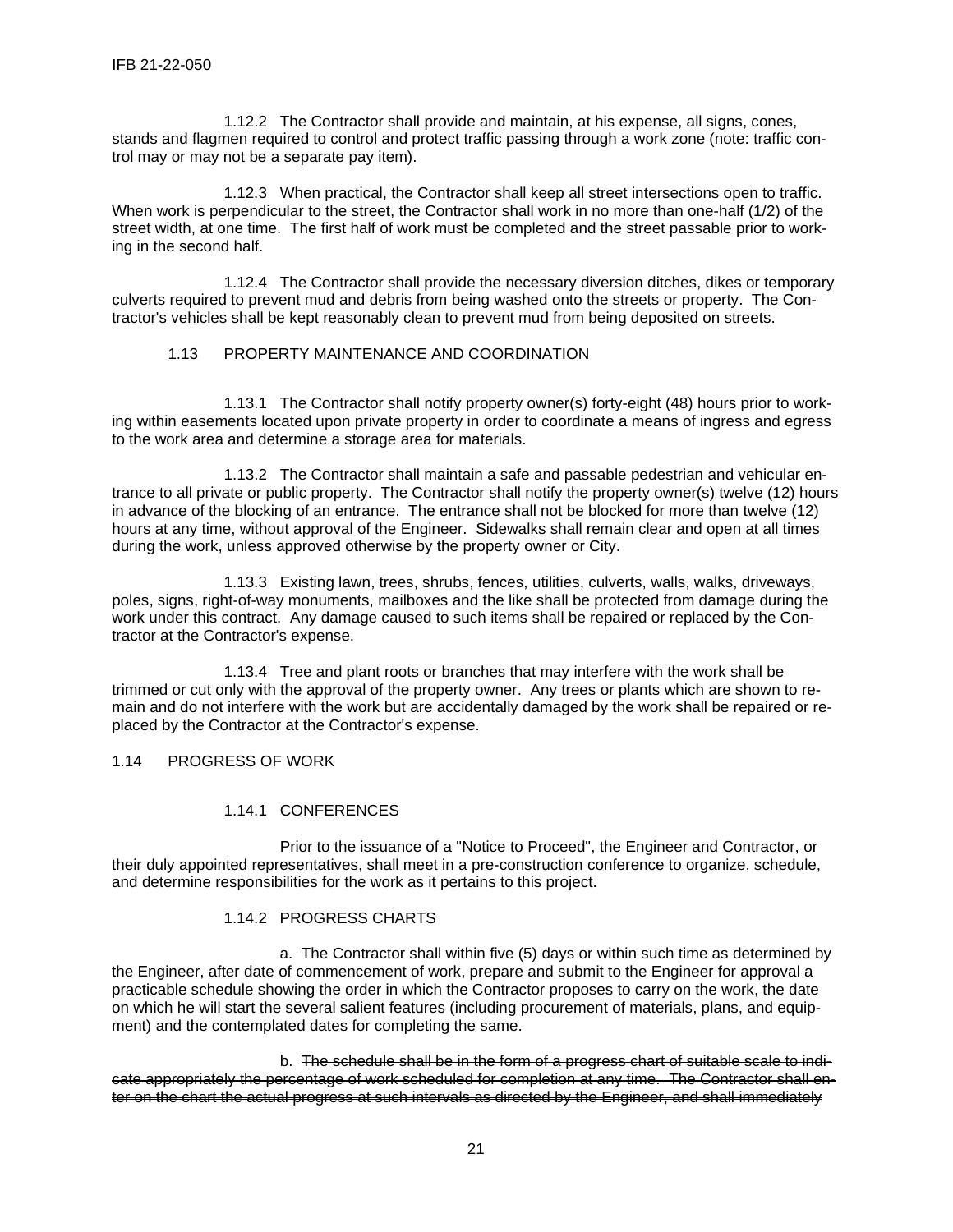1.12.2 The Contractor shall provide and maintain, at his expense, all signs, cones, stands and flagmen required to control and protect traffic passing through a work zone (note: traffic control may or may not be a separate pay item).

1.12.3 When practical, the Contractor shall keep all street intersections open to traffic. When work is perpendicular to the street, the Contractor shall work in no more than one-half (1/2) of the street width, at one time. The first half of work must be completed and the street passable prior to working in the second half.

1.12.4 The Contractor shall provide the necessary diversion ditches, dikes or temporary culverts required to prevent mud and debris from being washed onto the streets or property. The Contractor's vehicles shall be kept reasonably clean to prevent mud from being deposited on streets.

### 1.13 PROPERTY MAINTENANCE AND COORDINATION

1.13.1 The Contractor shall notify property owner(s) forty-eight (48) hours prior to working within easements located upon private property in order to coordinate a means of ingress and egress to the work area and determine a storage area for materials.

1.13.2 The Contractor shall maintain a safe and passable pedestrian and vehicular entrance to all private or public property. The Contractor shall notify the property owner(s) twelve (12) hours in advance of the blocking of an entrance. The entrance shall not be blocked for more than twelve (12) hours at any time, without approval of the Engineer. Sidewalks shall remain clear and open at all times during the work, unless approved otherwise by the property owner or City.

1.13.3 Existing lawn, trees, shrubs, fences, utilities, culverts, walls, walks, driveways, poles, signs, right-of-way monuments, mailboxes and the like shall be protected from damage during the work under this contract. Any damage caused to such items shall be repaired or replaced by the Contractor at the Contractor's expense.

1.13.4 Tree and plant roots or branches that may interfere with the work shall be trimmed or cut only with the approval of the property owner. Any trees or plants which are shown to remain and do not interfere with the work but are accidentally damaged by the work shall be repaired or replaced by the Contractor at the Contractor's expense.

## 1.14 PROGRESS OF WORK

### 1.14.1 CONFERENCES

Prior to the issuance of a "Notice to Proceed", the Engineer and Contractor, or their duly appointed representatives, shall meet in a pre-construction conference to organize, schedule, and determine responsibilities for the work as it pertains to this project.

### 1.14.2 PROGRESS CHARTS

a. The Contractor shall within five (5) days or within such time as determined by the Engineer, after date of commencement of work, prepare and submit to the Engineer for approval a practicable schedule showing the order in which the Contractor proposes to carry on the work, the date on which he will start the several salient features (including procurement of materials, plans, and equipment) and the contemplated dates for completing the same.

b. ~~The schedule shall be in the form of a progress chart of suitable scale to indicate appropriately the percentage of work scheduled for completion at any time. The Contractor shall enter on the chart the actual progress at such intervals as directed by the Engineer, and shall immediately~~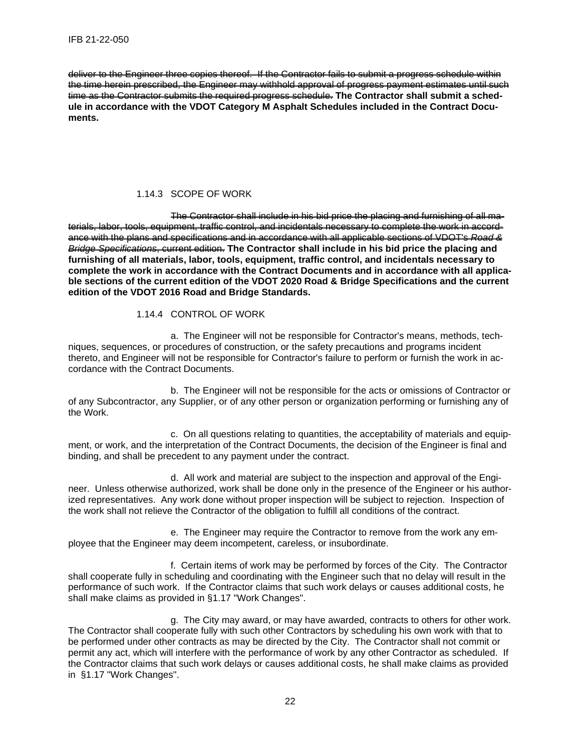~~deliver to the Engineer three copies thereof. If the Contractor fails to submit a progress schedule within the time herein prescribed, the Engineer may withhold approval of progress payment estimates until such time as the Contractor submits the required progress schedule.~~ **The Contractor shall submit a schedule in accordance with the VDOT Category M Asphalt Schedules included in the Contract Documents.**

### 1.14.3 SCOPE OF WORK

~~The Contractor shall include in his bid price the placing and furnishing of all materials, labor, tools, equipment, traffic control, and incidentals necessary to complete the work in accordance with the plans and specifications and in accordance with all applicable sections of VDOT's *Road & Bridge Specifications*, current edition.~~ **The Contractor shall include in his bid price the placing and furnishing of all materials, labor, tools, equipment, traffic control, and incidentals necessary to complete the work in accordance with the Contract Documents and in accordance with all applicable sections of the current edition of the VDOT 2020 Road & Bridge Specifications and the current edition of the VDOT 2016 Road and Bridge Standards.**

### 1.14.4 CONTROL OF WORK

a. The Engineer will not be responsible for Contractor's means, methods, techniques, sequences, or procedures of construction, or the safety precautions and programs incident thereto, and Engineer will not be responsible for Contractor's failure to perform or furnish the work in accordance with the Contract Documents.

b. The Engineer will not be responsible for the acts or omissions of Contractor or of any Subcontractor, any Supplier, or of any other person or organization performing or furnishing any of the Work.

c. On all questions relating to quantities, the acceptability of materials and equipment, or work, and the interpretation of the Contract Documents, the decision of the Engineer is final and binding, and shall be precedent to any payment under the contract.

d. All work and material are subject to the inspection and approval of the Engineer. Unless otherwise authorized, work shall be done only in the presence of the Engineer or his authorized representatives. Any work done without proper inspection will be subject to rejection. Inspection of the work shall not relieve the Contractor of the obligation to fulfill all conditions of the contract.

e. The Engineer may require the Contractor to remove from the work any employee that the Engineer may deem incompetent, careless, or insubordinate.

f. Certain items of work may be performed by forces of the City. The Contractor shall cooperate fully in scheduling and coordinating with the Engineer such that no delay will result in the performance of such work. If the Contractor claims that such work delays or causes additional costs, he shall make claims as provided in §1.17 "Work Changes".

g. The City may award, or may have awarded, contracts to others for other work. The Contractor shall cooperate fully with such other Contractors by scheduling his own work with that to be performed under other contracts as may be directed by the City. The Contractor shall not commit or permit any act, which will interfere with the performance of work by any other Contractor as scheduled. If the Contractor claims that such work delays or causes additional costs, he shall make claims as provided in §1.17 "Work Changes".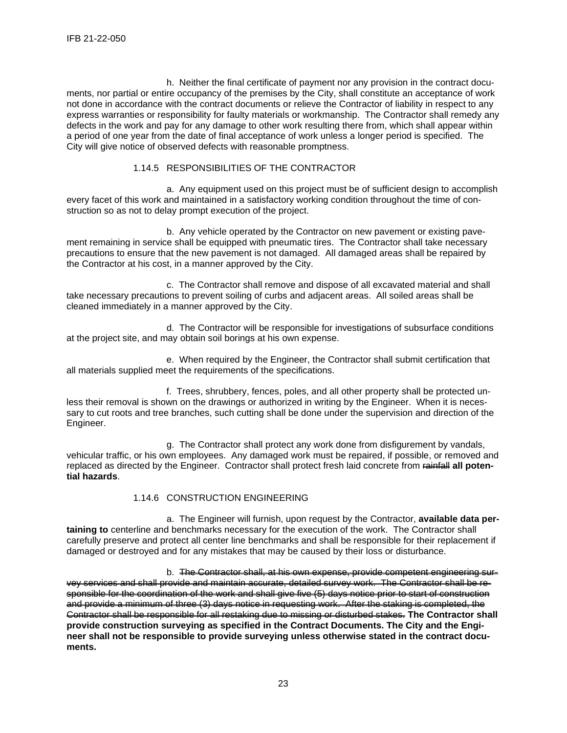h. Neither the final certificate of payment nor any provision in the contract documents, nor partial or entire occupancy of the premises by the City, shall constitute an acceptance of work not done in accordance with the contract documents or relieve the Contractor of liability in respect to any express warranties or responsibility for faulty materials or workmanship. The Contractor shall remedy any defects in the work and pay for any damage to other work resulting there from, which shall appear within a period of one year from the date of final acceptance of work unless a longer period is specified. The City will give notice of observed defects with reasonable promptness.

### 1.14.5 RESPONSIBILITIES OF THE CONTRACTOR

a. Any equipment used on this project must be of sufficient design to accomplish every facet of this work and maintained in a satisfactory working condition throughout the time of construction so as not to delay prompt execution of the project.

b. Any vehicle operated by the Contractor on new pavement or existing pavement remaining in service shall be equipped with pneumatic tires. The Contractor shall take necessary precautions to ensure that the new pavement is not damaged. All damaged areas shall be repaired by the Contractor at his cost, in a manner approved by the City.

c. The Contractor shall remove and dispose of all excavated material and shall take necessary precautions to prevent soiling of curbs and adjacent areas. All soiled areas shall be cleaned immediately in a manner approved by the City.

d. The Contractor will be responsible for investigations of subsurface conditions at the project site, and may obtain soil borings at his own expense.

e. When required by the Engineer, the Contractor shall submit certification that all materials supplied meet the requirements of the specifications.

f. Trees, shrubbery, fences, poles, and all other property shall be protected unless their removal is shown on the drawings or authorized in writing by the Engineer. When it is necessary to cut roots and tree branches, such cutting shall be done under the supervision and direction of the Engineer.

g. The Contractor shall protect any work done from disfigurement by vandals, vehicular traffic, or his own employees. Any damaged work must be repaired, if possible, or removed and replaced as directed by the Engineer. Contractor shall protect fresh laid concrete from ~~rainfall~~ **all potential hazards**.

### 1.14.6 CONSTRUCTION ENGINEERING

a. The Engineer will furnish, upon request by the Contractor, **available data pertaining to** centerline and benchmarks necessary for the execution of the work. The Contractor shall carefully preserve and protect all center line benchmarks and shall be responsible for their replacement if damaged or destroyed and for any mistakes that may be caused by their loss or disturbance.

b. ~~The Contractor shall, at his own expense, provide competent engineering survey services and shall provide and maintain accurate, detailed survey work. The Contractor shall be responsible for the coordination of the work and shall give five (5) days notice prior to start of construction and provide a minimum of three (3) days notice in requesting work. After the staking is completed, the Contractor shall be responsible for all restaking due to missing or disturbed stakes.~~ **The Contractor shall provide construction surveying as specified in the Contract Documents. The City and the Engineer shall not be responsible to provide surveying unless otherwise stated in the contract documents.**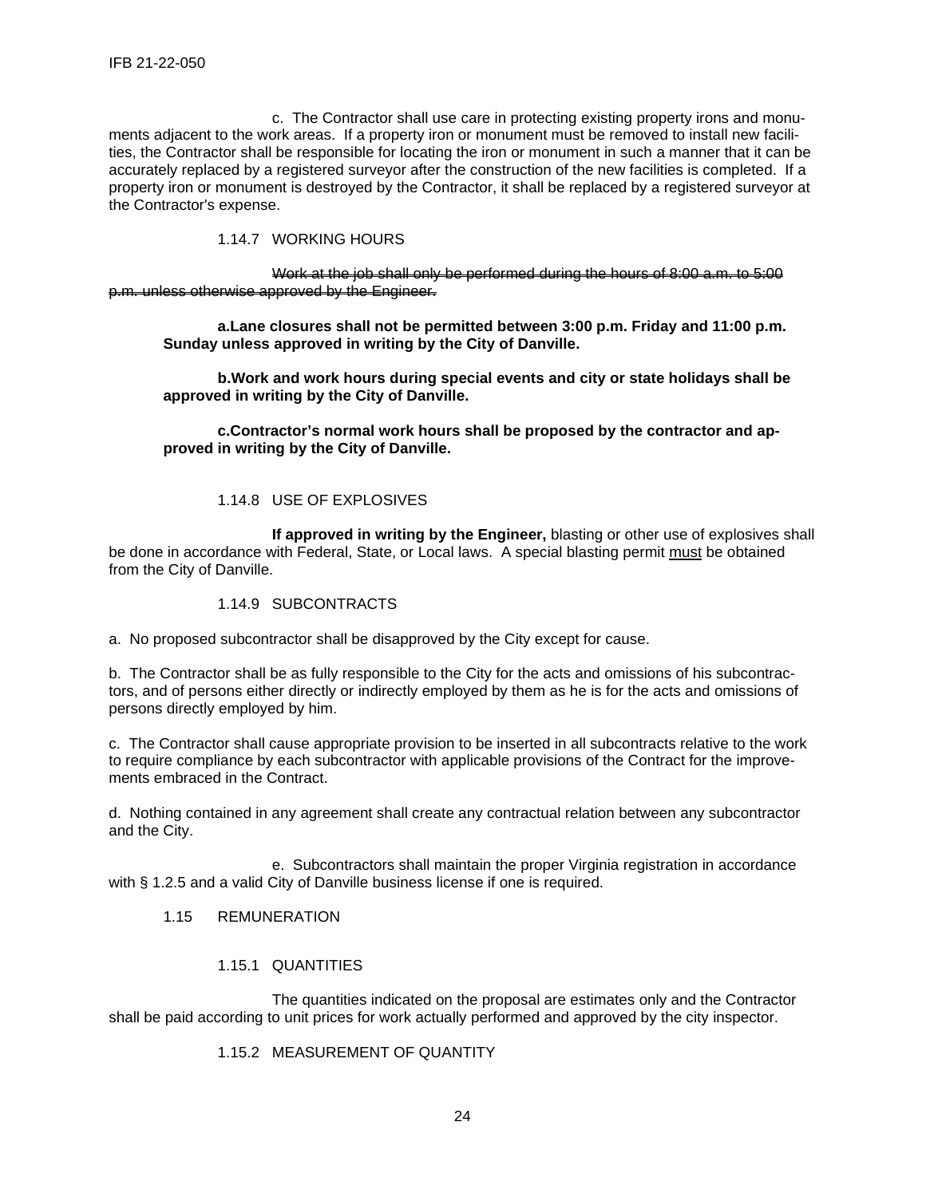c. The Contractor shall use care in protecting existing property irons and monuments adjacent to the work areas. If a property iron or monument must be removed to install new facilities, the Contractor shall be responsible for locating the iron or monument in such a manner that it can be accurately replaced by a registered surveyor after the construction of the new facilities is completed. If a property iron or monument is destroyed by the Contractor, it shall be replaced by a registered surveyor at the Contractor's expense.

1.14.7 WORKING HOURS

~~Work at the job shall only be performed during the hours of 8:00 a.m. to 5:00 p.m. unless otherwise approved by the Engineer.~~

**a.Lane closures shall not be permitted between 3:00 p.m. Friday and 11:00 p.m. Sunday unless approved in writing by the City of Danville.**

**b.Work and work hours during special events and city or state holidays shall be approved in writing by the City of Danville.**

**c.Contractor's normal work hours shall be proposed by the contractor and approved in writing by the City of Danville.**

1.14.8 USE OF EXPLOSIVES

**If approved in writing by the Engineer,** blasting or other use of explosives shall be done in accordance with Federal, State, or Local laws. A special blasting permit <u>must</u> be obtained from the City of Danville.

1.14.9 SUBCONTRACTS

a. No proposed subcontractor shall be disapproved by the City except for cause.

b. The Contractor shall be as fully responsible to the City for the acts and omissions of his subcontractors, and of persons either directly or indirectly employed by them as he is for the acts and omissions of persons directly employed by him.

c. The Contractor shall cause appropriate provision to be inserted in all subcontracts relative to the work to require compliance by each subcontractor with applicable provisions of the Contract for the improvements embraced in the Contract.

d. Nothing contained in any agreement shall create any contractual relation between any subcontractor and the City.

e. Subcontractors shall maintain the proper Virginia registration in accordance with § 1.2.5 and a valid City of Danville business license if one is required.

1.15 REMUNERATION

1.15.1 QUANTITIES

The quantities indicated on the proposal are estimates only and the Contractor shall be paid according to unit prices for work actually performed and approved by the city inspector.

1.15.2 MEASUREMENT OF QUANTITY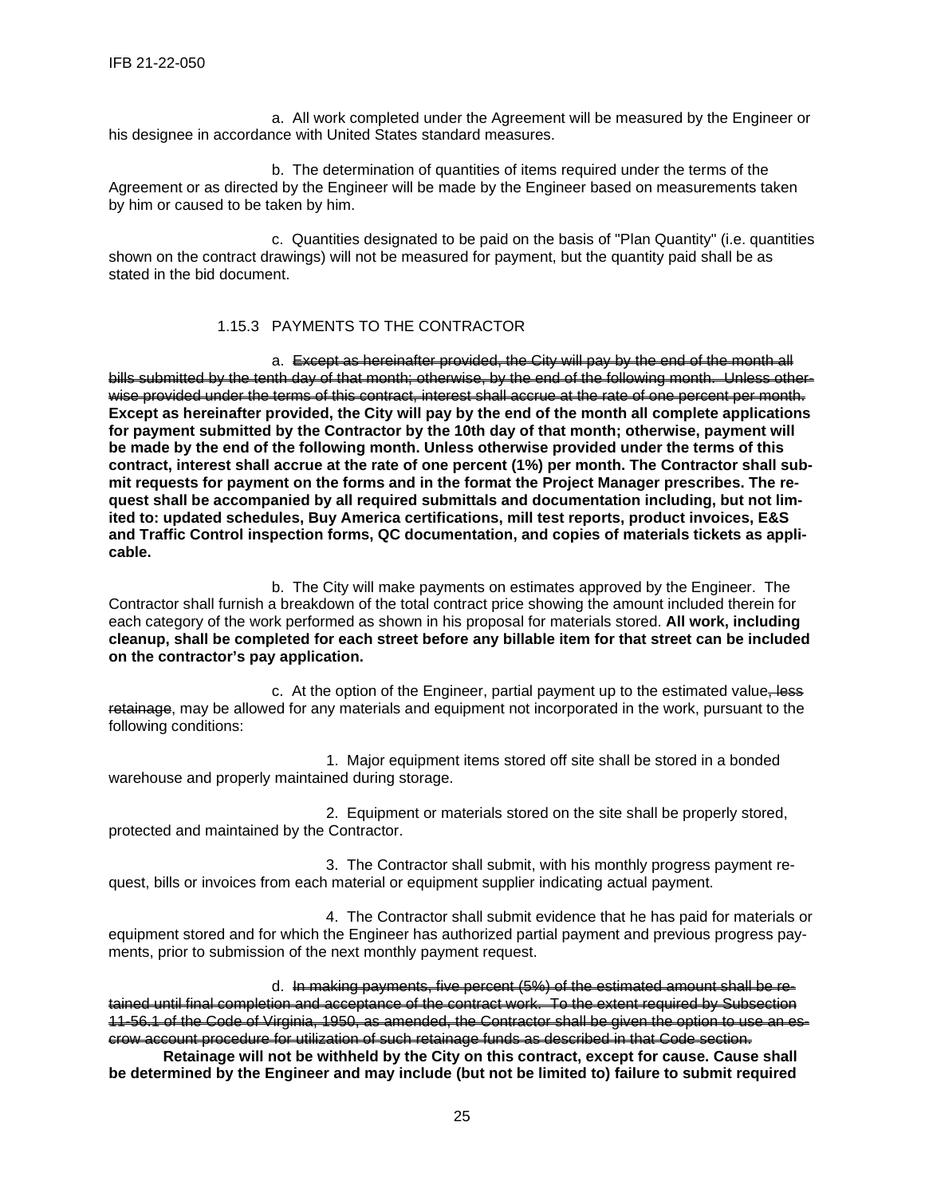a. All work completed under the Agreement will be measured by the Engineer or his designee in accordance with United States standard measures.

b. The determination of quantities of items required under the terms of the Agreement or as directed by the Engineer will be made by the Engineer based on measurements taken by him or caused to be taken by him.

c. Quantities designated to be paid on the basis of "Plan Quantity" (i.e. quantities shown on the contract drawings) will not be measured for payment, but the quantity paid shall be as stated in the bid document.

### 1.15.3 PAYMENTS TO THE CONTRACTOR

a. ~~Except as hereinafter provided, the City will pay by the end of the month all bills submitted by the tenth day of that month; otherwise, by the end of the following month. Unless otherwise provided under the terms of this contract, interest shall accrue at the rate of one percent per month.~~ **Except as hereinafter provided, the City will pay by the end of the month all complete applications for payment submitted by the Contractor by the 10th day of that month; otherwise, payment will be made by the end of the following month. Unless otherwise provided under the terms of this contract, interest shall accrue at the rate of one percent (1%) per month. The Contractor shall submit requests for payment on the forms and in the format the Project Manager prescribes. The request shall be accompanied by all required submittals and documentation including, but not limited to: updated schedules, Buy America certifications, mill test reports, product invoices, E&S and Traffic Control inspection forms, QC documentation, and copies of materials tickets as applicable.**

b. The City will make payments on estimates approved by the Engineer. The Contractor shall furnish a breakdown of the total contract price showing the amount included therein for each category of the work performed as shown in his proposal for materials stored. **All work, including cleanup, shall be completed for each street before any billable item for that street can be included on the contractor's pay application.**

c. At the option of the Engineer, partial payment up to the estimated value~~, less retainage~~, may be allowed for any materials and equipment not incorporated in the work, pursuant to the following conditions:

1. Major equipment items stored off site shall be stored in a bonded warehouse and properly maintained during storage.

2. Equipment or materials stored on the site shall be properly stored, protected and maintained by the Contractor.

3. The Contractor shall submit, with his monthly progress payment request, bills or invoices from each material or equipment supplier indicating actual payment.

4. The Contractor shall submit evidence that he has paid for materials or equipment stored and for which the Engineer has authorized partial payment and previous progress payments, prior to submission of the next monthly payment request.

d. ~~In making payments, five percent (5%) of the estimated amount shall be retained until final completion and acceptance of the contract work. To the extent required by Subsection 11-56.1 of the Code of Virginia, 1950, as amended, the Contractor shall be given the option to use an escrow account procedure for utilization of such retainage funds as described in that Code section.~~

**Retainage will not be withheld by the City on this contract, except for cause. Cause shall be determined by the Engineer and may include (but not be limited to) failure to submit required**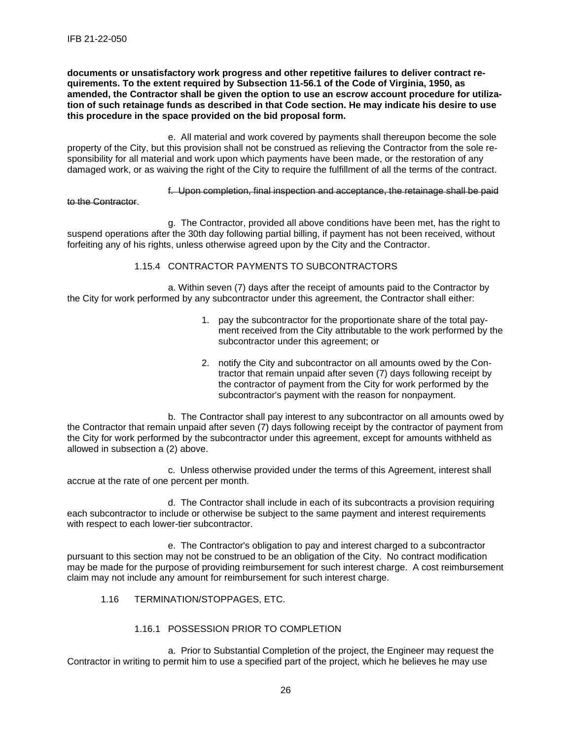**documents or unsatisfactory work progress and other repetitive failures to deliver contract requirements. To the extent required by Subsection 11-56.1 of the Code of Virginia, 1950, as amended, the Contractor shall be given the option to use an escrow account procedure for utilization of such retainage funds as described in that Code section. He may indicate his desire to use this procedure in the space provided on the bid proposal form.**

e. All material and work covered by payments shall thereupon become the sole property of the City, but this provision shall not be construed as relieving the Contractor from the sole responsibility for all material and work upon which payments have been made, or the restoration of any damaged work, or as waiving the right of the City to require the fulfillment of all the terms of the contract.

~~f. Upon completion, final inspection and acceptance, the retainage shall be paid to the Contractor~~.

g. The Contractor, provided all above conditions have been met, has the right to suspend operations after the 30th day following partial billing, if payment has not been received, without forfeiting any of his rights, unless otherwise agreed upon by the City and the Contractor.

1.15.4 CONTRACTOR PAYMENTS TO SUBCONTRACTORS

a. Within seven (7) days after the receipt of amounts paid to the Contractor by the City for work performed by any subcontractor under this agreement, the Contractor shall either:

1. pay the subcontractor for the proportionate share of the total payment received from the City attributable to the work performed by the subcontractor under this agreement; or
2. notify the City and subcontractor on all amounts owed by the Contractor that remain unpaid after seven (7) days following receipt by the contractor of payment from the City for work performed by the subcontractor's payment with the reason for nonpayment.

b. The Contractor shall pay interest to any subcontractor on all amounts owed by the Contractor that remain unpaid after seven (7) days following receipt by the contractor of payment from the City for work performed by the subcontractor under this agreement, except for amounts withheld as allowed in subsection a (2) above.

c. Unless otherwise provided under the terms of this Agreement, interest shall accrue at the rate of one percent per month.

d. The Contractor shall include in each of its subcontracts a provision requiring each subcontractor to include or otherwise be subject to the same payment and interest requirements with respect to each lower-tier subcontractor.

e. The Contractor's obligation to pay and interest charged to a subcontractor pursuant to this section may not be construed to be an obligation of the City. No contract modification may be made for the purpose of providing reimbursement for such interest charge. A cost reimbursement claim may not include any amount for reimbursement for such interest charge.

1.16 TERMINATION/STOPPAGES, ETC.

1.16.1 POSSESSION PRIOR TO COMPLETION

a. Prior to Substantial Completion of the project, the Engineer may request the Contractor in writing to permit him to use a specified part of the project, which he believes he may use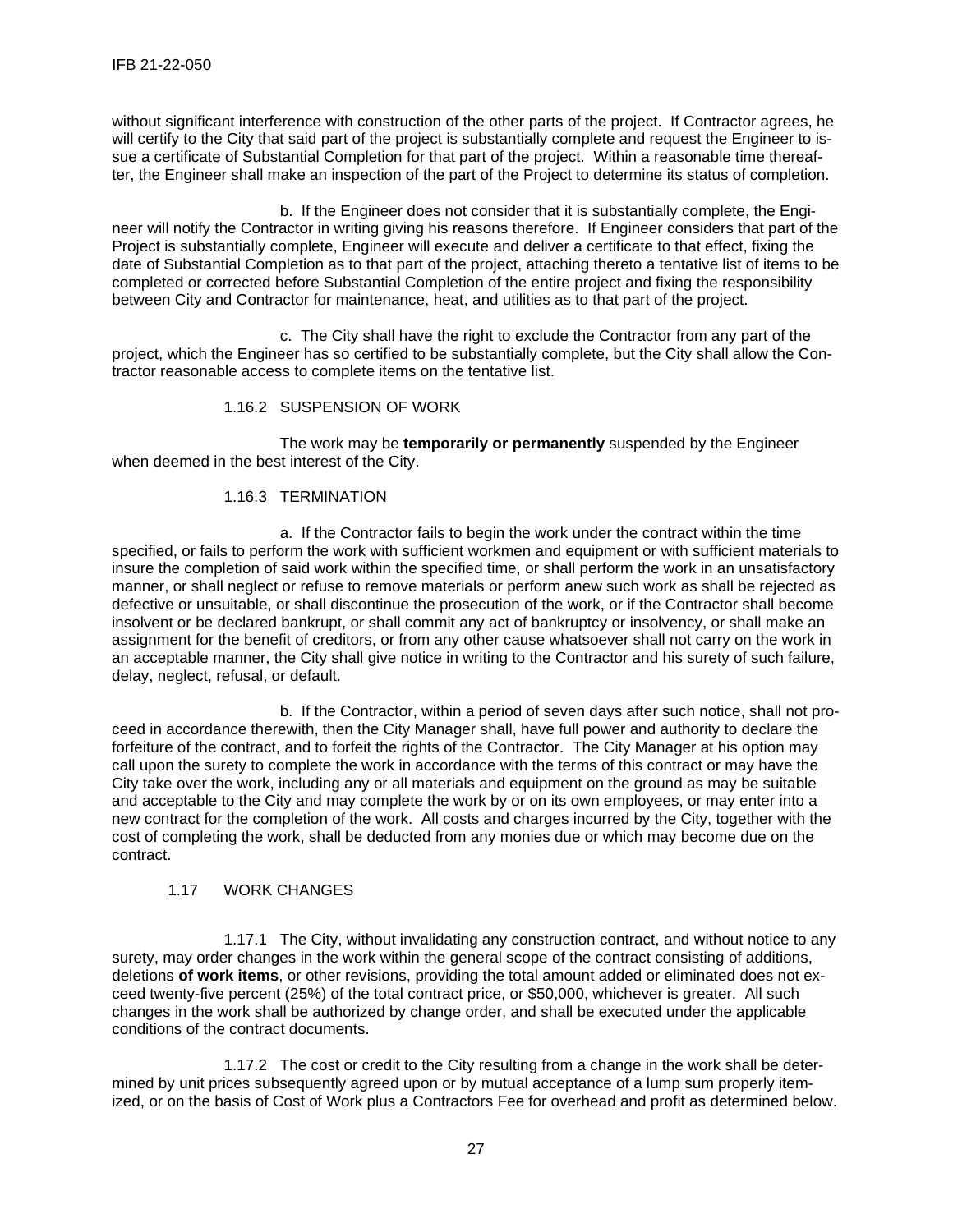without significant interference with construction of the other parts of the project. If Contractor agrees, he will certify to the City that said part of the project is substantially complete and request the Engineer to issue a certificate of Substantial Completion for that part of the project. Within a reasonable time thereafter, the Engineer shall make an inspection of the part of the Project to determine its status of completion.

b. If the Engineer does not consider that it is substantially complete, the Engineer will notify the Contractor in writing giving his reasons therefore. If Engineer considers that part of the Project is substantially complete, Engineer will execute and deliver a certificate to that effect, fixing the date of Substantial Completion as to that part of the project, attaching thereto a tentative list of items to be completed or corrected before Substantial Completion of the entire project and fixing the responsibility between City and Contractor for maintenance, heat, and utilities as to that part of the project.

c. The City shall have the right to exclude the Contractor from any part of the project, which the Engineer has so certified to be substantially complete, but the City shall allow the Contractor reasonable access to complete items on the tentative list.

#### 1.16.2 SUSPENSION OF WORK

The work may be **temporarily or permanently** suspended by the Engineer when deemed in the best interest of the City.

#### 1.16.3 TERMINATION

a. If the Contractor fails to begin the work under the contract within the time specified, or fails to perform the work with sufficient workmen and equipment or with sufficient materials to insure the completion of said work within the specified time, or shall perform the work in an unsatisfactory manner, or shall neglect or refuse to remove materials or perform anew such work as shall be rejected as defective or unsuitable, or shall discontinue the prosecution of the work, or if the Contractor shall become insolvent or be declared bankrupt, or shall commit any act of bankruptcy or insolvency, or shall make an assignment for the benefit of creditors, or from any other cause whatsoever shall not carry on the work in an acceptable manner, the City shall give notice in writing to the Contractor and his surety of such failure, delay, neglect, refusal, or default.

b. If the Contractor, within a period of seven days after such notice, shall not proceed in accordance therewith, then the City Manager shall, have full power and authority to declare the forfeiture of the contract, and to forfeit the rights of the Contractor. The City Manager at his option may call upon the surety to complete the work in accordance with the terms of this contract or may have the City take over the work, including any or all materials and equipment on the ground as may be suitable and acceptable to the City and may complete the work by or on its own employees, or may enter into a new contract for the completion of the work. All costs and charges incurred by the City, together with the cost of completing the work, shall be deducted from any monies due or which may become due on the contract.

### 1.17 WORK CHANGES

1.17.1 The City, without invalidating any construction contract, and without notice to any surety, may order changes in the work within the general scope of the contract consisting of additions, deletions **of work items**, or other revisions, providing the total amount added or eliminated does not exceed twenty-five percent (25%) of the total contract price, or $50,000, whichever is greater. All such changes in the work shall be authorized by change order, and shall be executed under the applicable conditions of the contract documents.

1.17.2 The cost or credit to the City resulting from a change in the work shall be determined by unit prices subsequently agreed upon or by mutual acceptance of a lump sum properly itemized, or on the basis of Cost of Work plus a Contractors Fee for overhead and profit as determined below.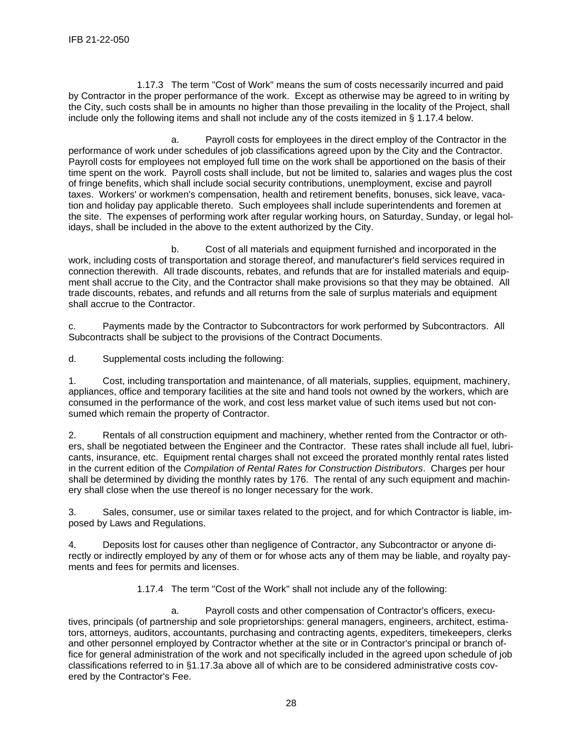1.17.3 The term "Cost of Work" means the sum of costs necessarily incurred and paid by Contractor in the proper performance of the work. Except as otherwise may be agreed to in writing by the City, such costs shall be in amounts no higher than those prevailing in the locality of the Project, shall include only the following items and shall not include any of the costs itemized in § 1.17.4 below.

a. Payroll costs for employees in the direct employ of the Contractor in the performance of work under schedules of job classifications agreed upon by the City and the Contractor. Payroll costs for employees not employed full time on the work shall be apportioned on the basis of their time spent on the work. Payroll costs shall include, but not be limited to, salaries and wages plus the cost of fringe benefits, which shall include social security contributions, unemployment, excise and payroll taxes. Workers' or workmen's compensation, health and retirement benefits, bonuses, sick leave, vacation and holiday pay applicable thereto. Such employees shall include superintendents and foremen at the site. The expenses of performing work after regular working hours, on Saturday, Sunday, or legal holidays, shall be included in the above to the extent authorized by the City.

b. Cost of all materials and equipment furnished and incorporated in the work, including costs of transportation and storage thereof, and manufacturer's field services required in connection therewith. All trade discounts, rebates, and refunds that are for installed materials and equipment shall accrue to the City, and the Contractor shall make provisions so that they may be obtained. All trade discounts, rebates, and refunds and all returns from the sale of surplus materials and equipment shall accrue to the Contractor.

c. Payments made by the Contractor to Subcontractors for work performed by Subcontractors. All Subcontracts shall be subject to the provisions of the Contract Documents.

d. Supplemental costs including the following:

1. Cost, including transportation and maintenance, of all materials, supplies, equipment, machinery, appliances, office and temporary facilities at the site and hand tools not owned by the workers, which are consumed in the performance of the work, and cost less market value of such items used but not consumed which remain the property of Contractor.

2. Rentals of all construction equipment and machinery, whether rented from the Contractor or others, shall be negotiated between the Engineer and the Contractor. These rates shall include all fuel, lubricants, insurance, etc. Equipment rental charges shall not exceed the prorated monthly rental rates listed in the current edition of the *Compilation of Rental Rates for Construction Distributors*. Charges per hour shall be determined by dividing the monthly rates by 176. The rental of any such equipment and machinery shall close when the use thereof is no longer necessary for the work.

3. Sales, consumer, use or similar taxes related to the project, and for which Contractor is liable, imposed by Laws and Regulations.

4. Deposits lost for causes other than negligence of Contractor, any Subcontractor or anyone directly or indirectly employed by any of them or for whose acts any of them may be liable, and royalty payments and fees for permits and licenses.

1.17.4 The term "Cost of the Work" shall not include any of the following:

a. Payroll costs and other compensation of Contractor's officers, executives, principals (of partnership and sole proprietorships: general managers, engineers, architect, estimators, attorneys, auditors, accountants, purchasing and contracting agents, expediters, timekeepers, clerks and other personnel employed by Contractor whether at the site or in Contractor's principal or branch office for general administration of the work and not specifically included in the agreed upon schedule of job classifications referred to in §1.17.3a above all of which are to be considered administrative costs covered by the Contractor's Fee.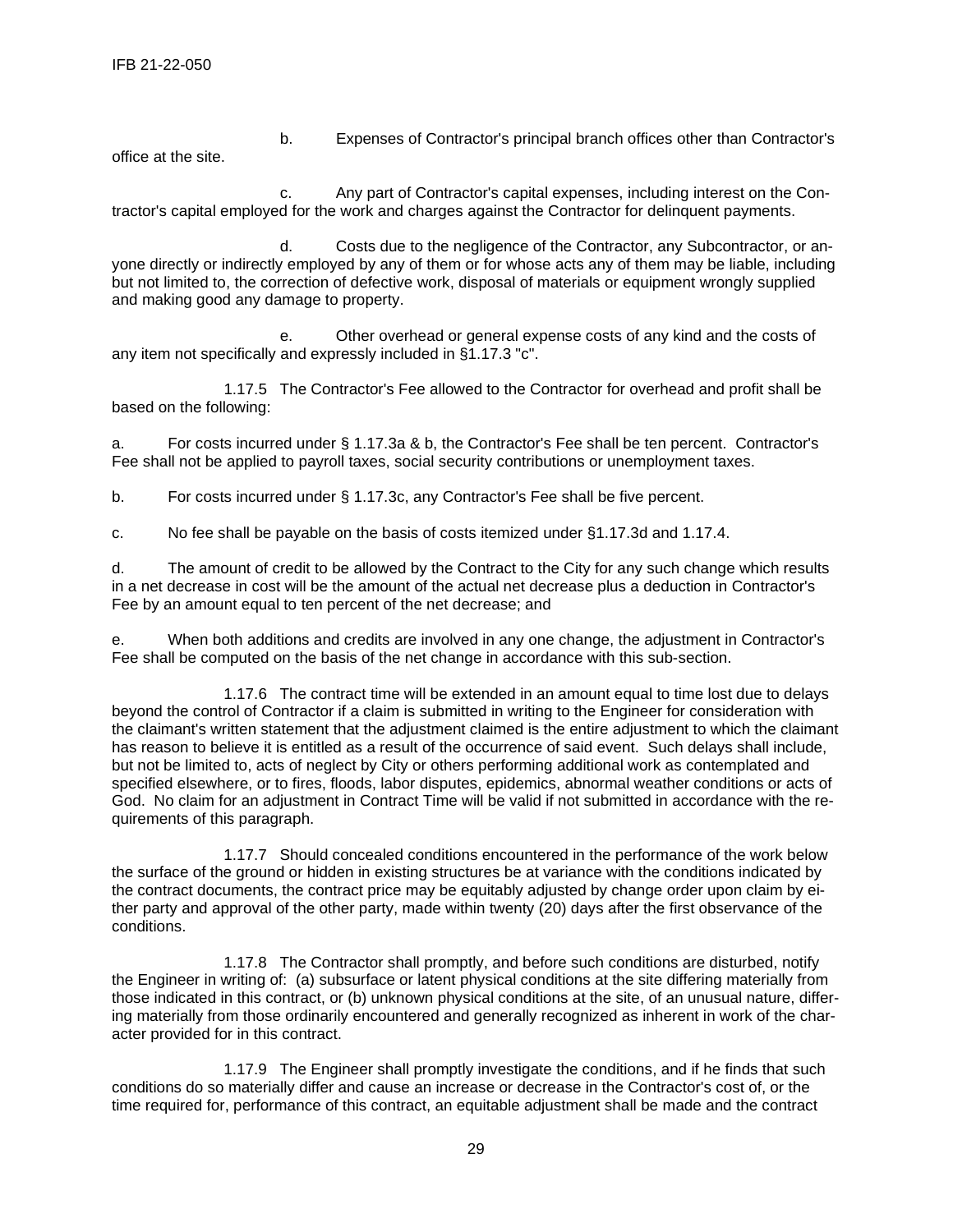b. Expenses of Contractor's principal branch offices other than Contractor's office at the site.

c. Any part of Contractor's capital expenses, including interest on the Contractor's capital employed for the work and charges against the Contractor for delinquent payments.

d. Costs due to the negligence of the Contractor, any Subcontractor, or anyone directly or indirectly employed by any of them or for whose acts any of them may be liable, including but not limited to, the correction of defective work, disposal of materials or equipment wrongly supplied and making good any damage to property.

e. Other overhead or general expense costs of any kind and the costs of any item not specifically and expressly included in §1.17.3 "c".

1.17.5 The Contractor's Fee allowed to the Contractor for overhead and profit shall be based on the following:

a. For costs incurred under § 1.17.3a & b, the Contractor's Fee shall be ten percent. Contractor's Fee shall not be applied to payroll taxes, social security contributions or unemployment taxes.

b. For costs incurred under § 1.17.3c, any Contractor's Fee shall be five percent.

c. No fee shall be payable on the basis of costs itemized under §1.17.3d and 1.17.4.

d. The amount of credit to be allowed by the Contract to the City for any such change which results in a net decrease in cost will be the amount of the actual net decrease plus a deduction in Contractor's Fee by an amount equal to ten percent of the net decrease; and

e. When both additions and credits are involved in any one change, the adjustment in Contractor's Fee shall be computed on the basis of the net change in accordance with this sub-section.

1.17.6 The contract time will be extended in an amount equal to time lost due to delays beyond the control of Contractor if a claim is submitted in writing to the Engineer for consideration with the claimant's written statement that the adjustment claimed is the entire adjustment to which the claimant has reason to believe it is entitled as a result of the occurrence of said event. Such delays shall include, but not be limited to, acts of neglect by City or others performing additional work as contemplated and specified elsewhere, or to fires, floods, labor disputes, epidemics, abnormal weather conditions or acts of God. No claim for an adjustment in Contract Time will be valid if not submitted in accordance with the requirements of this paragraph.

1.17.7 Should concealed conditions encountered in the performance of the work below the surface of the ground or hidden in existing structures be at variance with the conditions indicated by the contract documents, the contract price may be equitably adjusted by change order upon claim by either party and approval of the other party, made within twenty (20) days after the first observance of the conditions.

1.17.8 The Contractor shall promptly, and before such conditions are disturbed, notify the Engineer in writing of: (a) subsurface or latent physical conditions at the site differing materially from those indicated in this contract, or (b) unknown physical conditions at the site, of an unusual nature, differing materially from those ordinarily encountered and generally recognized as inherent in work of the character provided for in this contract.

1.17.9 The Engineer shall promptly investigate the conditions, and if he finds that such conditions do so materially differ and cause an increase or decrease in the Contractor's cost of, or the time required for, performance of this contract, an equitable adjustment shall be made and the contract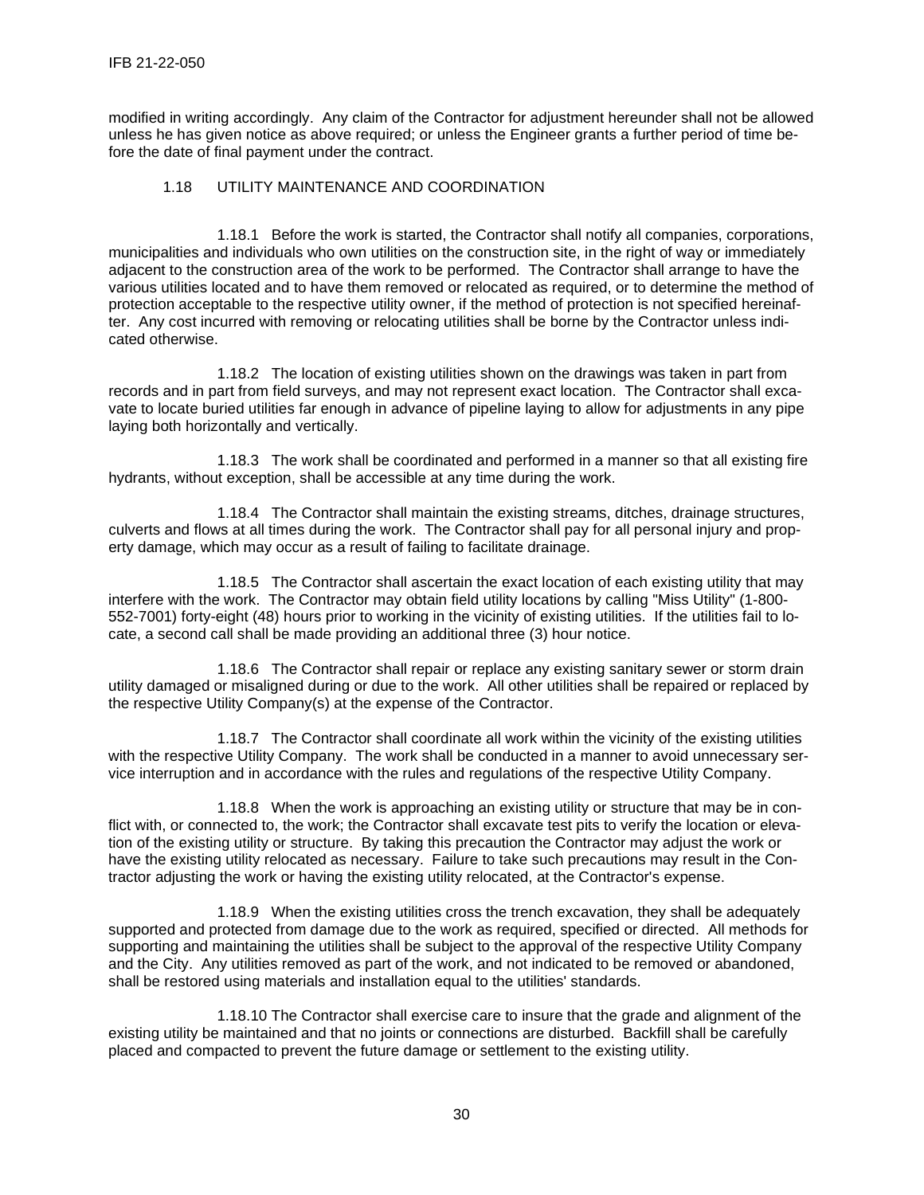modified in writing accordingly. Any claim of the Contractor for adjustment hereunder shall not be allowed unless he has given notice as above required; or unless the Engineer grants a further period of time before the date of final payment under the contract.

### 1.18 UTILITY MAINTENANCE AND COORDINATION

1.18.1 Before the work is started, the Contractor shall notify all companies, corporations, municipalities and individuals who own utilities on the construction site, in the right of way or immediately adjacent to the construction area of the work to be performed. The Contractor shall arrange to have the various utilities located and to have them removed or relocated as required, or to determine the method of protection acceptable to the respective utility owner, if the method of protection is not specified hereinafter. Any cost incurred with removing or relocating utilities shall be borne by the Contractor unless indicated otherwise.

1.18.2 The location of existing utilities shown on the drawings was taken in part from records and in part from field surveys, and may not represent exact location. The Contractor shall excavate to locate buried utilities far enough in advance of pipeline laying to allow for adjustments in any pipe laying both horizontally and vertically.

1.18.3 The work shall be coordinated and performed in a manner so that all existing fire hydrants, without exception, shall be accessible at any time during the work.

1.18.4 The Contractor shall maintain the existing streams, ditches, drainage structures, culverts and flows at all times during the work. The Contractor shall pay for all personal injury and property damage, which may occur as a result of failing to facilitate drainage.

1.18.5 The Contractor shall ascertain the exact location of each existing utility that may interfere with the work. The Contractor may obtain field utility locations by calling "Miss Utility" (1-800-552-7001) forty-eight (48) hours prior to working in the vicinity of existing utilities. If the utilities fail to locate, a second call shall be made providing an additional three (3) hour notice.

1.18.6 The Contractor shall repair or replace any existing sanitary sewer or storm drain utility damaged or misaligned during or due to the work. All other utilities shall be repaired or replaced by the respective Utility Company(s) at the expense of the Contractor.

1.18.7 The Contractor shall coordinate all work within the vicinity of the existing utilities with the respective Utility Company. The work shall be conducted in a manner to avoid unnecessary service interruption and in accordance with the rules and regulations of the respective Utility Company.

1.18.8 When the work is approaching an existing utility or structure that may be in conflict with, or connected to, the work; the Contractor shall excavate test pits to verify the location or elevation of the existing utility or structure. By taking this precaution the Contractor may adjust the work or have the existing utility relocated as necessary. Failure to take such precautions may result in the Contractor adjusting the work or having the existing utility relocated, at the Contractor's expense.

1.18.9 When the existing utilities cross the trench excavation, they shall be adequately supported and protected from damage due to the work as required, specified or directed. All methods for supporting and maintaining the utilities shall be subject to the approval of the respective Utility Company and the City. Any utilities removed as part of the work, and not indicated to be removed or abandoned, shall be restored using materials and installation equal to the utilities' standards.

1.18.10 The Contractor shall exercise care to insure that the grade and alignment of the existing utility be maintained and that no joints or connections are disturbed. Backfill shall be carefully placed and compacted to prevent the future damage or settlement to the existing utility.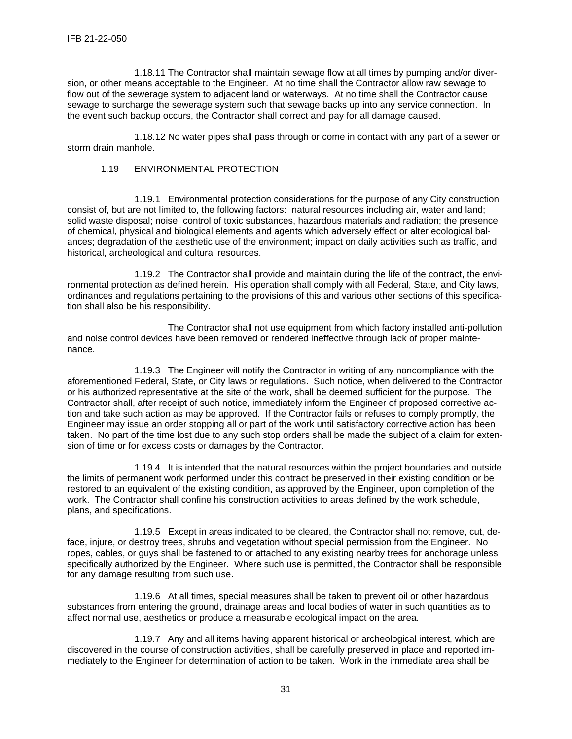1.18.11 The Contractor shall maintain sewage flow at all times by pumping and/or diversion, or other means acceptable to the Engineer. At no time shall the Contractor allow raw sewage to flow out of the sewerage system to adjacent land or waterways. At no time shall the Contractor cause sewage to surcharge the sewerage system such that sewage backs up into any service connection. In the event such backup occurs, the Contractor shall correct and pay for all damage caused.

1.18.12 No water pipes shall pass through or come in contact with any part of a sewer or storm drain manhole.

### 1.19 ENVIRONMENTAL PROTECTION

1.19.1 Environmental protection considerations for the purpose of any City construction consist of, but are not limited to, the following factors: natural resources including air, water and land; solid waste disposal; noise; control of toxic substances, hazardous materials and radiation; the presence of chemical, physical and biological elements and agents which adversely effect or alter ecological balances; degradation of the aesthetic use of the environment; impact on daily activities such as traffic, and historical, archeological and cultural resources.

1.19.2 The Contractor shall provide and maintain during the life of the contract, the environmental protection as defined herein. His operation shall comply with all Federal, State, and City laws, ordinances and regulations pertaining to the provisions of this and various other sections of this specification shall also be his responsibility.

The Contractor shall not use equipment from which factory installed anti-pollution and noise control devices have been removed or rendered ineffective through lack of proper maintenance.

1.19.3 The Engineer will notify the Contractor in writing of any noncompliance with the aforementioned Federal, State, or City laws or regulations. Such notice, when delivered to the Contractor or his authorized representative at the site of the work, shall be deemed sufficient for the purpose. The Contractor shall, after receipt of such notice, immediately inform the Engineer of proposed corrective action and take such action as may be approved. If the Contractor fails or refuses to comply promptly, the Engineer may issue an order stopping all or part of the work until satisfactory corrective action has been taken. No part of the time lost due to any such stop orders shall be made the subject of a claim for extension of time or for excess costs or damages by the Contractor.

1.19.4 It is intended that the natural resources within the project boundaries and outside the limits of permanent work performed under this contract be preserved in their existing condition or be restored to an equivalent of the existing condition, as approved by the Engineer, upon completion of the work. The Contractor shall confine his construction activities to areas defined by the work schedule, plans, and specifications.

1.19.5 Except in areas indicated to be cleared, the Contractor shall not remove, cut, deface, injure, or destroy trees, shrubs and vegetation without special permission from the Engineer. No ropes, cables, or guys shall be fastened to or attached to any existing nearby trees for anchorage unless specifically authorized by the Engineer. Where such use is permitted, the Contractor shall be responsible for any damage resulting from such use.

1.19.6 At all times, special measures shall be taken to prevent oil or other hazardous substances from entering the ground, drainage areas and local bodies of water in such quantities as to affect normal use, aesthetics or produce a measurable ecological impact on the area.

1.19.7 Any and all items having apparent historical or archeological interest, which are discovered in the course of construction activities, shall be carefully preserved in place and reported immediately to the Engineer for determination of action to be taken. Work in the immediate area shall be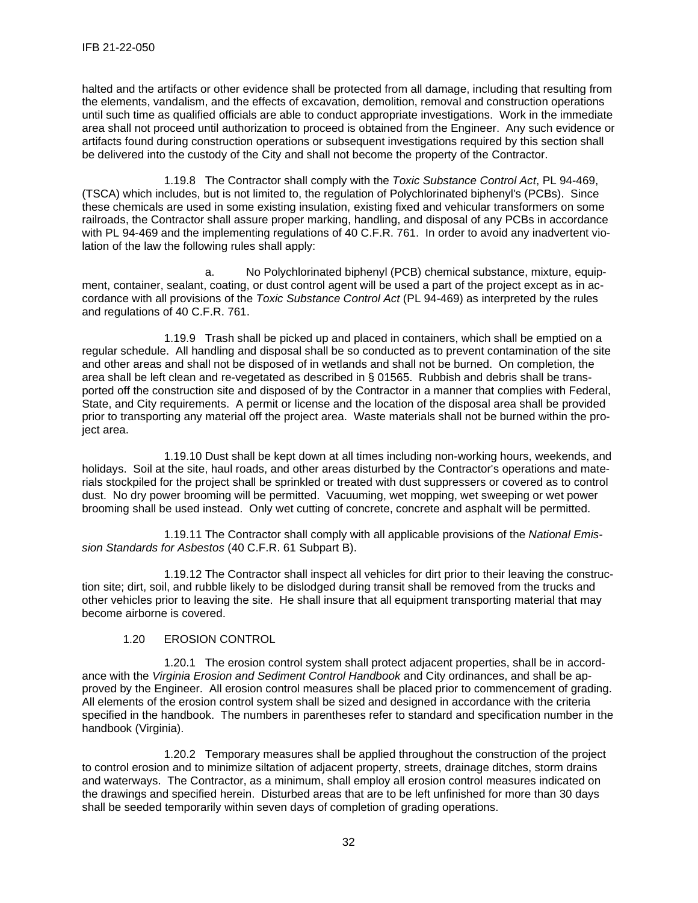halted and the artifacts or other evidence shall be protected from all damage, including that resulting from the elements, vandalism, and the effects of excavation, demolition, removal and construction operations until such time as qualified officials are able to conduct appropriate investigations. Work in the immediate area shall not proceed until authorization to proceed is obtained from the Engineer. Any such evidence or artifacts found during construction operations or subsequent investigations required by this section shall be delivered into the custody of the City and shall not become the property of the Contractor.

1.19.8 The Contractor shall comply with the *Toxic Substance Control Act*, PL 94-469, (TSCA) which includes, but is not limited to, the regulation of Polychlorinated biphenyl's (PCBs). Since these chemicals are used in some existing insulation, existing fixed and vehicular transformers on some railroads, the Contractor shall assure proper marking, handling, and disposal of any PCBs in accordance with PL 94-469 and the implementing regulations of 40 C.F.R. 761. In order to avoid any inadvertent violation of the law the following rules shall apply:

a. No Polychlorinated biphenyl (PCB) chemical substance, mixture, equipment, container, sealant, coating, or dust control agent will be used a part of the project except as in accordance with all provisions of the *Toxic Substance Control Act* (PL 94-469) as interpreted by the rules and regulations of 40 C.F.R. 761.

1.19.9 Trash shall be picked up and placed in containers, which shall be emptied on a regular schedule. All handling and disposal shall be so conducted as to prevent contamination of the site and other areas and shall not be disposed of in wetlands and shall not be burned. On completion, the area shall be left clean and re-vegetated as described in § 01565. Rubbish and debris shall be transported off the construction site and disposed of by the Contractor in a manner that complies with Federal, State, and City requirements. A permit or license and the location of the disposal area shall be provided prior to transporting any material off the project area. Waste materials shall not be burned within the project area.

1.19.10 Dust shall be kept down at all times including non-working hours, weekends, and holidays. Soil at the site, haul roads, and other areas disturbed by the Contractor's operations and materials stockpiled for the project shall be sprinkled or treated with dust suppressers or covered as to control dust. No dry power brooming will be permitted. Vacuuming, wet mopping, wet sweeping or wet power brooming shall be used instead. Only wet cutting of concrete, concrete and asphalt will be permitted.

1.19.11 The Contractor shall comply with all applicable provisions of the *National Emission Standards for Asbestos* (40 C.F.R. 61 Subpart B).

1.19.12 The Contractor shall inspect all vehicles for dirt prior to their leaving the construction site; dirt, soil, and rubble likely to be dislodged during transit shall be removed from the trucks and other vehicles prior to leaving the site. He shall insure that all equipment transporting material that may become airborne is covered.

## 1.20 EROSION CONTROL

1.20.1 The erosion control system shall protect adjacent properties, shall be in accordance with the *Virginia Erosion and Sediment Control Handbook* and City ordinances, and shall be approved by the Engineer. All erosion control measures shall be placed prior to commencement of grading. All elements of the erosion control system shall be sized and designed in accordance with the criteria specified in the handbook. The numbers in parentheses refer to standard and specification number in the handbook (Virginia).

1.20.2 Temporary measures shall be applied throughout the construction of the project to control erosion and to minimize siltation of adjacent property, streets, drainage ditches, storm drains and waterways. The Contractor, as a minimum, shall employ all erosion control measures indicated on the drawings and specified herein. Disturbed areas that are to be left unfinished for more than 30 days shall be seeded temporarily within seven days of completion of grading operations.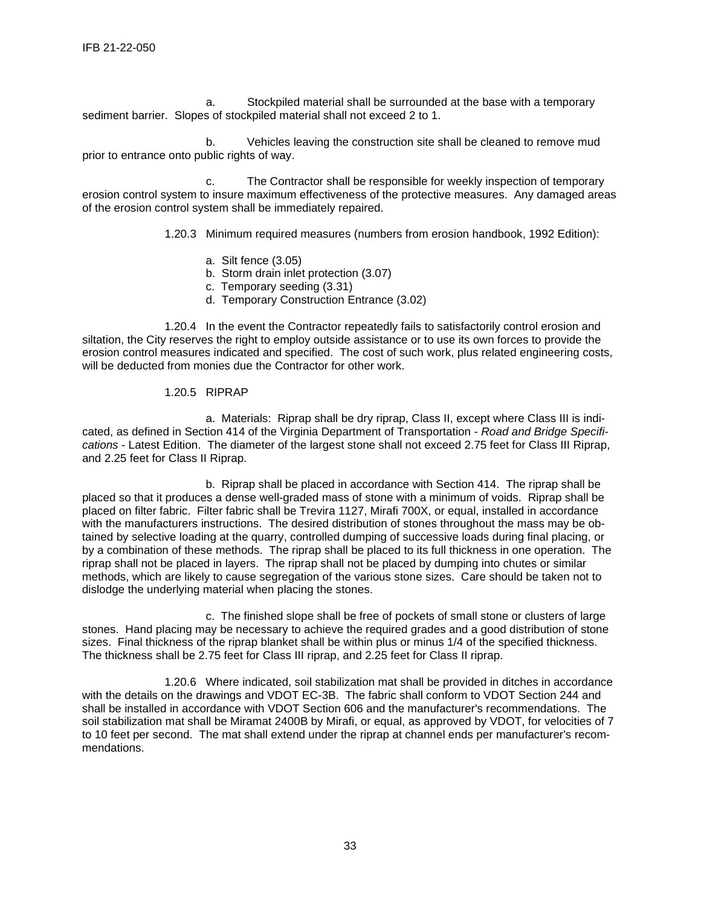a. Stockpiled material shall be surrounded at the base with a temporary sediment barrier. Slopes of stockpiled material shall not exceed 2 to 1.

b. Vehicles leaving the construction site shall be cleaned to remove mud prior to entrance onto public rights of way.

c. The Contractor shall be responsible for weekly inspection of temporary erosion control system to insure maximum effectiveness of the protective measures. Any damaged areas of the erosion control system shall be immediately repaired.

1.20.3 Minimum required measures (numbers from erosion handbook, 1992 Edition):

a. Silt fence (3.05)
b. Storm drain inlet protection (3.07)
c. Temporary seeding (3.31)
d. Temporary Construction Entrance (3.02)

1.20.4 In the event the Contractor repeatedly fails to satisfactorily control erosion and siltation, the City reserves the right to employ outside assistance or to use its own forces to provide the erosion control measures indicated and specified. The cost of such work, plus related engineering costs, will be deducted from monies due the Contractor for other work.

1.20.5 RIPRAP

a. Materials: Riprap shall be dry riprap, Class II, except where Class III is indicated, as defined in Section 414 of the Virginia Department of Transportation - *Road and Bridge Specifications* - Latest Edition. The diameter of the largest stone shall not exceed 2.75 feet for Class III Riprap, and 2.25 feet for Class II Riprap.

b. Riprap shall be placed in accordance with Section 414. The riprap shall be placed so that it produces a dense well-graded mass of stone with a minimum of voids. Riprap shall be placed on filter fabric. Filter fabric shall be Trevira 1127, Mirafi 700X, or equal, installed in accordance with the manufacturers instructions. The desired distribution of stones throughout the mass may be obtained by selective loading at the quarry, controlled dumping of successive loads during final placing, or by a combination of these methods. The riprap shall be placed to its full thickness in one operation. The riprap shall not be placed in layers. The riprap shall not be placed by dumping into chutes or similar methods, which are likely to cause segregation of the various stone sizes. Care should be taken not to dislodge the underlying material when placing the stones.

c. The finished slope shall be free of pockets of small stone or clusters of large stones. Hand placing may be necessary to achieve the required grades and a good distribution of stone sizes. Final thickness of the riprap blanket shall be within plus or minus 1/4 of the specified thickness. The thickness shall be 2.75 feet for Class III riprap, and 2.25 feet for Class II riprap.

1.20.6 Where indicated, soil stabilization mat shall be provided in ditches in accordance with the details on the drawings and VDOT EC-3B. The fabric shall conform to VDOT Section 244 and shall be installed in accordance with VDOT Section 606 and the manufacturer's recommendations. The soil stabilization mat shall be Miramat 2400B by Mirafi, or equal, as approved by VDOT, for velocities of 7 to 10 feet per second. The mat shall extend under the riprap at channel ends per manufacturer's recommendations.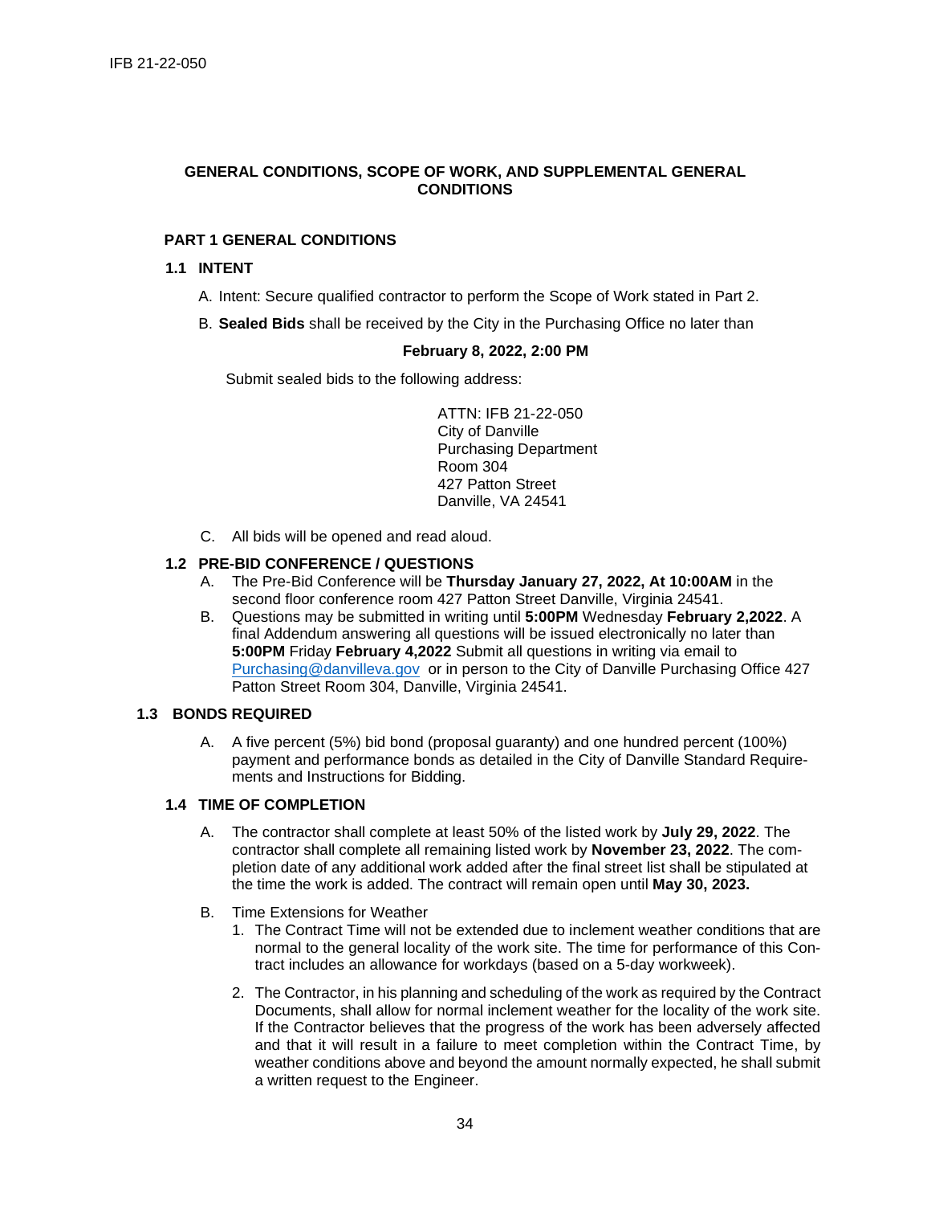## GENERAL CONDITIONS, SCOPE OF WORK, AND SUPPLEMENTAL GENERAL CONDITIONS

### PART 1 GENERAL CONDITIONS

#### 1.1 INTENT

A. Intent: Secure qualified contractor to perform the Scope of Work stated in Part 2.

B. **Sealed Bids** shall be received by the City in the Purchasing Office no later than

**February 8, 2022, 2:00 PM**

Submit sealed bids to the following address:

ATTN: IFB 21-22-050
City of Danville
Purchasing Department
Room 304
427 Patton Street
Danville, VA 24541

C. All bids will be opened and read aloud.

#### 1.2 PRE-BID CONFERENCE / QUESTIONS

A. The Pre-Bid Conference will be **Thursday January 27, 2022, At 10:00AM** in the second floor conference room 427 Patton Street Danville, Virginia 24541.

B. Questions may be submitted in writing until **5:00PM** Wednesday **February 2,2022**. A final Addendum answering all questions will be issued electronically no later than **5:00PM** Friday **February 4,2022** Submit all questions in writing via email to Purchasing@danvilleva.gov or in person to the City of Danville Purchasing Office 427 Patton Street Room 304, Danville, Virginia 24541.

#### 1.3 BONDS REQUIRED

A. A five percent (5%) bid bond (proposal guaranty) and one hundred percent (100%) payment and performance bonds as detailed in the City of Danville Standard Requirements and Instructions for Bidding.

#### 1.4 TIME OF COMPLETION

A. The contractor shall complete at least 50% of the listed work by **July 29, 2022**. The contractor shall complete all remaining listed work by **November 23, 2022**. The completion date of any additional work added after the final street list shall be stipulated at the time the work is added. The contract will remain open until **May 30, 2023.**

B. Time Extensions for Weather

1. The Contract Time will not be extended due to inclement weather conditions that are normal to the general locality of the work site. The time for performance of this Contract includes an allowance for workdays (based on a 5-day workweek).

2. The Contractor, in his planning and scheduling of the work as required by the Contract Documents, shall allow for normal inclement weather for the locality of the work site. If the Contractor believes that the progress of the work has been adversely affected and that it will result in a failure to meet completion within the Contract Time, by weather conditions above and beyond the amount normally expected, he shall submit a written request to the Engineer.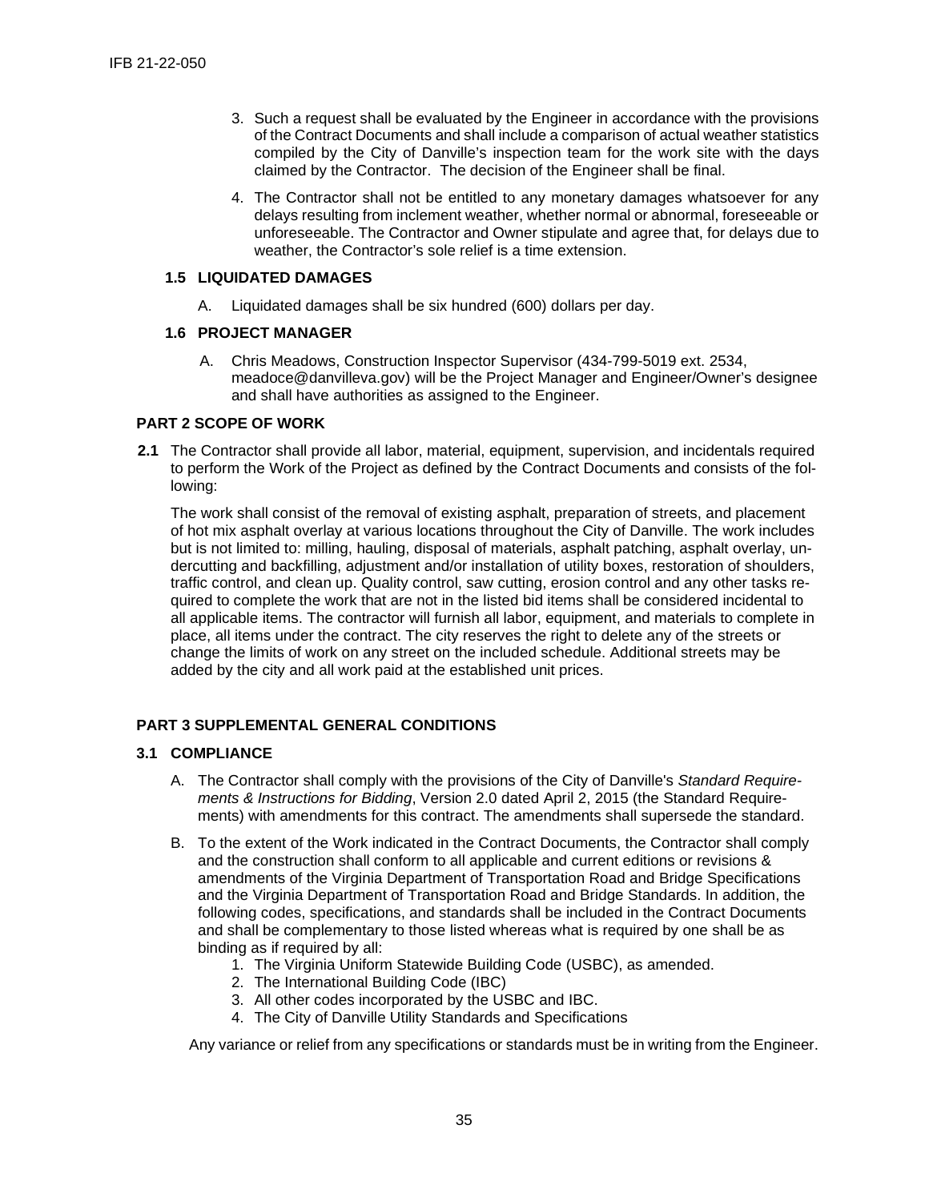3. Such a request shall be evaluated by the Engineer in accordance with the provisions of the Contract Documents and shall include a comparison of actual weather statistics compiled by the City of Danville's inspection team for the work site with the days claimed by the Contractor. The decision of the Engineer shall be final.

4. The Contractor shall not be entitled to any monetary damages whatsoever for any delays resulting from inclement weather, whether normal or abnormal, foreseeable or unforeseeable. The Contractor and Owner stipulate and agree that, for delays due to weather, the Contractor's sole relief is a time extension.

### 1.5 LIQUIDATED DAMAGES

A. Liquidated damages shall be six hundred (600) dollars per day.

### 1.6 PROJECT MANAGER

A. Chris Meadows, Construction Inspector Supervisor (434-799-5019 ext. 2534, meadoce@danvilleva.gov) will be the Project Manager and Engineer/Owner's designee and shall have authorities as assigned to the Engineer.

## PART 2 SCOPE OF WORK

**2.1** The Contractor shall provide all labor, material, equipment, supervision, and incidentals required to perform the Work of the Project as defined by the Contract Documents and consists of the following:

The work shall consist of the removal of existing asphalt, preparation of streets, and placement of hot mix asphalt overlay at various locations throughout the City of Danville. The work includes but is not limited to: milling, hauling, disposal of materials, asphalt patching, asphalt overlay, undercutting and backfilling, adjustment and/or installation of utility boxes, restoration of shoulders, traffic control, and clean up. Quality control, saw cutting, erosion control and any other tasks required to complete the work that are not in the listed bid items shall be considered incidental to all applicable items. The contractor will furnish all labor, equipment, and materials to complete in place, all items under the contract. The city reserves the right to delete any of the streets or change the limits of work on any street on the included schedule. Additional streets may be added by the city and all work paid at the established unit prices.

## PART 3 SUPPLEMENTAL GENERAL CONDITIONS

### 3.1 COMPLIANCE

A. The Contractor shall comply with the provisions of the City of Danville's *Standard Requirements & Instructions for Bidding*, Version 2.0 dated April 2, 2015 (the Standard Requirements) with amendments for this contract. The amendments shall supersede the standard.

B. To the extent of the Work indicated in the Contract Documents, the Contractor shall comply and the construction shall conform to all applicable and current editions or revisions & amendments of the Virginia Department of Transportation Road and Bridge Specifications and the Virginia Department of Transportation Road and Bridge Standards. In addition, the following codes, specifications, and standards shall be included in the Contract Documents and shall be complementary to those listed whereas what is required by one shall be as binding as if required by all:
   1. The Virginia Uniform Statewide Building Code (USBC), as amended.
   2. The International Building Code (IBC)
   3. All other codes incorporated by the USBC and IBC.
   4. The City of Danville Utility Standards and Specifications

Any variance or relief from any specifications or standards must be in writing from the Engineer.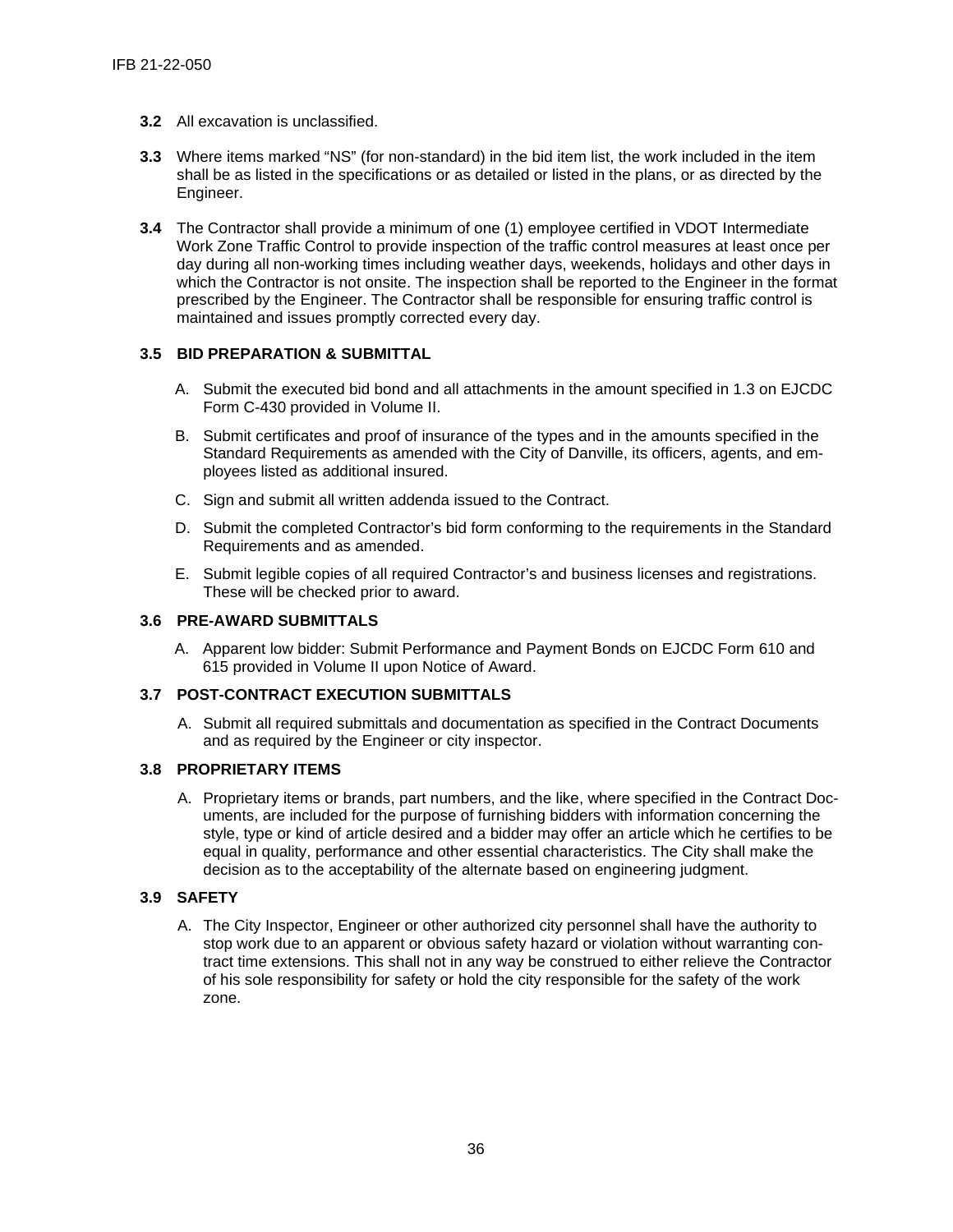**3.2** All excavation is unclassified.

**3.3** Where items marked "NS" (for non-standard) in the bid item list, the work included in the item shall be as listed in the specifications or as detailed or listed in the plans, or as directed by the Engineer.

**3.4** The Contractor shall provide a minimum of one (1) employee certified in VDOT Intermediate Work Zone Traffic Control to provide inspection of the traffic control measures at least once per day during all non-working times including weather days, weekends, holidays and other days in which the Contractor is not onsite. The inspection shall be reported to the Engineer in the format prescribed by the Engineer. The Contractor shall be responsible for ensuring traffic control is maintained and issues promptly corrected every day.

### 3.5 BID PREPARATION & SUBMITTAL

A. Submit the executed bid bond and all attachments in the amount specified in 1.3 on EJCDC Form C-430 provided in Volume II.

B. Submit certificates and proof of insurance of the types and in the amounts specified in the Standard Requirements as amended with the City of Danville, its officers, agents, and employees listed as additional insured.

C. Sign and submit all written addenda issued to the Contract.

D. Submit the completed Contractor's bid form conforming to the requirements in the Standard Requirements and as amended.

E. Submit legible copies of all required Contractor's and business licenses and registrations. These will be checked prior to award.

### 3.6 PRE-AWARD SUBMITTALS

A. Apparent low bidder: Submit Performance and Payment Bonds on EJCDC Form 610 and 615 provided in Volume II upon Notice of Award.

### 3.7 POST-CONTRACT EXECUTION SUBMITTALS

A. Submit all required submittals and documentation as specified in the Contract Documents and as required by the Engineer or city inspector.

### 3.8 PROPRIETARY ITEMS

A. Proprietary items or brands, part numbers, and the like, where specified in the Contract Documents, are included for the purpose of furnishing bidders with information concerning the style, type or kind of article desired and a bidder may offer an article which he certifies to be equal in quality, performance and other essential characteristics. The City shall make the decision as to the acceptability of the alternate based on engineering judgment.

### 3.9 SAFETY

A. The City Inspector, Engineer or other authorized city personnel shall have the authority to stop work due to an apparent or obvious safety hazard or violation without warranting contract time extensions. This shall not in any way be construed to either relieve the Contractor of his sole responsibility for safety or hold the city responsible for the safety of the work zone.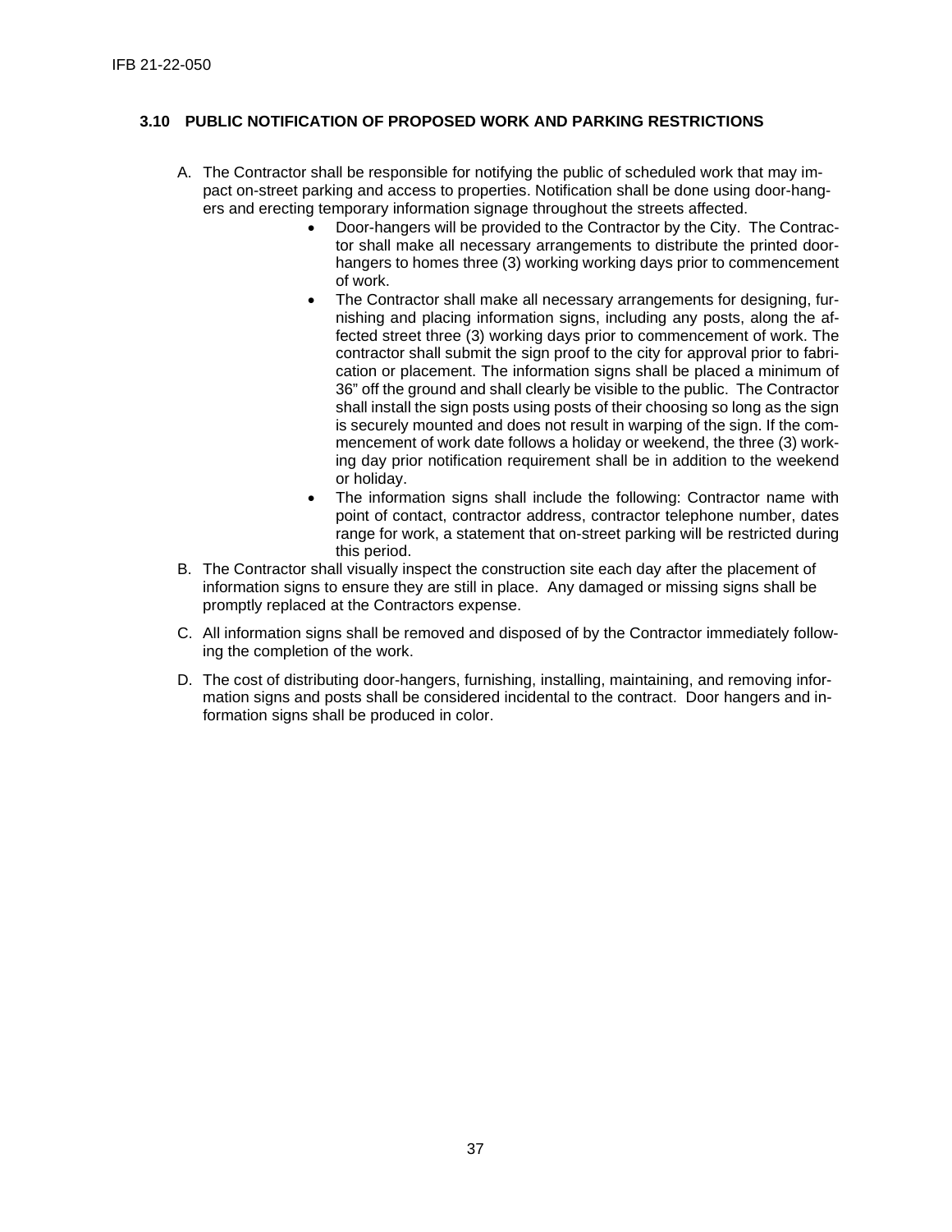### 3.10 PUBLIC NOTIFICATION OF PROPOSED WORK AND PARKING RESTRICTIONS

A. The Contractor shall be responsible for notifying the public of scheduled work that may impact on-street parking and access to properties. Notification shall be done using door-hangers and erecting temporary information signage throughout the streets affected.

- Door-hangers will be provided to the Contractor by the City. The Contractor shall make all necessary arrangements to distribute the printed door-hangers to homes three (3) working working days prior to commencement of work.
- The Contractor shall make all necessary arrangements for designing, furnishing and placing information signs, including any posts, along the affected street three (3) working days prior to commencement of work. The contractor shall submit the sign proof to the city for approval prior to fabrication or placement. The information signs shall be placed a minimum of 36" off the ground and shall clearly be visible to the public. The Contractor shall install the sign posts using posts of their choosing so long as the sign is securely mounted and does not result in warping of the sign. If the commencement of work date follows a holiday or weekend, the three (3) working day prior notification requirement shall be in addition to the weekend or holiday.
- The information signs shall include the following: Contractor name with point of contact, contractor address, contractor telephone number, dates range for work, a statement that on-street parking will be restricted during this period.

B. The Contractor shall visually inspect the construction site each day after the placement of information signs to ensure they are still in place. Any damaged or missing signs shall be promptly replaced at the Contractors expense.

C. All information signs shall be removed and disposed of by the Contractor immediately following the completion of the work.

D. The cost of distributing door-hangers, furnishing, installing, maintaining, and removing information signs and posts shall be considered incidental to the contract. Door hangers and information signs shall be produced in color.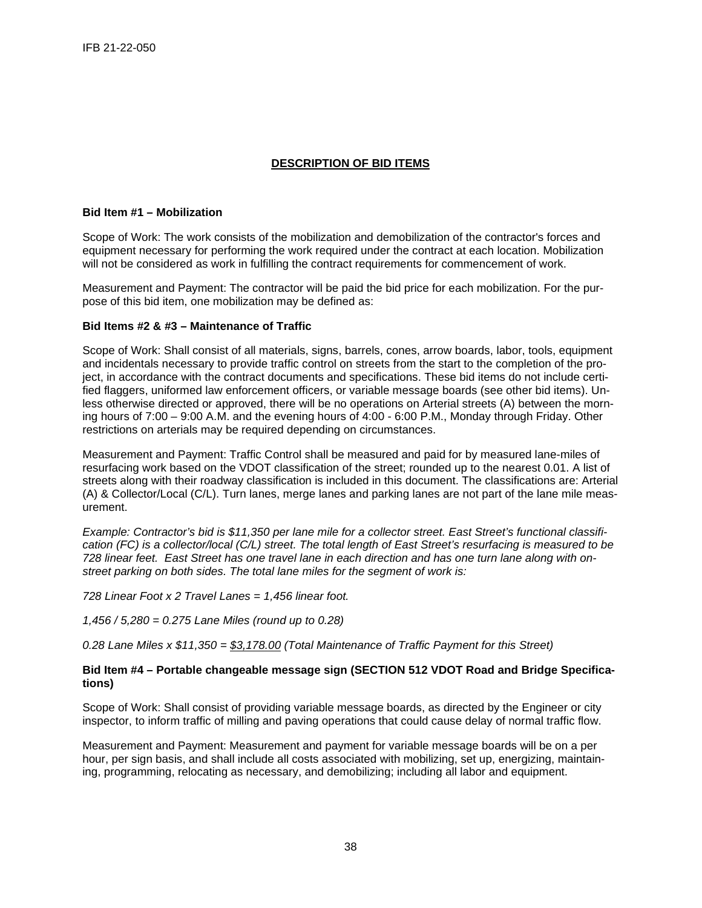## DESCRIPTION OF BID ITEMS

**Bid Item #1 – Mobilization**

Scope of Work: The work consists of the mobilization and demobilization of the contractor's forces and equipment necessary for performing the work required under the contract at each location. Mobilization will not be considered as work in fulfilling the contract requirements for commencement of work.

Measurement and Payment: The contractor will be paid the bid price for each mobilization. For the purpose of this bid item, one mobilization may be defined as:

**Bid Items #2 & #3 – Maintenance of Traffic**

Scope of Work: Shall consist of all materials, signs, barrels, cones, arrow boards, labor, tools, equipment and incidentals necessary to provide traffic control on streets from the start to the completion of the project, in accordance with the contract documents and specifications. These bid items do not include certified flaggers, uniformed law enforcement officers, or variable message boards (see other bid items). Unless otherwise directed or approved, there will be no operations on Arterial streets (A) between the morning hours of 7:00 – 9:00 A.M. and the evening hours of 4:00 - 6:00 P.M., Monday through Friday. Other restrictions on arterials may be required depending on circumstances.

Measurement and Payment: Traffic Control shall be measured and paid for by measured lane-miles of resurfacing work based on the VDOT classification of the street; rounded up to the nearest 0.01. A list of streets along with their roadway classification is included in this document. The classifications are: Arterial (A) & Collector/Local (C/L). Turn lanes, merge lanes and parking lanes are not part of the lane mile measurement.

*Example: Contractor's bid is $11,350 per lane mile for a collector street. East Street's functional classification (FC) is a collector/local (C/L) street. The total length of East Street's resurfacing is measured to be 728 linear feet. East Street has one travel lane in each direction and has one turn lane along with on-street parking on both sides. The total lane miles for the segment of work is:*

*728 Linear Foot x 2 Travel Lanes = 1,456 linear foot.*

*1,456 / 5,280 = 0.275 Lane Miles (round up to 0.28)*

*0.28 Lane Miles x $11,350 = <u>$3,178.00</u> (Total Maintenance of Traffic Payment for this Street)*

**Bid Item #4 – Portable changeable message sign (SECTION 512 VDOT Road and Bridge Specifications)**

Scope of Work: Shall consist of providing variable message boards, as directed by the Engineer or city inspector, to inform traffic of milling and paving operations that could cause delay of normal traffic flow.

Measurement and Payment: Measurement and payment for variable message boards will be on a per hour, per sign basis, and shall include all costs associated with mobilizing, set up, energizing, maintaining, programming, relocating as necessary, and demobilizing; including all labor and equipment.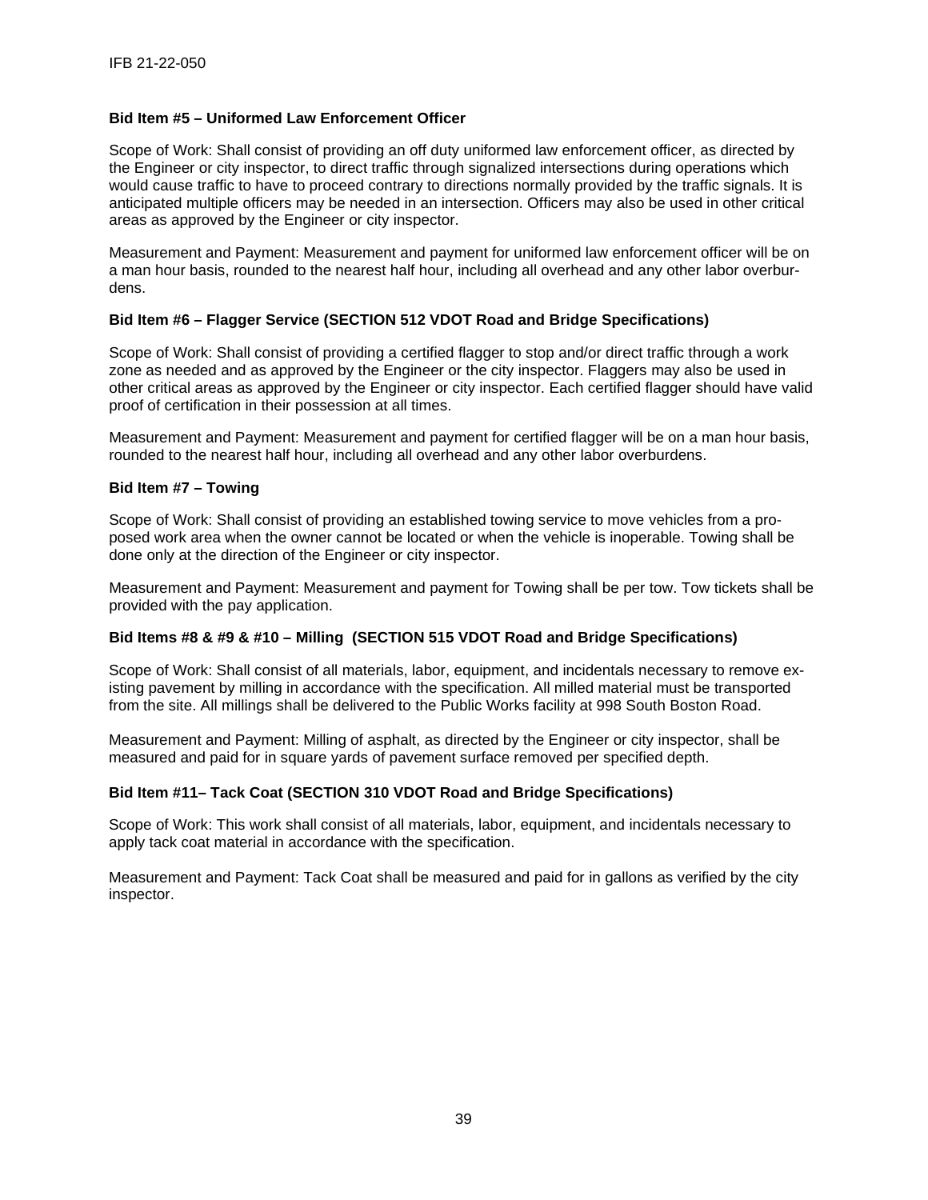**Bid Item #5 – Uniformed Law Enforcement Officer**

Scope of Work: Shall consist of providing an off duty uniformed law enforcement officer, as directed by the Engineer or city inspector, to direct traffic through signalized intersections during operations which would cause traffic to have to proceed contrary to directions normally provided by the traffic signals. It is anticipated multiple officers may be needed in an intersection. Officers may also be used in other critical areas as approved by the Engineer or city inspector.

Measurement and Payment: Measurement and payment for uniformed law enforcement officer will be on a man hour basis, rounded to the nearest half hour, including all overhead and any other labor overburdens.

**Bid Item #6 – Flagger Service (SECTION 512 VDOT Road and Bridge Specifications)**

Scope of Work: Shall consist of providing a certified flagger to stop and/or direct traffic through a work zone as needed and as approved by the Engineer or the city inspector. Flaggers may also be used in other critical areas as approved by the Engineer or city inspector. Each certified flagger should have valid proof of certification in their possession at all times.

Measurement and Payment: Measurement and payment for certified flagger will be on a man hour basis, rounded to the nearest half hour, including all overhead and any other labor overburdens.

**Bid Item #7 – Towing**

Scope of Work: Shall consist of providing an established towing service to move vehicles from a proposed work area when the owner cannot be located or when the vehicle is inoperable. Towing shall be done only at the direction of the Engineer or city inspector.

Measurement and Payment: Measurement and payment for Towing shall be per tow. Tow tickets shall be provided with the pay application.

**Bid Items #8 & #9 & #10 – Milling (SECTION 515 VDOT Road and Bridge Specifications)**

Scope of Work: Shall consist of all materials, labor, equipment, and incidentals necessary to remove existing pavement by milling in accordance with the specification. All milled material must be transported from the site. All millings shall be delivered to the Public Works facility at 998 South Boston Road.

Measurement and Payment: Milling of asphalt, as directed by the Engineer or city inspector, shall be measured and paid for in square yards of pavement surface removed per specified depth.

**Bid Item #11– Tack Coat (SECTION 310 VDOT Road and Bridge Specifications)**

Scope of Work: This work shall consist of all materials, labor, equipment, and incidentals necessary to apply tack coat material in accordance with the specification.

Measurement and Payment: Tack Coat shall be measured and paid for in gallons as verified by the city inspector.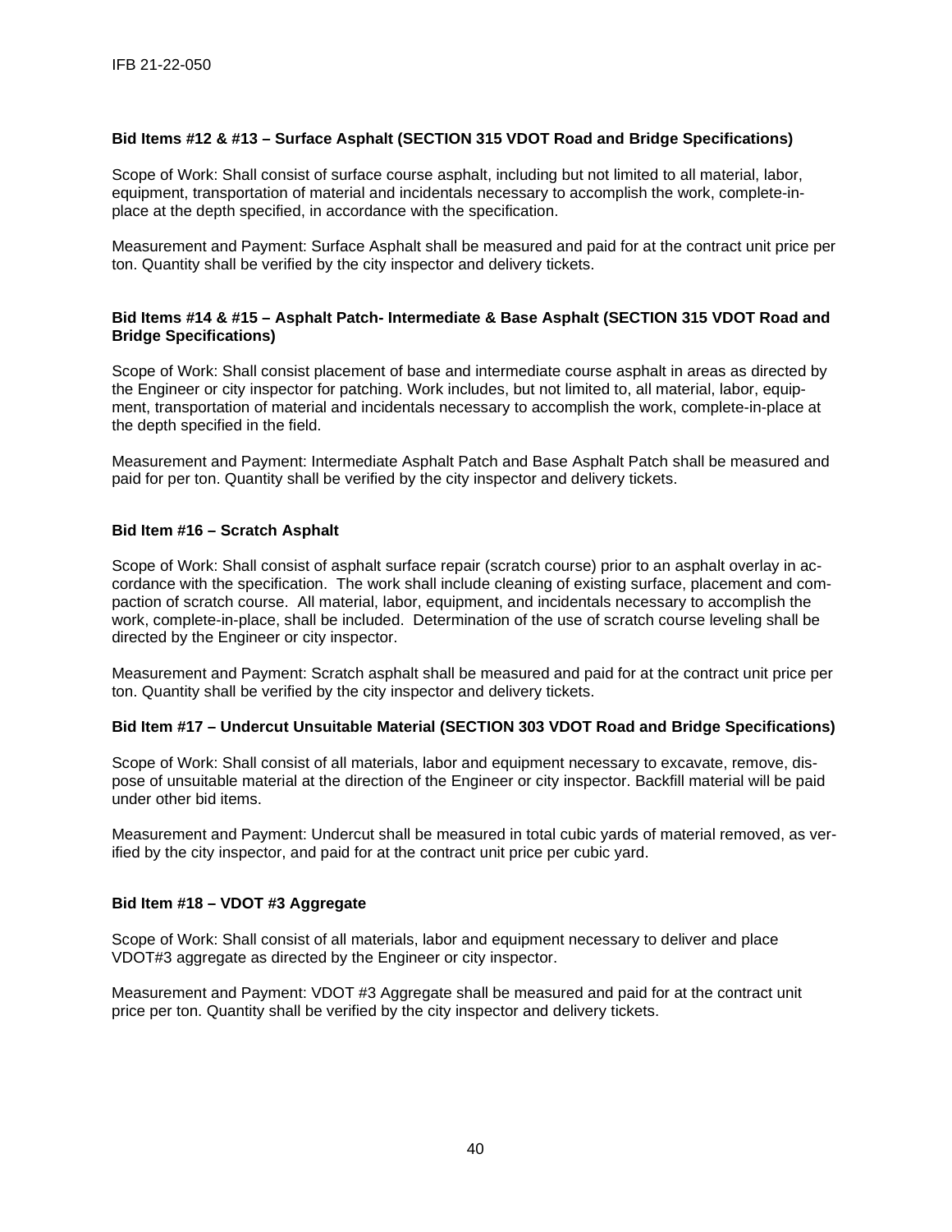**Bid Items #12 & #13 – Surface Asphalt (SECTION 315 VDOT Road and Bridge Specifications)**

Scope of Work: Shall consist of surface course asphalt, including but not limited to all material, labor, equipment, transportation of material and incidentals necessary to accomplish the work, complete-in-place at the depth specified, in accordance with the specification.

Measurement and Payment: Surface Asphalt shall be measured and paid for at the contract unit price per ton. Quantity shall be verified by the city inspector and delivery tickets.

**Bid Items #14 & #15 – Asphalt Patch- Intermediate & Base Asphalt (SECTION 315 VDOT Road and Bridge Specifications)**

Scope of Work: Shall consist placement of base and intermediate course asphalt in areas as directed by the Engineer or city inspector for patching. Work includes, but not limited to, all material, labor, equipment, transportation of material and incidentals necessary to accomplish the work, complete-in-place at the depth specified in the field.

Measurement and Payment: Intermediate Asphalt Patch and Base Asphalt Patch shall be measured and paid for per ton. Quantity shall be verified by the city inspector and delivery tickets.

**Bid Item #16 – Scratch Asphalt**

Scope of Work: Shall consist of asphalt surface repair (scratch course) prior to an asphalt overlay in accordance with the specification. The work shall include cleaning of existing surface, placement and compaction of scratch course. All material, labor, equipment, and incidentals necessary to accomplish the work, complete-in-place, shall be included. Determination of the use of scratch course leveling shall be directed by the Engineer or city inspector.

Measurement and Payment: Scratch asphalt shall be measured and paid for at the contract unit price per ton. Quantity shall be verified by the city inspector and delivery tickets.

**Bid Item #17 – Undercut Unsuitable Material (SECTION 303 VDOT Road and Bridge Specifications)**

Scope of Work: Shall consist of all materials, labor and equipment necessary to excavate, remove, dispose of unsuitable material at the direction of the Engineer or city inspector. Backfill material will be paid under other bid items.

Measurement and Payment: Undercut shall be measured in total cubic yards of material removed, as verified by the city inspector, and paid for at the contract unit price per cubic yard.

**Bid Item #18 – VDOT #3 Aggregate**

Scope of Work: Shall consist of all materials, labor and equipment necessary to deliver and place VDOT#3 aggregate as directed by the Engineer or city inspector.

Measurement and Payment: VDOT #3 Aggregate shall be measured and paid for at the contract unit price per ton. Quantity shall be verified by the city inspector and delivery tickets.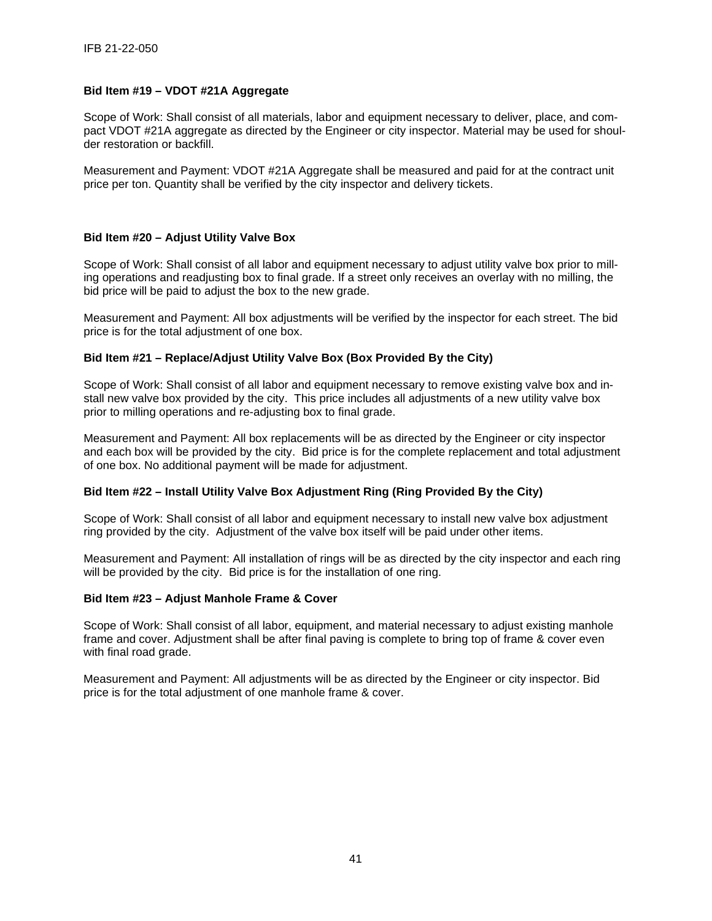**Bid Item #19 – VDOT #21A Aggregate**

Scope of Work: Shall consist of all materials, labor and equipment necessary to deliver, place, and compact VDOT #21A aggregate as directed by the Engineer or city inspector. Material may be used for shoulder restoration or backfill.

Measurement and Payment: VDOT #21A Aggregate shall be measured and paid for at the contract unit price per ton. Quantity shall be verified by the city inspector and delivery tickets.

**Bid Item #20 – Adjust Utility Valve Box**

Scope of Work: Shall consist of all labor and equipment necessary to adjust utility valve box prior to milling operations and readjusting box to final grade. If a street only receives an overlay with no milling, the bid price will be paid to adjust the box to the new grade.

Measurement and Payment: All box adjustments will be verified by the inspector for each street. The bid price is for the total adjustment of one box.

**Bid Item #21 – Replace/Adjust Utility Valve Box (Box Provided By the City)**

Scope of Work: Shall consist of all labor and equipment necessary to remove existing valve box and install new valve box provided by the city. This price includes all adjustments of a new utility valve box prior to milling operations and re-adjusting box to final grade.

Measurement and Payment: All box replacements will be as directed by the Engineer or city inspector and each box will be provided by the city. Bid price is for the complete replacement and total adjustment of one box. No additional payment will be made for adjustment.

**Bid Item #22 – Install Utility Valve Box Adjustment Ring (Ring Provided By the City)**

Scope of Work: Shall consist of all labor and equipment necessary to install new valve box adjustment ring provided by the city. Adjustment of the valve box itself will be paid under other items.

Measurement and Payment: All installation of rings will be as directed by the city inspector and each ring will be provided by the city. Bid price is for the installation of one ring.

**Bid Item #23 – Adjust Manhole Frame & Cover**

Scope of Work: Shall consist of all labor, equipment, and material necessary to adjust existing manhole frame and cover. Adjustment shall be after final paving is complete to bring top of frame & cover even with final road grade.

Measurement and Payment: All adjustments will be as directed by the Engineer or city inspector. Bid price is for the total adjustment of one manhole frame & cover.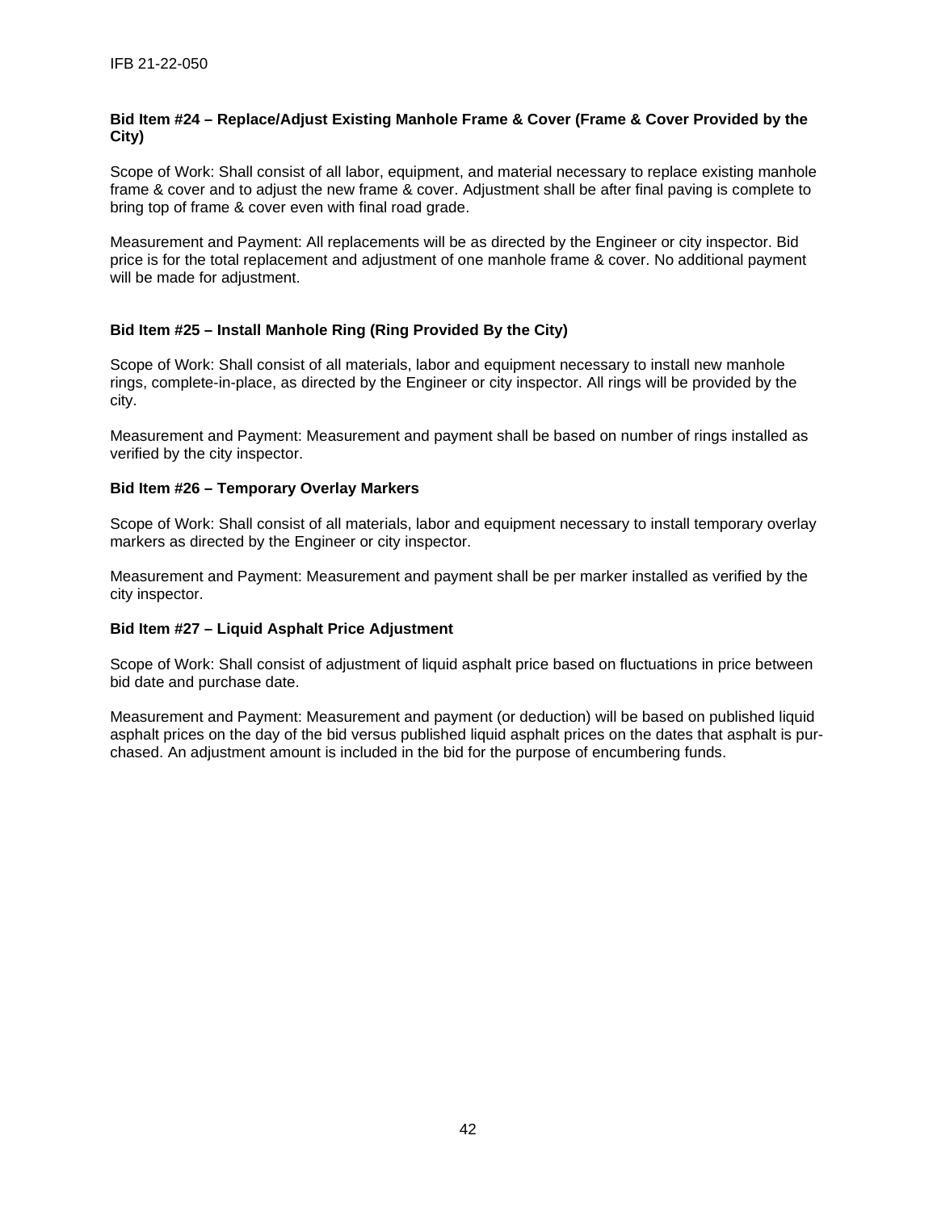### Bid Item #24 – Replace/Adjust Existing Manhole Frame & Cover (Frame & Cover Provided by the City)

Scope of Work: Shall consist of all labor, equipment, and material necessary to replace existing manhole frame & cover and to adjust the new frame & cover. Adjustment shall be after final paving is complete to bring top of frame & cover even with final road grade.

Measurement and Payment: All replacements will be as directed by the Engineer or city inspector. Bid price is for the total replacement and adjustment of one manhole frame & cover. No additional payment will be made for adjustment.

### Bid Item #25 – Install Manhole Ring (Ring Provided By the City)

Scope of Work: Shall consist of all materials, labor and equipment necessary to install new manhole rings, complete-in-place, as directed by the Engineer or city inspector. All rings will be provided by the city.

Measurement and Payment: Measurement and payment shall be based on number of rings installed as verified by the city inspector.

### Bid Item #26 – Temporary Overlay Markers

Scope of Work: Shall consist of all materials, labor and equipment necessary to install temporary overlay markers as directed by the Engineer or city inspector.

Measurement and Payment: Measurement and payment shall be per marker installed as verified by the city inspector.

### Bid Item #27 – Liquid Asphalt Price Adjustment

Scope of Work: Shall consist of adjustment of liquid asphalt price based on fluctuations in price between bid date and purchase date.

Measurement and Payment: Measurement and payment (or deduction) will be based on published liquid asphalt prices on the day of the bid versus published liquid asphalt prices on the dates that asphalt is purchased. An adjustment amount is included in the bid for the purpose of encumbering funds.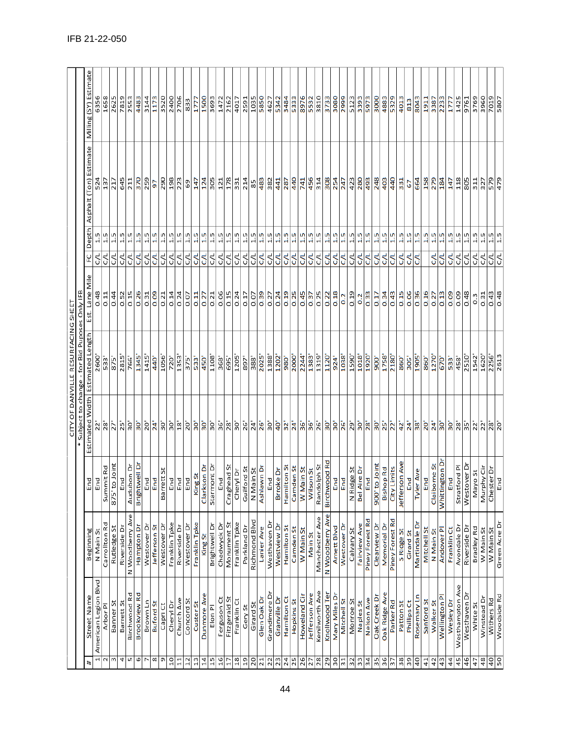IFB 21-22-050

| CITY OF DANVILLE RESURFACING SHEET | | | | | | | | | | |
|---|---|---|---|---|---|---|---|---|---|---|
| * Subject to change - for Bid Puposes Only IFB | | | | | | | | | | |
| # | Street Name | Beginning | End | Estimated Width | Estimated Length | Est. Lane Mile | FC | Depth | Asphalt (Ton) Estimate | Milling (SY) Estimate |
| 1 | American Legion Blvd | N Main St | End | 22' | 2600' | 0.48 | C/L | 1.5 | 524 | 6356 |
| 2 | Arbor Pl | Carrollton Rd | Summit Rd | 28' | 533' | 0.11 | C/L | 1.5 | 137 | 1658 |
| 3 | Banner St | Rutledge St | 875' to Joint | 27' | 875' | 0.44 | C/L | 1.5 | 217 | 2625 |
| 4 | Barrett St | Riverside Dr | End | 25' | 2815' | 0.52 | C/L | 1.5 | 645 | 7819 |
| 5 | Birchwood Rd | N Woodberry Ave | Audubon Dr | 30' | 766' | 0.15 | C/L | 1.5 | 211 | 2553 |
| 6 | Brookview Rd | Hampton Dr | Brightwell Dr | 30' | 1345' | 0.26 | C/L | 1.5 | 370 | 4483 |
| 7 | Brown Ln | Westover Dr | End | 20' | 1415' | 0.31 | C/L | 1.5 | 259 | 3144 |
| 8 | Buford St | Jefferson St | End | 24' | 440' | 0.09 | C/L | 1.5 | 97 | 1173 |
| 9 | Capri Ct | Westover Dr | Barrett St | 30' | 1056' | 0.21 | C/L | 1.5 | 290 | 3520 |
| 10 | Cheryl Dr | Franklin Tpke | End | 30' | 720' | 0.14 | C/L | 1.5 | 198 | 2400 |
| 11 | Church Ave | Riverside Dr | End | 18' | 1353' | 0.24 | C/L | 1.5 | 223 | 2706 |
| 12 | Concord St | Westover Dr | End | 20' | 375' | 0.07 | C/L | 1.5 | 69 | 833 |
| 13 | Custer St | Franklin Tpke | King St | 30' | 533' | 0.11 | C/L | 1.5 | 147 | 1777 |
| 14 | Dunmore Ave | King St | Clarkson Dr | 30' | 450' | 0.27 | C/L | 1.5 | 124 | 1500 |
| 15 | Elon Pl | Brightwell Dr | Starmont Dr | 30' | 1108' | 0.21 | C/L | 1.5 | 305 | 3693 |
| 16 | Ferguson Ct | Chadwyck Dr | End | 36' | 368' | 0.06 | C/L | 1.5 | 121 | 1472 |
| 17 | Fitzgerald St | Monument St | Craghead St | 28' | 695' | 0.15 | C/L | 1.5 | 178 | 2162 |
| 18 | Franklin Ct | Franklin Tpke | Cheryl Dr | 30' | 1205' | 0.24 | C/L | 1.5 | 331 | 4017 |
| 19 | Gery St | Parkland Dr | Guilford St | 26' | 897' | 0.17 | C/L | 1.5 | 214 | 2591 |
| 20 | Girard St | Richmond Blvd | N Main St | 24' | 388' | 0.07 | C/L | 1.5 | 85 | 1035 |
| 21 | Glen Oak Dr | Lanier Ave | Ashlawn Dr | 26' | 2025' | 0.39 | C/L | 1.5 | 483 | 5850 |
| 22 | Grandimere Dr | Westhaven Dr | End | 30' | 1388' | 0.27 | C/L | 1.5 | 382 | 4627 |
| 23 | Granville Dr | Westview Dr | Brooke Dr | 40' | 1202' | 0.24 | C/L | 1.5 | 441 | 5342 |
| 24 | Hamilton Ct | Hamilton St | Hamilton St | 32' | 980' | 0.19 | C/L | 1.5 | 287 | 3484 |
| 25 | Hopkins St | Camden St | Camden St | 24' | 2000' | 0.25 | C/L | 1.5 | 440 | 5333 |
| 26 | Howeland Cir | W Main St | W Main St | 36' | 2244' | 0.45 | C/L | 1.5 | 741 | 8976 |
| 27 | Jefferson Ave | Main St | Wilson St | 36' | 1383' | 0.37 | C/L | 1.5 | 456 | 5532 |
| 28 | Kenilworth Ave | Manchester Ave | Randolph St | 26' | 1319' | 0.25 | C/L | 1.5 | 314 | 3810 |
| 29 | Knollwood Ter | N Woodberry Ave | Birchwood Rd | 30' | 1120' | 0.22 | C/L | 1.5 | 308 | 3733 |
| 30 | Mary Miles Dr | Arnett Blvd | End | 30' | 924' | 0.18 | C/L | 1.5 | 254 | 3080 |
| 31 | Mitchell St | Westover Dr | End | 26' | 1038' | 0.2 | C/L | 1.5 | 247 | 2999 |
| 32 | Monroe St | Calvary St | N Ridge St | 29' | 1590' | 0.19 | C/L | 1.5 | 423 | 5123 |
| 33 | Naples St | Fairview Ave | Bel Aire Dr | 30' | 1018' | 0.2 | C/L | 1.5 | 280 | 3393 |
| 34 | Nelson Ave | Piney Forest Rd | End | 28' | 1920' | 0.33 | C/L | 1.5 | 493 | 5973 |
| 35 | Oak Creek Dr | Clearview Dr | 900' to Joint | 30' | 900' | 0.17 | C/L | 1.5 | 248 | 3000 |
| 36 | Oak Ridge Ave | Memorial Dr | Bishop Rd | 25' | 1758' | 0.34 | C/L | 1.5 | 403 | 4883 |
| 37 | Parker Rd | Piney Forest Rd | City Limits | 22' | 2180' | 0.43 | C/L | 1.5 | 440 | 5329 |
| 38 | Patton St | S Ridge St | Jefferson Ave | 42' | 860' | 0.15 | C/L | 1.5 | 331 | 4013 |
| 39 | Phillips Ct | Girard St | End | 24' | 305' | 0.06 | C/L | 1.5 | 67 | 813 |
| 40 | Rosemary Ln | Martindale Dr | Tyler Ave | 38' | 1905' | 0.36 | C/L | 1.5 | 664 | 8043 |
| 41 | Sanford St | Mitchell St | End | 20' | 860' | 0.16 | | 1.5 | 158 | 1911 |
| 42 | Walker St | N Main St | Claiborne St | 24' | 1270' | 0.27 | C/L | 1.5 | 279 | 3387 |
| 43 | Wellington Pl | Andover Pl | Whittington Dr | 30' | 670' | 0.13 | C/L | 1.5 | 184 | 2233 |
| 44 | Wesley Dr | Franklin Ct | End | 30' | 533' | 0.09 | C/L | 1.5 | 147 | 1777 |
| 45 | Westhampton Ave | Avondale Dr | Stratford Pl | 28' | 458' | 0.09 | C/L | 1.5 | 118 | 1425 |
| 46 | Westhaven Dr | Riverside Dr | Westover Dr | 35' | 2510' | 0.48 | C/L | 1.5 | 805 | 9761 |
| 47 | White St | Bradley Rd | Mayo St | 22' | 1542' | 0.3 | C/L | 1.5 | 311 | 3769 |
| 48 | Winstead Dr | W Main St | Murphy Cir | 22' | 1620' | 0.31 | C/L | 1.5 | 327 | 3960 |
| 40 | Withers Rd | W Main St | Chester Dr | 28' | 2256' | 0.43 | C/L | 1.5 | 579 | 7019 |
| 50 | Woodside Rd | Green Acre Dr | End | 20' | 2613 | 0.48 | C/L | 1.5 | 479 | 5807 |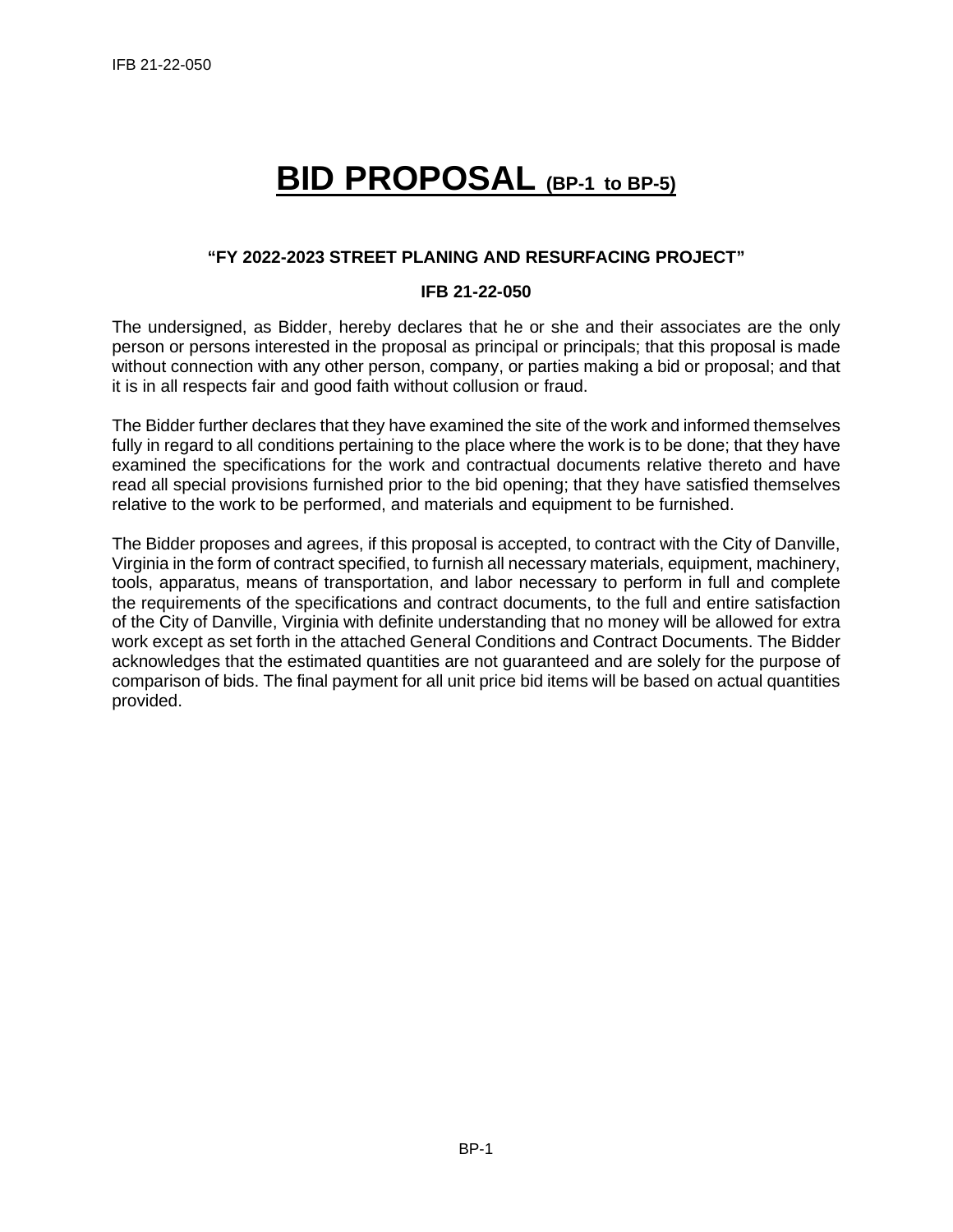# BID PROPOSAL (BP-1 to BP-5)

**"FY 2022-2023 STREET PLANING AND RESURFACING PROJECT"**

**IFB 21-22-050**

The undersigned, as Bidder, hereby declares that he or she and their associates are the only person or persons interested in the proposal as principal or principals; that this proposal is made without connection with any other person, company, or parties making a bid or proposal; and that it is in all respects fair and good faith without collusion or fraud.

The Bidder further declares that they have examined the site of the work and informed themselves fully in regard to all conditions pertaining to the place where the work is to be done; that they have examined the specifications for the work and contractual documents relative thereto and have read all special provisions furnished prior to the bid opening; that they have satisfied themselves relative to the work to be performed, and materials and equipment to be furnished.

The Bidder proposes and agrees, if this proposal is accepted, to contract with the City of Danville, Virginia in the form of contract specified, to furnish all necessary materials, equipment, machinery, tools, apparatus, means of transportation, and labor necessary to perform in full and complete the requirements of the specifications and contract documents, to the full and entire satisfaction of the City of Danville, Virginia with definite understanding that no money will be allowed for extra work except as set forth in the attached General Conditions and Contract Documents. The Bidder acknowledges that the estimated quantities are not guaranteed and are solely for the purpose of comparison of bids. The final payment for all unit price bid items will be based on actual quantities provided.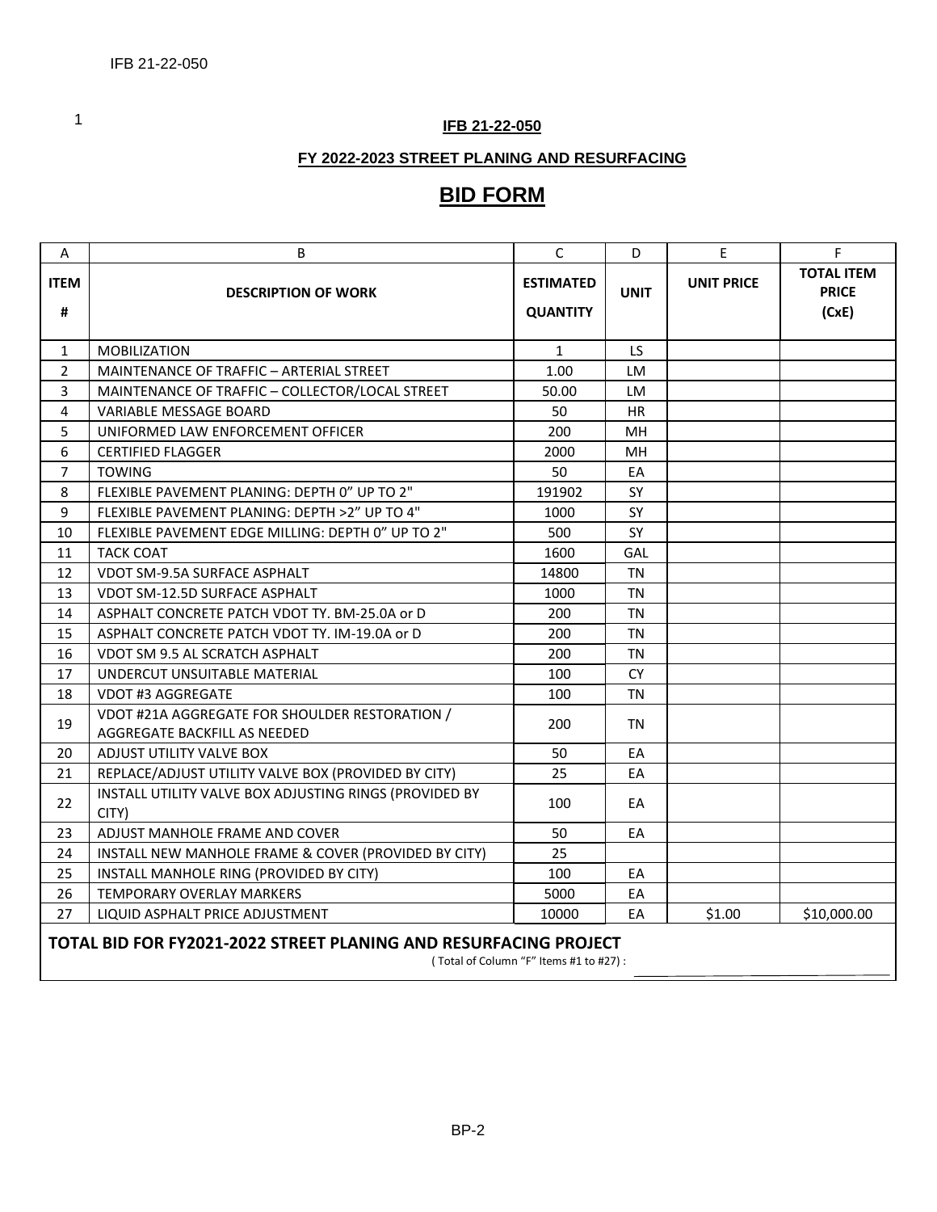1

**IFB 21-22-050**

**FY 2022-2023 STREET PLANING AND RESURFACING**

# BID FORM

| A | B | C | D | E | F |
|---|---|---|---|---|---|
| **ITEM #** | **DESCRIPTION OF WORK** | **ESTIMATED QUANTITY** | **UNIT** | **UNIT PRICE** | **TOTAL ITEM PRICE (CxE)** |
| 1 | MOBILIZATION | 1 | LS | | |
| 2 | MAINTENANCE OF TRAFFIC – ARTERIAL STREET | 1.00 | LM | | |
| 3 | MAINTENANCE OF TRAFFIC – COLLECTOR/LOCAL STREET | 50.00 | LM | | |
| 4 | VARIABLE MESSAGE BOARD | 50 | HR | | |
| 5 | UNIFORMED LAW ENFORCEMENT OFFICER | 200 | MH | | |
| 6 | CERTIFIED FLAGGER | 2000 | MH | | |
| 7 | TOWING | 50 | EA | | |
| 8 | FLEXIBLE PAVEMENT PLANING: DEPTH 0" UP TO 2" | 191902 | SY | | |
| 9 | FLEXIBLE PAVEMENT PLANING: DEPTH >2" UP TO 4" | 1000 | SY | | |
| 10 | FLEXIBLE PAVEMENT EDGE MILLING: DEPTH 0" UP TO 2" | 500 | SY | | |
| 11 | TACK COAT | 1600 | GAL | | |
| 12 | VDOT SM-9.5A SURFACE ASPHALT | 14800 | TN | | |
| 13 | VDOT SM-12.5D SURFACE ASPHALT | 1000 | TN | | |
| 14 | ASPHALT CONCRETE PATCH VDOT TY. BM-25.0A or D | 200 | TN | | |
| 15 | ASPHALT CONCRETE PATCH VDOT TY. IM-19.0A or D | 200 | TN | | |
| 16 | VDOT SM 9.5 AL SCRATCH ASPHALT | 200 | TN | | |
| 17 | UNDERCUT UNSUITABLE MATERIAL | 100 | CY | | |
| 18 | VDOT #3 AGGREGATE | 100 | TN | | |
| 19 | VDOT #21A AGGREGATE FOR SHOULDER RESTORATION / AGGREGATE BACKFILL AS NEEDED | 200 | TN | | |
| 20 | ADJUST UTILITY VALVE BOX | 50 | EA | | |
| 21 | REPLACE/ADJUST UTILITY VALVE BOX (PROVIDED BY CITY) | 25 | EA | | |
| 22 | INSTALL UTILITY VALVE BOX ADJUSTING RINGS (PROVIDED BY CITY) | 100 | EA | | |
| 23 | ADJUST MANHOLE FRAME AND COVER | 50 | EA | | |
| 24 | INSTALL NEW MANHOLE FRAME & COVER (PROVIDED BY CITY) | 25 | | | |
| 25 | INSTALL MANHOLE RING (PROVIDED BY CITY) | 100 | EA | | |
| 26 | TEMPORARY OVERLAY MARKERS | 5000 | EA | | |
| 27 | LIQUID ASPHALT PRICE ADJUSTMENT | 10000 | EA | $1.00 | $10,000.00 |

**TOTAL BID FOR FY2021-2022 STREET PLANING AND RESURFACING PROJECT**
( Total of Column "F" Items #1 to #27) : ____________________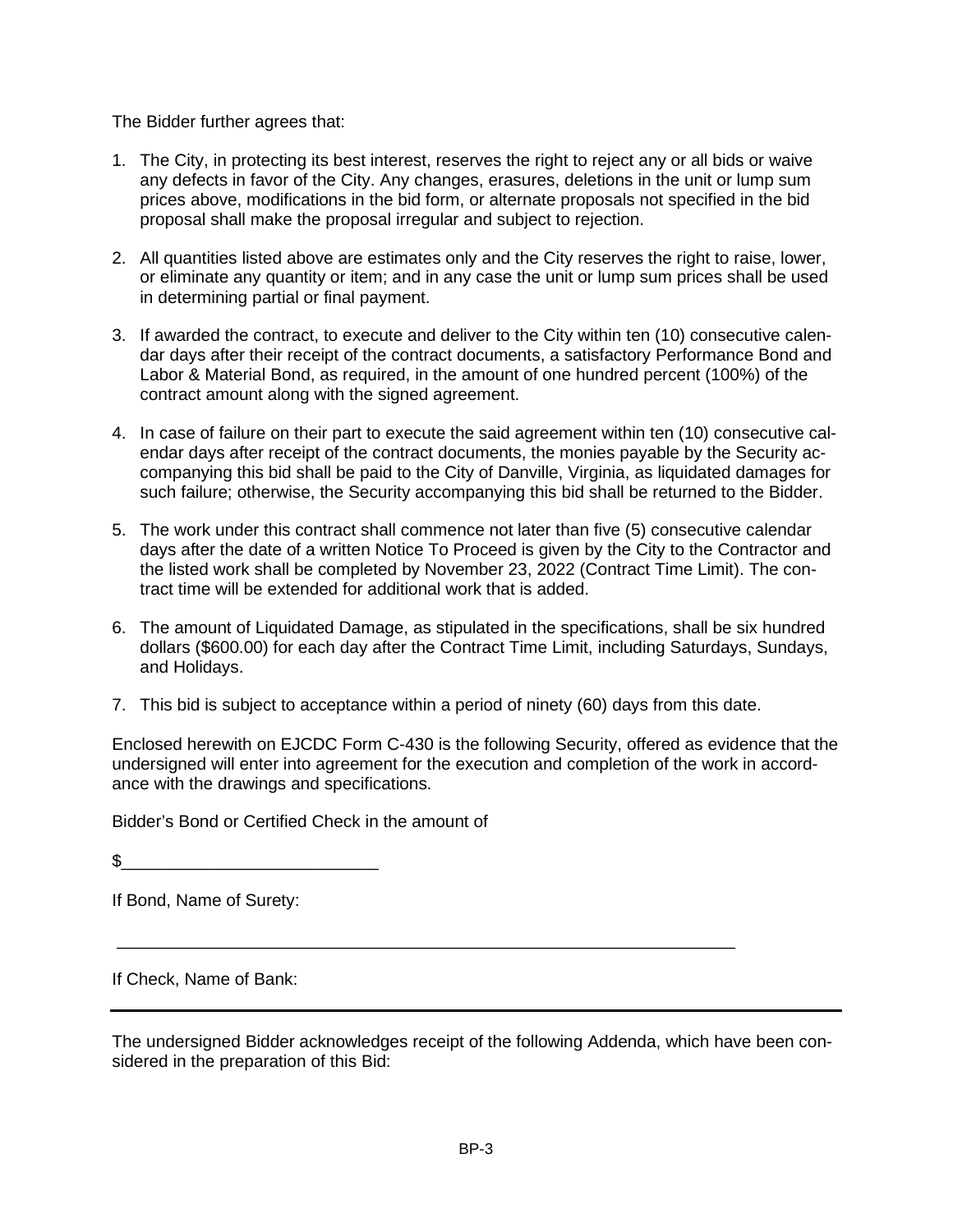The Bidder further agrees that:

1. The City, in protecting its best interest, reserves the right to reject any or all bids or waive any defects in favor of the City. Any changes, erasures, deletions in the unit or lump sum prices above, modifications in the bid form, or alternate proposals not specified in the bid proposal shall make the proposal irregular and subject to rejection.

2. All quantities listed above are estimates only and the City reserves the right to raise, lower, or eliminate any quantity or item; and in any case the unit or lump sum prices shall be used in determining partial or final payment.

3. If awarded the contract, to execute and deliver to the City within ten (10) consecutive calendar days after their receipt of the contract documents, a satisfactory Performance Bond and Labor & Material Bond, as required, in the amount of one hundred percent (100%) of the contract amount along with the signed agreement.

4. In case of failure on their part to execute the said agreement within ten (10) consecutive calendar days after receipt of the contract documents, the monies payable by the Security accompanying this bid shall be paid to the City of Danville, Virginia, as liquidated damages for such failure; otherwise, the Security accompanying this bid shall be returned to the Bidder.

5. The work under this contract shall commence not later than five (5) consecutive calendar days after the date of a written Notice To Proceed is given by the City to the Contractor and the listed work shall be completed by November 23, 2022 (Contract Time Limit). The contract time will be extended for additional work that is added.

6. The amount of Liquidated Damage, as stipulated in the specifications, shall be six hundred dollars ($600.00) for each day after the Contract Time Limit, including Saturdays, Sundays, and Holidays.

7. This bid is subject to acceptance within a period of ninety (60) days from this date.

Enclosed herewith on EJCDC Form C-430 is the following Security, offered as evidence that the undersigned will enter into agreement for the execution and completion of the work in accordance with the drawings and specifications.

Bidder's Bond or Certified Check in the amount of

$__________________________

If Bond, Name of Surety:

____________________________________________________________________

If Check, Name of Bank:

____________________________________________________________________

The undersigned Bidder acknowledges receipt of the following Addenda, which have been considered in the preparation of this Bid: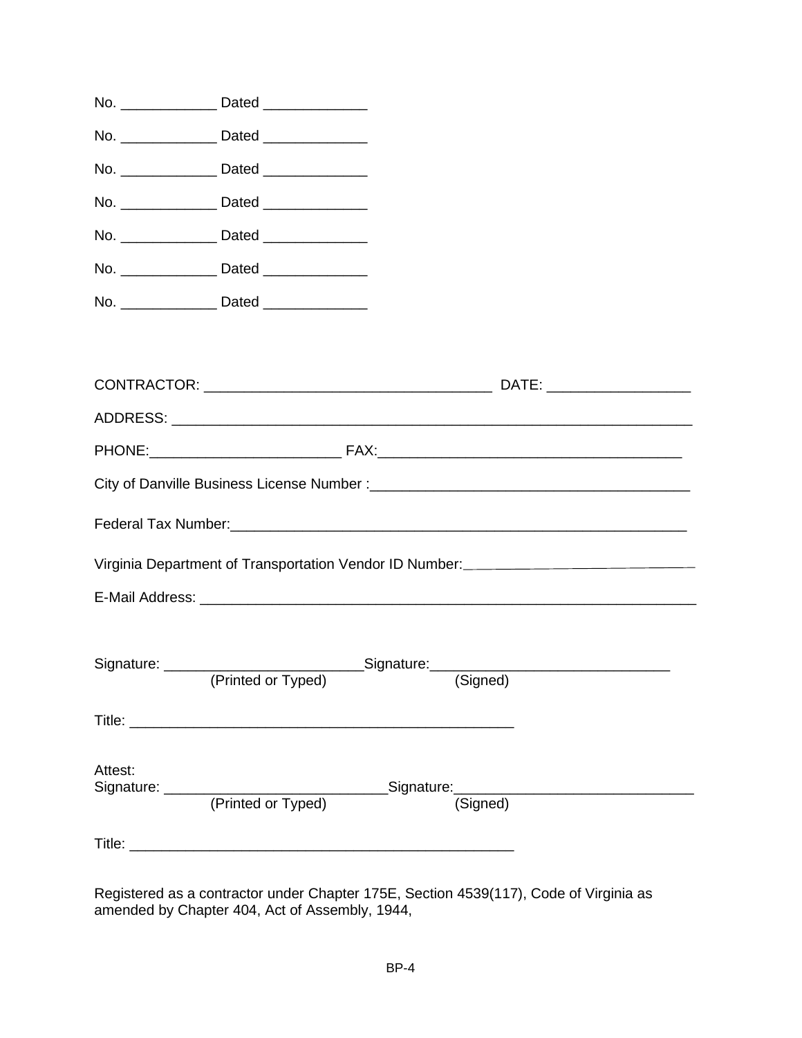No. ____________ Dated _____________

No. ____________ Dated _____________

No. ____________ Dated _____________

No. ____________ Dated _____________

No. ____________ Dated _____________

No. ____________ Dated _____________

No. ____________ Dated _____________

CONTRACTOR: ____________________________________ DATE: __________________

ADDRESS: ____________________________________________________________________

PHONE:________________________ FAX:______________________________________

City of Danville Business License Number :_______________________________________

Federal Tax Number:__________________________________________________________

Virginia Department of Transportation Vendor ID Number:______________________________

E-Mail Address: ______________________________________________________________

Signature: _________________________Signature:______________________________
(Printed or Typed) (Signed)

Title: __________________________________________________

Attest:
Signature: ____________________________Signature:______________________________
(Printed or Typed) (Signed)

Title: __________________________________________________

Registered as a contractor under Chapter 175E, Section 4539(117), Code of Virginia as amended by Chapter 404, Act of Assembly, 1944,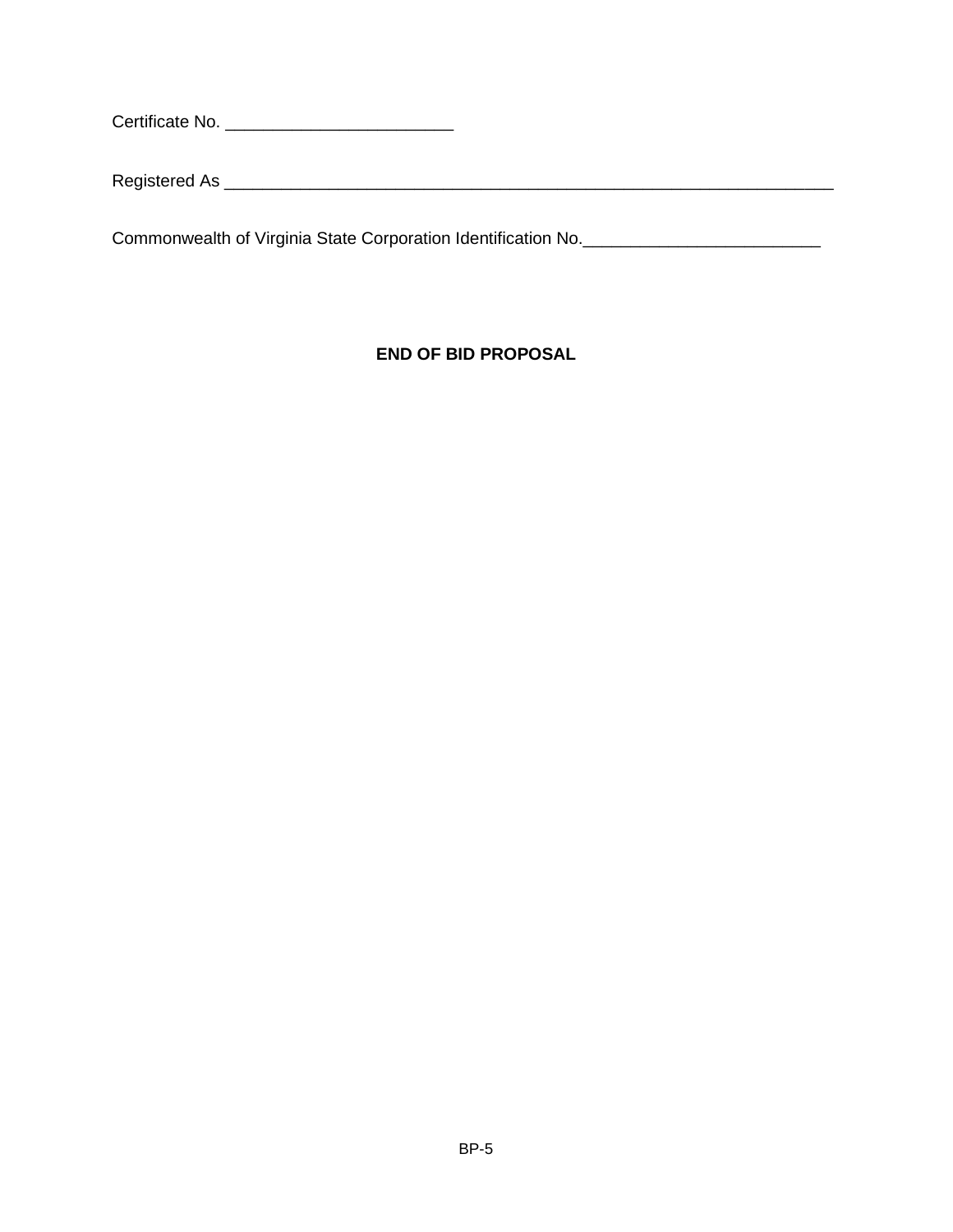Certificate No. ________________________

Registered As ________________________________________________________________

Commonwealth of Virginia State Corporation Identification No.________________________

**END OF BID PROPOSAL**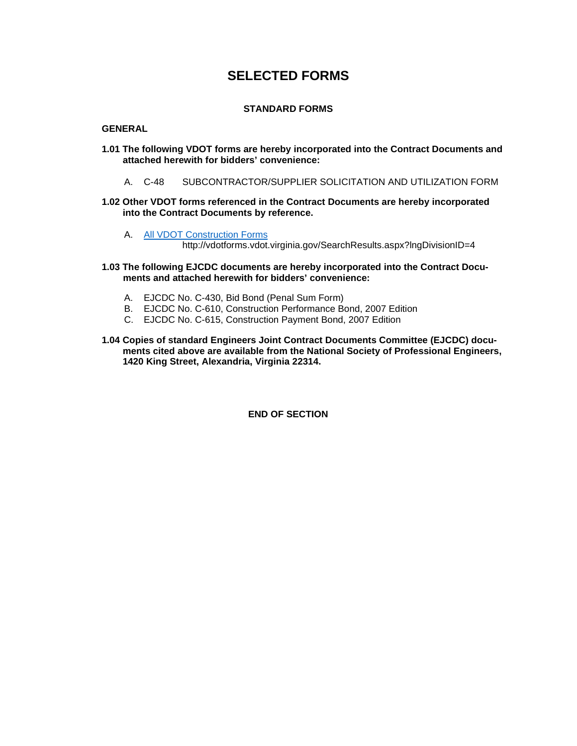# SELECTED FORMS

## STANDARD FORMS

**GENERAL**

**1.01 The following VDOT forms are hereby incorporated into the Contract Documents and attached herewith for bidders' convenience:**

A. C-48 SUBCONTRACTOR/SUPPLIER SOLICITATION AND UTILIZATION FORM

**1.02 Other VDOT forms referenced in the Contract Documents are hereby incorporated into the Contract Documents by reference.**

A. [All VDOT Construction Forms](http://vdotforms.vdot.virginia.gov/SearchResults.aspx?lngDivisionID=4)
http://vdotforms.vdot.virginia.gov/SearchResults.aspx?lngDivisionID=4

**1.03 The following EJCDC documents are hereby incorporated into the Contract Documents and attached herewith for bidders' convenience:**

A. EJCDC No. C-430, Bid Bond (Penal Sum Form)
B. EJCDC No. C-610, Construction Performance Bond, 2007 Edition
C. EJCDC No. C-615, Construction Payment Bond, 2007 Edition

**1.04 Copies of standard Engineers Joint Contract Documents Committee (EJCDC) documents cited above are available from the National Society of Professional Engineers, 1420 King Street, Alexandria, Virginia 22314.**

**END OF SECTION**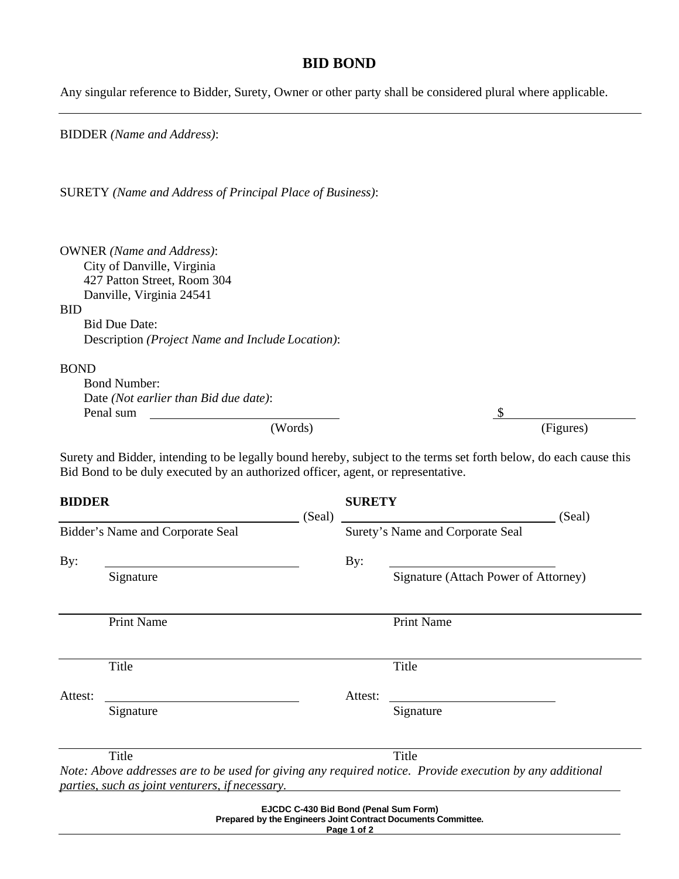# BID BOND

Any singular reference to Bidder, Surety, Owner or other party shall be considered plural where applicable.

---

BIDDER *(Name and Address)*:

SURETY *(Name and Address of Principal Place of Business)*:

OWNER *(Name and Address)*:
City of Danville, Virginia
427 Patton Street, Room 304
Danville, Virginia 24541

BID
Bid Due Date:
Description *(Project Name and Include Location)*:

BOND
Bond Number:
Date *(Not earlier than Bid due date)*:
Penal sum ______________________ (Words) $______________ (Figures)

Surety and Bidder, intending to be legally bound hereby, subject to the terms set forth below, do each cause this Bid Bond to be duly executed by an authorized officer, agent, or representative.

| **BIDDER** | **SURETY** |
|---|---|
| ______________________ (Seal) | ______________________ (Seal) |
| Bidder's Name and Corporate Seal | Surety's Name and Corporate Seal |
| By: ______________________ | By: ______________________ |
| Signature | Signature (Attach Power of Attorney) |
| ______________________ | ______________________ |
| Print Name | Print Name |
| ______________________ | ______________________ |
| Title | Title |
| Attest: ______________________ | Attest: ______________________ |
| Signature | Signature |
| ______________________ | ______________________ |
| Title | Title |

*Note: Above addresses are to be used for giving any required notice. Provide execution by any additional parties, such as joint venturers, if necessary.*

**EJCDC C-430 Bid Bond (Penal Sum Form)**
**Prepared by the Engineers Joint Contract Documents Committee.**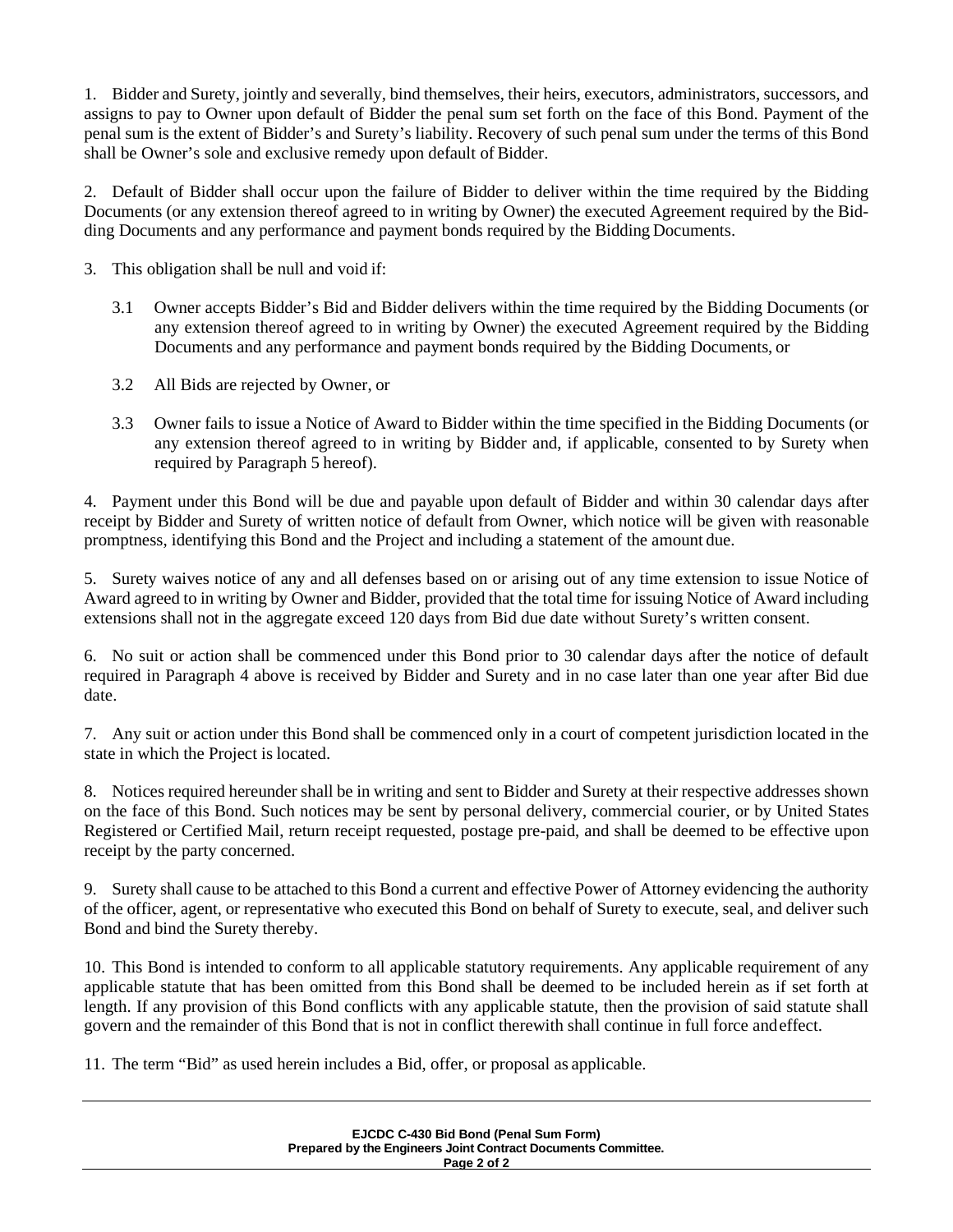1. Bidder and Surety, jointly and severally, bind themselves, their heirs, executors, administrators, successors, and assigns to pay to Owner upon default of Bidder the penal sum set forth on the face of this Bond. Payment of the penal sum is the extent of Bidder's and Surety's liability. Recovery of such penal sum under the terms of this Bond shall be Owner's sole and exclusive remedy upon default of Bidder.

2. Default of Bidder shall occur upon the failure of Bidder to deliver within the time required by the Bidding Documents (or any extension thereof agreed to in writing by Owner) the executed Agreement required by the Bidding Documents and any performance and payment bonds required by the Bidding Documents.

3. This obligation shall be null and void if:

   3.1 Owner accepts Bidder's Bid and Bidder delivers within the time required by the Bidding Documents (or any extension thereof agreed to in writing by Owner) the executed Agreement required by the Bidding Documents and any performance and payment bonds required by the Bidding Documents, or

   3.2 All Bids are rejected by Owner, or

   3.3 Owner fails to issue a Notice of Award to Bidder within the time specified in the Bidding Documents (or any extension thereof agreed to in writing by Bidder and, if applicable, consented to by Surety when required by Paragraph 5 hereof).

4. Payment under this Bond will be due and payable upon default of Bidder and within 30 calendar days after receipt by Bidder and Surety of written notice of default from Owner, which notice will be given with reasonable promptness, identifying this Bond and the Project and including a statement of the amount due.

5. Surety waives notice of any and all defenses based on or arising out of any time extension to issue Notice of Award agreed to in writing by Owner and Bidder, provided that the total time for issuing Notice of Award including extensions shall not in the aggregate exceed 120 days from Bid due date without Surety's written consent.

6. No suit or action shall be commenced under this Bond prior to 30 calendar days after the notice of default required in Paragraph 4 above is received by Bidder and Surety and in no case later than one year after Bid due date.

7. Any suit or action under this Bond shall be commenced only in a court of competent jurisdiction located in the state in which the Project is located.

8. Notices required hereunder shall be in writing and sent to Bidder and Surety at their respective addresses shown on the face of this Bond. Such notices may be sent by personal delivery, commercial courier, or by United States Registered or Certified Mail, return receipt requested, postage pre-paid, and shall be deemed to be effective upon receipt by the party concerned.

9. Surety shall cause to be attached to this Bond a current and effective Power of Attorney evidencing the authority of the officer, agent, or representative who executed this Bond on behalf of Surety to execute, seal, and deliver such Bond and bind the Surety thereby.

10. This Bond is intended to conform to all applicable statutory requirements. Any applicable requirement of any applicable statute that has been omitted from this Bond shall be deemed to be included herein as if set forth at length. If any provision of this Bond conflicts with any applicable statute, then the provision of said statute shall govern and the remainder of this Bond that is not in conflict therewith shall continue in full force and effect.

11. The term "Bid" as used herein includes a Bid, offer, or proposal as applicable.

**EJCDC C-430 Bid Bond (Penal Sum Form)**
**Prepared by the Engineers Joint Contract Documents Committee.**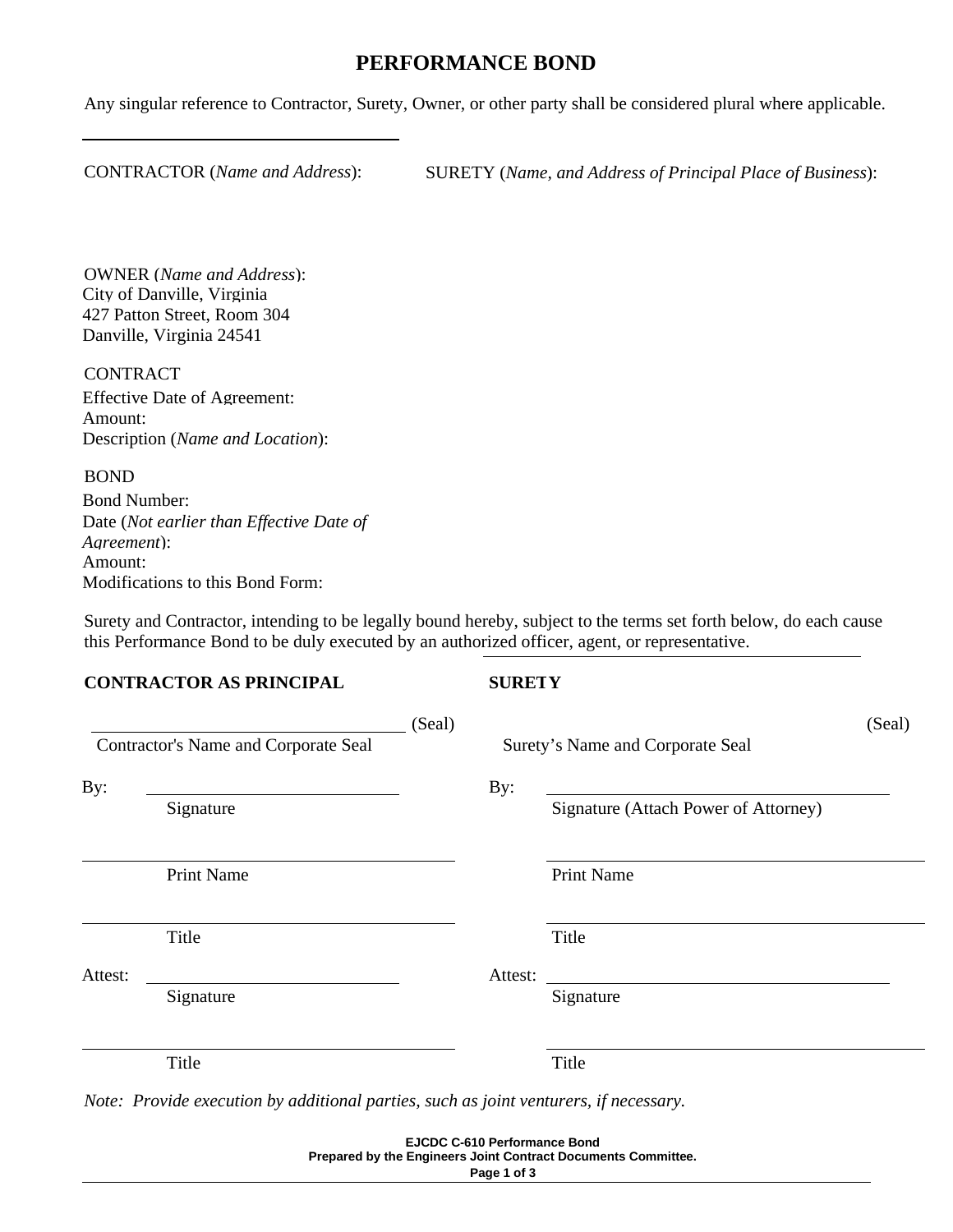# PERFORMANCE BOND

Any singular reference to Contractor, Surety, Owner, or other party shall be considered plural where applicable.

CONTRACTOR (*Name and Address*):

SURETY (*Name, and Address of Principal Place of Business*):

OWNER (*Name and Address*):
City of Danville, Virginia
427 Patton Street, Room 304
Danville, Virginia 24541

CONTRACT
Effective Date of Agreement:
Amount:
Description (*Name and Location*):

BOND
Bond Number:
Date (*Not earlier than Effective Date of Agreement*):
Amount:
Modifications to this Bond Form:

Surety and Contractor, intending to be legally bound hereby, subject to the terms set forth below, do each cause this Performance Bond to be duly executed by an authorized officer, agent, or representative.

| **CONTRACTOR AS PRINCIPAL** | **SURETY** |
|---|---|
| ______________________ (Seal) | ______________________ (Seal) |
| Contractor's Name and Corporate Seal | Surety's Name and Corporate Seal |
| By: ______________________ | By: ______________________ |
| Signature | Signature (Attach Power of Attorney) |
| ______________________ | ______________________ |
| Print Name | Print Name |
| ______________________ | ______________________ |
| Title | Title |
| Attest: ______________________ | Attest: ______________________ |
| Signature | Signature |
| ______________________ | ______________________ |
| Title | Title |

*Note: Provide execution by additional parties, such as joint venturers, if necessary.*

**EJCDC C-610 Performance Bond**
**Prepared by the Engineers Joint Contract Documents Committee.**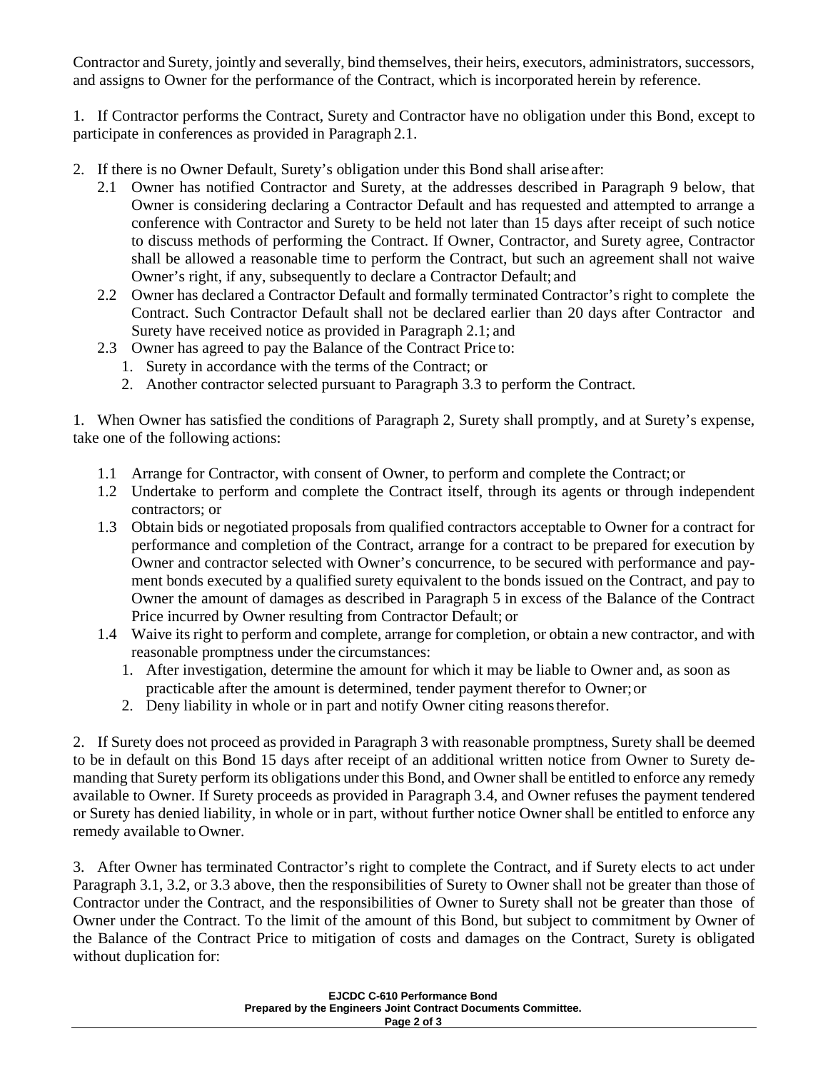Contractor and Surety, jointly and severally, bind themselves, their heirs, executors, administrators, successors, and assigns to Owner for the performance of the Contract, which is incorporated herein by reference.

1. If Contractor performs the Contract, Surety and Contractor have no obligation under this Bond, except to participate in conferences as provided in Paragraph 2.1.

2. If there is no Owner Default, Surety's obligation under this Bond shall arise after:
   - 2.1 Owner has notified Contractor and Surety, at the addresses described in Paragraph 9 below, that Owner is considering declaring a Contractor Default and has requested and attempted to arrange a conference with Contractor and Surety to be held not later than 15 days after receipt of such notice to discuss methods of performing the Contract. If Owner, Contractor, and Surety agree, Contractor shall be allowed a reasonable time to perform the Contract, but such an agreement shall not waive Owner's right, if any, subsequently to declare a Contractor Default; and
   - 2.2 Owner has declared a Contractor Default and formally terminated Contractor's right to complete the Contract. Such Contractor Default shall not be declared earlier than 20 days after Contractor and Surety have received notice as provided in Paragraph 2.1; and
   - 2.3 Owner has agreed to pay the Balance of the Contract Price to:
     1. Surety in accordance with the terms of the Contract; or
     2. Another contractor selected pursuant to Paragraph 3.3 to perform the Contract.

1. When Owner has satisfied the conditions of Paragraph 2, Surety shall promptly, and at Surety's expense, take one of the following actions:
   - 1.1 Arrange for Contractor, with consent of Owner, to perform and complete the Contract; or
   - 1.2 Undertake to perform and complete the Contract itself, through its agents or through independent contractors; or
   - 1.3 Obtain bids or negotiated proposals from qualified contractors acceptable to Owner for a contract for performance and completion of the Contract, arrange for a contract to be prepared for execution by Owner and contractor selected with Owner's concurrence, to be secured with performance and payment bonds executed by a qualified surety equivalent to the bonds issued on the Contract, and pay to Owner the amount of damages as described in Paragraph 5 in excess of the Balance of the Contract Price incurred by Owner resulting from Contractor Default; or
   - 1.4 Waive its right to perform and complete, arrange for completion, or obtain a new contractor, and with reasonable promptness under the circumstances:
     1. After investigation, determine the amount for which it may be liable to Owner and, as soon as practicable after the amount is determined, tender payment therefor to Owner; or
     2. Deny liability in whole or in part and notify Owner citing reasons therefor.

2. If Surety does not proceed as provided in Paragraph 3 with reasonable promptness, Surety shall be deemed to be in default on this Bond 15 days after receipt of an additional written notice from Owner to Surety demanding that Surety perform its obligations under this Bond, and Owner shall be entitled to enforce any remedy available to Owner. If Surety proceeds as provided in Paragraph 3.4, and Owner refuses the payment tendered or Surety has denied liability, in whole or in part, without further notice Owner shall be entitled to enforce any remedy available to Owner.

3. After Owner has terminated Contractor's right to complete the Contract, and if Surety elects to act under Paragraph 3.1, 3.2, or 3.3 above, then the responsibilities of Surety to Owner shall not be greater than those of Contractor under the Contract, and the responsibilities of Owner to Surety shall not be greater than those of Owner under the Contract. To the limit of the amount of this Bond, but subject to commitment by Owner of the Balance of the Contract Price to mitigation of costs and damages on the Contract, Surety is obligated without duplication for: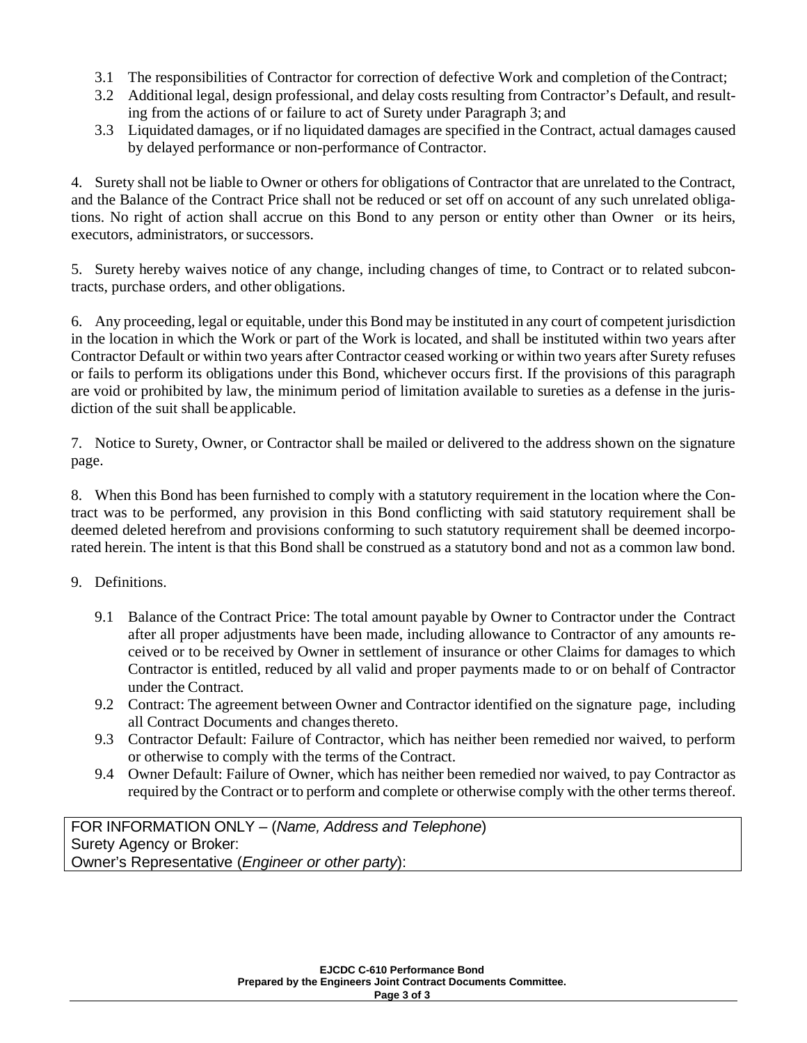3.1 The responsibilities of Contractor for correction of defective Work and completion of the Contract;

3.2 Additional legal, design professional, and delay costs resulting from Contractor's Default, and resulting from the actions of or failure to act of Surety under Paragraph 3; and

3.3 Liquidated damages, or if no liquidated damages are specified in the Contract, actual damages caused by delayed performance or non-performance of Contractor.

4. Surety shall not be liable to Owner or others for obligations of Contractor that are unrelated to the Contract, and the Balance of the Contract Price shall not be reduced or set off on account of any such unrelated obligations. No right of action shall accrue on this Bond to any person or entity other than Owner or its heirs, executors, administrators, or successors.

5. Surety hereby waives notice of any change, including changes of time, to Contract or to related subcontracts, purchase orders, and other obligations.

6. Any proceeding, legal or equitable, under this Bond may be instituted in any court of competent jurisdiction in the location in which the Work or part of the Work is located, and shall be instituted within two years after Contractor Default or within two years after Contractor ceased working or within two years after Surety refuses or fails to perform its obligations under this Bond, whichever occurs first. If the provisions of this paragraph are void or prohibited by law, the minimum period of limitation available to sureties as a defense in the jurisdiction of the suit shall be applicable.

7. Notice to Surety, Owner, or Contractor shall be mailed or delivered to the address shown on the signature page.

8. When this Bond has been furnished to comply with a statutory requirement in the location where the Contract was to be performed, any provision in this Bond conflicting with said statutory requirement shall be deemed deleted herefrom and provisions conforming to such statutory requirement shall be deemed incorporated herein. The intent is that this Bond shall be construed as a statutory bond and not as a common law bond.

9. Definitions.

9.1 Balance of the Contract Price: The total amount payable by Owner to Contractor under the Contract after all proper adjustments have been made, including allowance to Contractor of any amounts received or to be received by Owner in settlement of insurance or other Claims for damages to which Contractor is entitled, reduced by all valid and proper payments made to or on behalf of Contractor under the Contract.

9.2 Contract: The agreement between Owner and Contractor identified on the signature page, including all Contract Documents and changes thereto.

9.3 Contractor Default: Failure of Contractor, which has neither been remedied nor waived, to perform or otherwise to comply with the terms of the Contract.

9.4 Owner Default: Failure of Owner, which has neither been remedied nor waived, to pay Contractor as required by the Contract or to perform and complete or otherwise comply with the other terms thereof.

| FOR INFORMATION ONLY – (*Name, Address and Telephone*) |
|---|
| Surety Agency or Broker: |
| Owner's Representative (*Engineer or other party*): |

**EJCDC C-610 Performance Bond**
**Prepared by the Engineers Joint Contract Documents Committee.**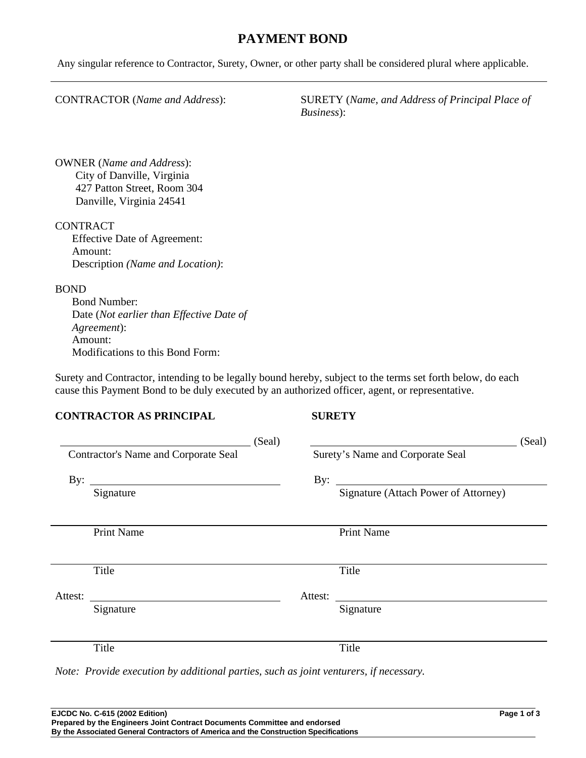# PAYMENT BOND

Any singular reference to Contractor, Surety, Owner, or other party shall be considered plural where applicable.

CONTRACTOR (*Name and Address*):

SURETY (*Name, and Address of Principal Place of Business*):

OWNER (*Name and Address*):
City of Danville, Virginia
427 Patton Street, Room 304
Danville, Virginia 24541

CONTRACT
Effective Date of Agreement:
Amount:
Description *(Name and Location)*:

BOND
Bond Number:
Date (*Not earlier than Effective Date of Agreement*):
Amount:
Modifications to this Bond Form:

Surety and Contractor, intending to be legally bound hereby, subject to the terms set forth below, do each cause this Payment Bond to be duly executed by an authorized officer, agent, or representative.

| **CONTRACTOR AS PRINCIPAL** | **SURETY** |
|---|---|
| ______________________ (Seal) | ______________________ (Seal) |
| Contractor's Name and Corporate Seal | Surety's Name and Corporate Seal |
| By: ______________________ | By: ______________________ |
| Signature | Signature (Attach Power of Attorney) |
| ______________________ | ______________________ |
| Print Name | Print Name |
| ______________________ | ______________________ |
| Title | Title |
| Attest: ______________________ | Attest: ______________________ |
| Signature | Signature |
| ______________________ | ______________________ |
| Title | Title |

*Note: Provide execution by additional parties, such as joint venturers, if necessary.*

**EJCDC No. C-615 (2002 Edition)**
**Prepared by the Engineers Joint Contract Documents Committee and endorsed**
**By the Associated General Contractors of America and the Construction Specifications**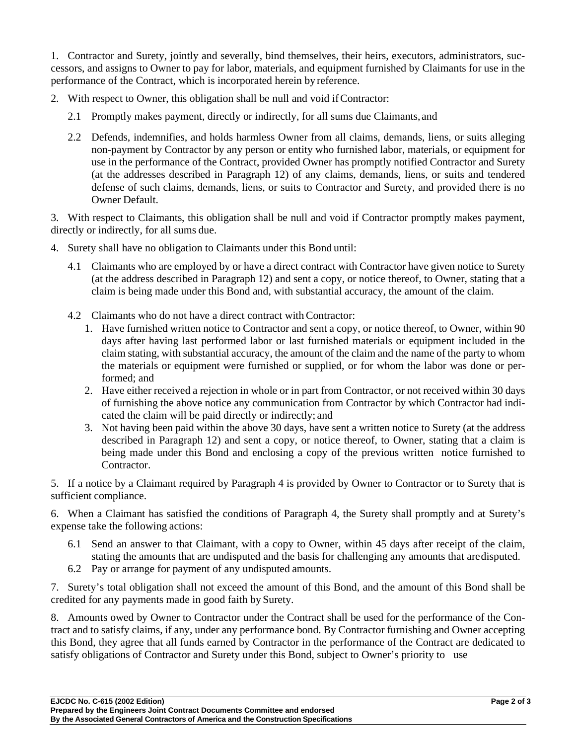1. Contractor and Surety, jointly and severally, bind themselves, their heirs, executors, administrators, successors, and assigns to Owner to pay for labor, materials, and equipment furnished by Claimants for use in the performance of the Contract, which is incorporated herein by reference.

2. With respect to Owner, this obligation shall be null and void if Contractor:

   2.1 Promptly makes payment, directly or indirectly, for all sums due Claimants, and

   2.2 Defends, indemnifies, and holds harmless Owner from all claims, demands, liens, or suits alleging non-payment by Contractor by any person or entity who furnished labor, materials, or equipment for use in the performance of the Contract, provided Owner has promptly notified Contractor and Surety (at the addresses described in Paragraph 12) of any claims, demands, liens, or suits and tendered defense of such claims, demands, liens, or suits to Contractor and Surety, and provided there is no Owner Default.

3. With respect to Claimants, this obligation shall be null and void if Contractor promptly makes payment, directly or indirectly, for all sums due.

4. Surety shall have no obligation to Claimants under this Bond until:

   4.1 Claimants who are employed by or have a direct contract with Contractor have given notice to Surety (at the address described in Paragraph 12) and sent a copy, or notice thereof, to Owner, stating that a claim is being made under this Bond and, with substantial accuracy, the amount of the claim.

   4.2 Claimants who do not have a direct contract with Contractor:

      1. Have furnished written notice to Contractor and sent a copy, or notice thereof, to Owner, within 90 days after having last performed labor or last furnished materials or equipment included in the claim stating, with substantial accuracy, the amount of the claim and the name of the party to whom the materials or equipment were furnished or supplied, or for whom the labor was done or performed; and
      2. Have either received a rejection in whole or in part from Contractor, or not received within 30 days of furnishing the above notice any communication from Contractor by which Contractor had indicated the claim will be paid directly or indirectly; and
      3. Not having been paid within the above 30 days, have sent a written notice to Surety (at the address described in Paragraph 12) and sent a copy, or notice thereof, to Owner, stating that a claim is being made under this Bond and enclosing a copy of the previous written notice furnished to Contractor.

5. If a notice by a Claimant required by Paragraph 4 is provided by Owner to Contractor or to Surety that is sufficient compliance.

6. When a Claimant has satisfied the conditions of Paragraph 4, the Surety shall promptly and at Surety's expense take the following actions:

   6.1 Send an answer to that Claimant, with a copy to Owner, within 45 days after receipt of the claim, stating the amounts that are undisputed and the basis for challenging any amounts that are disputed.

   6.2 Pay or arrange for payment of any undisputed amounts.

7. Surety's total obligation shall not exceed the amount of this Bond, and the amount of this Bond shall be credited for any payments made in good faith by Surety.

8. Amounts owed by Owner to Contractor under the Contract shall be used for the performance of the Contract and to satisfy claims, if any, under any performance bond. By Contractor furnishing and Owner accepting this Bond, they agree that all funds earned by Contractor in the performance of the Contract are dedicated to satisfy obligations of Contractor and Surety under this Bond, subject to Owner's priority to use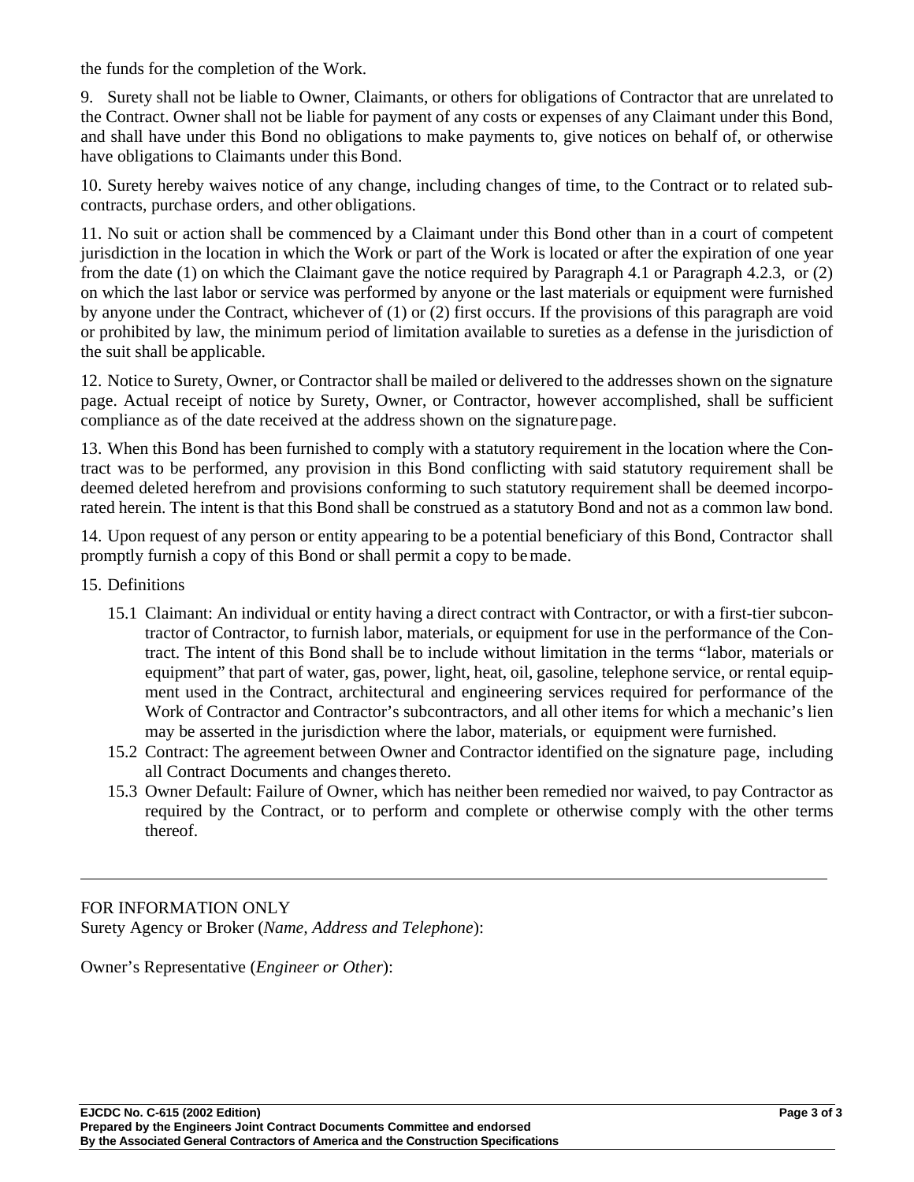the funds for the completion of the Work.

9. Surety shall not be liable to Owner, Claimants, or others for obligations of Contractor that are unrelated to the Contract. Owner shall not be liable for payment of any costs or expenses of any Claimant under this Bond, and shall have under this Bond no obligations to make payments to, give notices on behalf of, or otherwise have obligations to Claimants under this Bond.

10. Surety hereby waives notice of any change, including changes of time, to the Contract or to related subcontracts, purchase orders, and other obligations.

11. No suit or action shall be commenced by a Claimant under this Bond other than in a court of competent jurisdiction in the location in which the Work or part of the Work is located or after the expiration of one year from the date (1) on which the Claimant gave the notice required by Paragraph 4.1 or Paragraph 4.2.3, or (2) on which the last labor or service was performed by anyone or the last materials or equipment were furnished by anyone under the Contract, whichever of (1) or (2) first occurs. If the provisions of this paragraph are void or prohibited by law, the minimum period of limitation available to sureties as a defense in the jurisdiction of the suit shall be applicable.

12. Notice to Surety, Owner, or Contractor shall be mailed or delivered to the addresses shown on the signature page. Actual receipt of notice by Surety, Owner, or Contractor, however accomplished, shall be sufficient compliance as of the date received at the address shown on the signature page.

13. When this Bond has been furnished to comply with a statutory requirement in the location where the Contract was to be performed, any provision in this Bond conflicting with said statutory requirement shall be deemed deleted herefrom and provisions conforming to such statutory requirement shall be deemed incorporated herein. The intent is that this Bond shall be construed as a statutory Bond and not as a common law bond.

14. Upon request of any person or entity appearing to be a potential beneficiary of this Bond, Contractor shall promptly furnish a copy of this Bond or shall permit a copy to be made.

15. Definitions

15.1 Claimant: An individual or entity having a direct contract with Contractor, or with a first-tier subcontractor of Contractor, to furnish labor, materials, or equipment for use in the performance of the Contract. The intent of this Bond shall be to include without limitation in the terms "labor, materials or equipment" that part of water, gas, power, light, heat, oil, gasoline, telephone service, or rental equipment used in the Contract, architectural and engineering services required for performance of the Work of Contractor and Contractor's subcontractors, and all other items for which a mechanic's lien may be asserted in the jurisdiction where the labor, materials, or equipment were furnished.

15.2 Contract: The agreement between Owner and Contractor identified on the signature page, including all Contract Documents and changes thereto.

15.3 Owner Default: Failure of Owner, which has neither been remedied nor waived, to pay Contractor as required by the Contract, or to perform and complete or otherwise comply with the other terms thereof.

---

FOR INFORMATION ONLY
Surety Agency or Broker (*Name, Address and Telephone*):

Owner's Representative (*Engineer or Other*):

**EJCDC No. C-615 (2002 Edition)**
**Prepared by the Engineers Joint Contract Documents Committee and endorsed**
**By the Associated General Contractors of America and the Construction Specifications**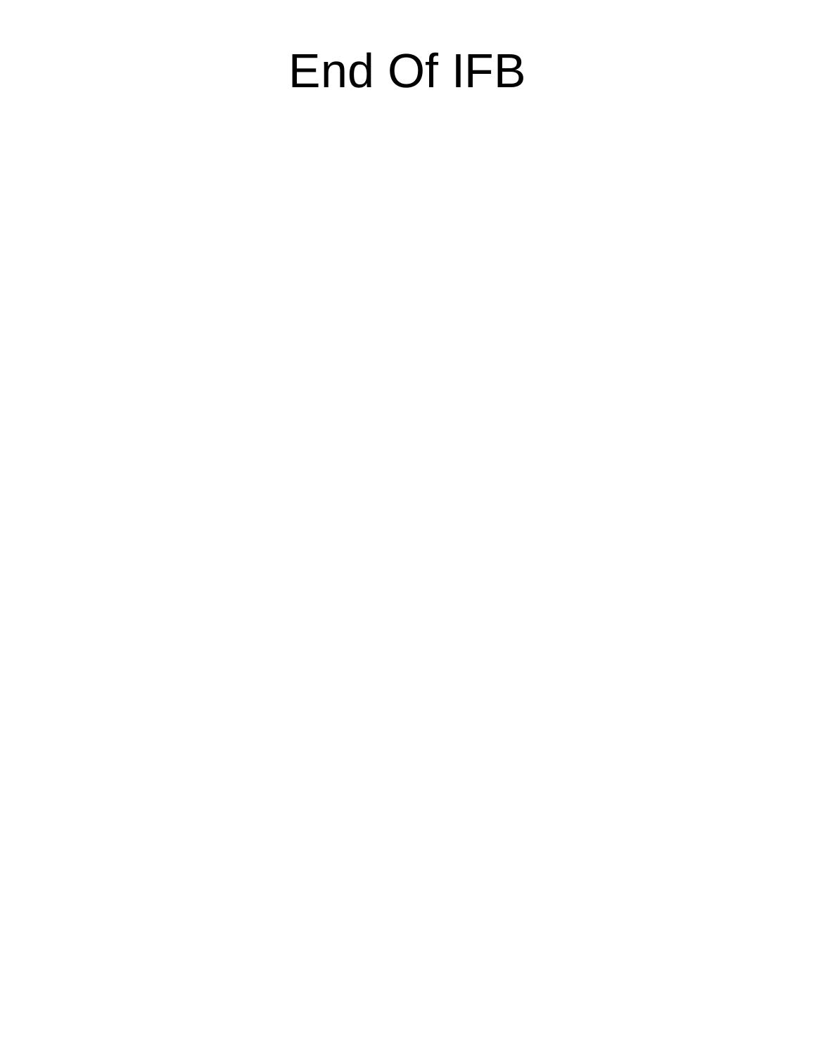# End Of IFB